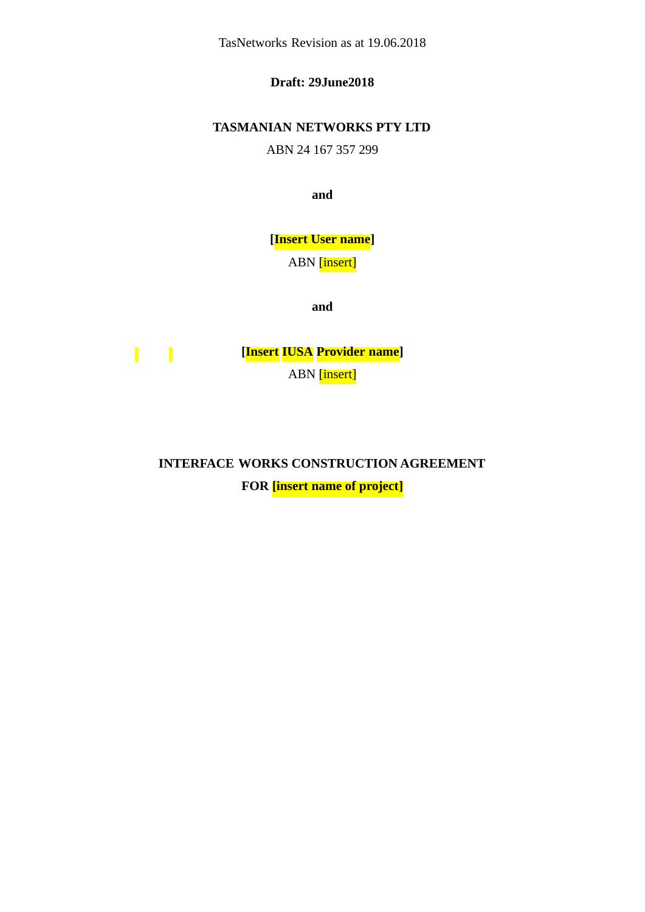TasNetworks Revision as at 19.06.2018

**Draft: 29June2018**

**TASMANIAN NETWORKS PTY LTD**

ABN 24 167 357 299

**and**

**[Insert User name]**

ABN [insert]

**and**

**[Insert IUSA Provider name]**

ABN [insert]

**INTERFACE WORKS CONSTRUCTION AGREEMENT**

**FOR [insert name of project]**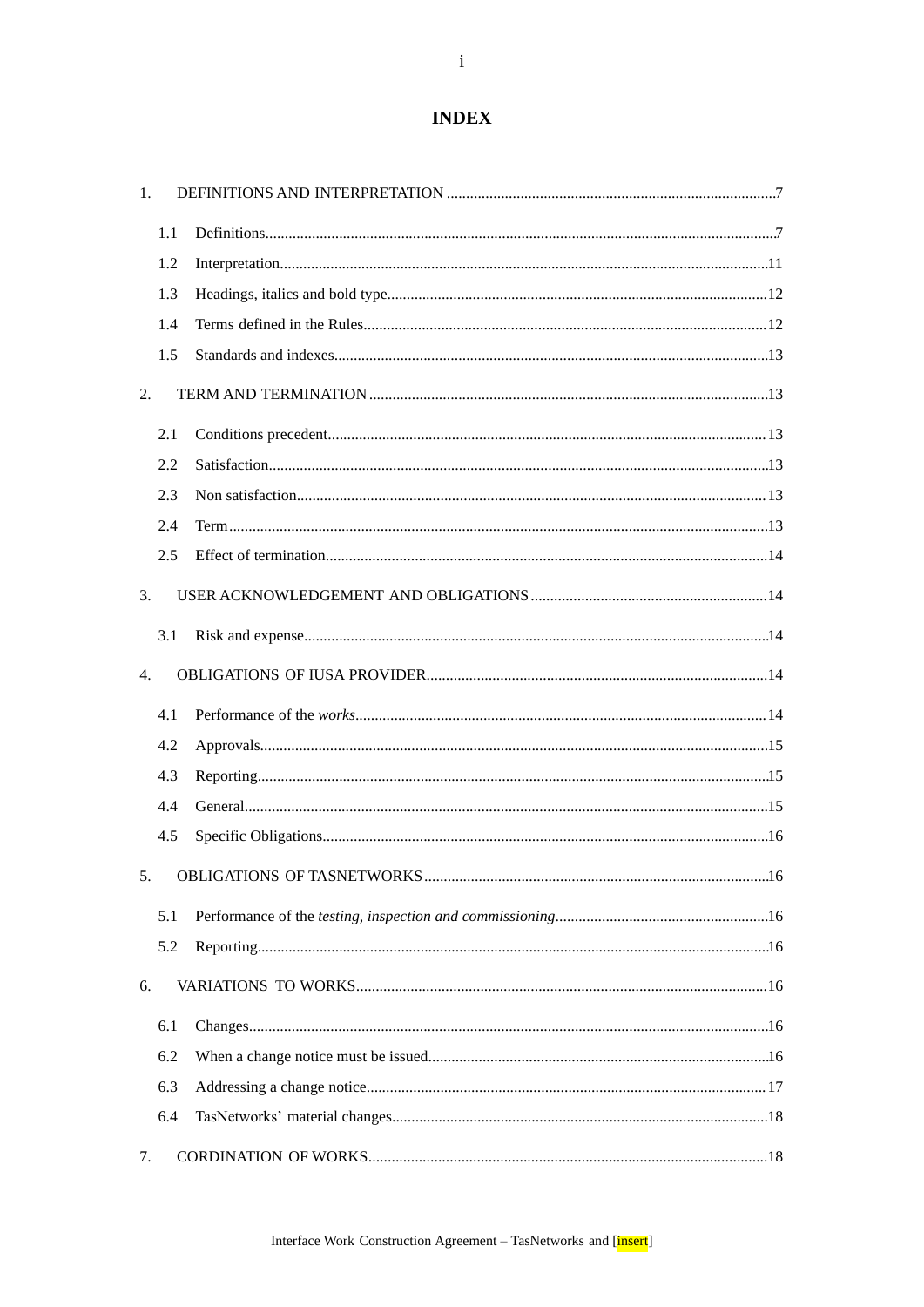# INDEX

1. DEFINITIONS AND INTERPRETATION ....................................................................................7
   - 1.1 Definitions....................................................................................................................7
   - 1.2 Interpretation...............................................................................................................11
   - 1.3 Headings, italics and bold type....................................................................................12
   - 1.4 Terms defined in the Rules..........................................................................................12
   - 1.5 Standards and indexes.................................................................................................13
2. TERM AND TERMINATION .....................................................................................................13
   - 2.1 Conditions precedent...................................................................................................13
   - 2.2 Satisfaction..................................................................................................................13
   - 2.3 Non satisfaction...........................................................................................................13
   - 2.4 Term............................................................................................................................13
   - 2.5 Effect of termination...................................................................................................14
3. USER ACKNOWLEDGEMENT AND OBLIGATIONS ............................................................14
   - 3.1 Risk and expense.........................................................................................................14
4. OBLIGATIONS OF IUSA PROVIDER.......................................................................................14
   - 4.1 Performance of the *works*............................................................................................14
   - 4.2 Approvals....................................................................................................................15
   - 4.3 Reporting.....................................................................................................................15
   - 4.4 General.........................................................................................................................15
   - 4.5 Specific Obligations.....................................................................................................16
5. OBLIGATIONS OF TASNETWORKS........................................................................................16
   - 5.1 Performance of the *testing, inspection and commissioning*.......................................................16
   - 5.2 Reporting.....................................................................................................................16
6. VARIATIONS TO WORKS.........................................................................................................16
   - 6.1 Changes.......................................................................................................................16
   - 6.2 When a change notice must be issued.........................................................................16
   - 6.3 Addressing a change notice.........................................................................................17
   - 6.4 TasNetworks' material changes...................................................................................18
7. CORDINATION OF WORKS......................................................................................................18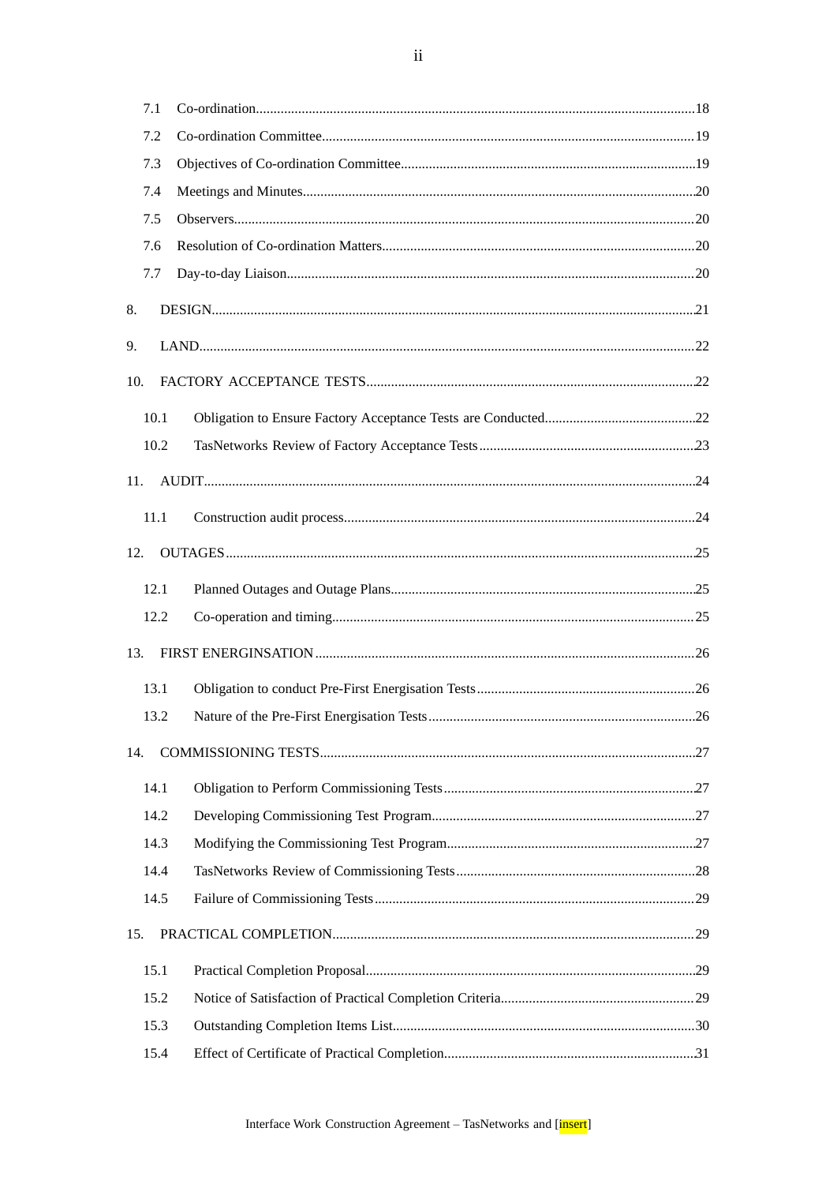7.1 Co-ordination ... 18

7.2 Co-ordination Committee ... 19

7.3 Objectives of Co-ordination Committee ... 19

7.4 Meetings and Minutes ... 20

7.5 Observers ... 20

7.6 Resolution of Co-ordination Matters ... 20

7.7 Day-to-day Liaison ... 20

8. DESIGN ... 21

9. LAND ... 22

10. FACTORY ACCEPTANCE TESTS ... 22

10.1 Obligation to Ensure Factory Acceptance Tests are Conducted ... 22

10.2 TasNetworks Review of Factory Acceptance Tests ... 23

11. AUDIT ... 24

11.1 Construction audit process ... 24

12. OUTAGES ... 25

12.1 Planned Outages and Outage Plans ... 25

12.2 Co-operation and timing ... 25

13. FIRST ENERGINSATION ... 26

13.1 Obligation to conduct Pre-First Energisation Tests ... 26

13.2 Nature of the Pre-First Energisation Tests ... 26

14. COMMISSIONING TESTS ... 27

14.1 Obligation to Perform Commissioning Tests ... 27

14.2 Developing Commissioning Test Program ... 27

14.3 Modifying the Commissioning Test Program ... 27

14.4 TasNetworks Review of Commissioning Tests ... 28

14.5 Failure of Commissioning Tests ... 29

15. PRACTICAL COMPLETION ... 29

15.1 Practical Completion Proposal ... 29

15.2 Notice of Satisfaction of Practical Completion Criteria ... 29

15.3 Outstanding Completion Items List ... 30

15.4 Effect of Certificate of Practical Completion ... 31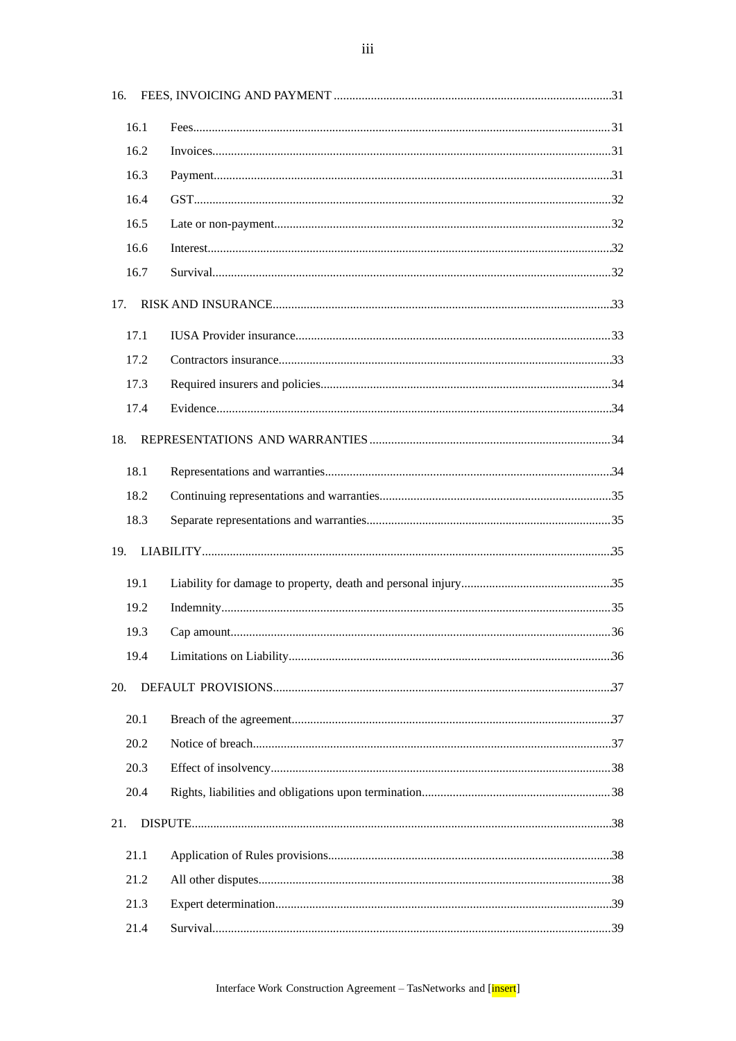16. FEES, INVOICING AND PAYMENT ........................................................................................31

16.1 Fees.......................................................................................................................................31

16.2 Invoices.................................................................................................................................31

16.3 Payment................................................................................................................................31

16.4 GST.......................................................................................................................................32

16.5 Late or non-payment.............................................................................................................32

16.6 Interest..................................................................................................................................32

16.7 Survival.................................................................................................................................32

17. RISK AND INSURANCE............................................................................................................33

17.1 IUSA Provider insurance......................................................................................................33

17.2 Contractors insurance...........................................................................................................33

17.3 Required insurers and policies..............................................................................................34

17.4 Evidence...............................................................................................................................34

18. REPRESENTATIONS AND WARRANTIES .............................................................................34

18.1 Representations and warranties............................................................................................34

18.2 Continuing representations and warranties...........................................................................35

18.3 Separate representations and warranties...............................................................................35

19. LIABILITY...................................................................................................................................35

19.1 Liability for damage to property, death and personal injury................................................35

19.2 Indemnity.............................................................................................................................35

19.3 Cap amount..........................................................................................................................36

19.4 Limitations on Liability........................................................................................................36

20. DEFAULT PROVISIONS............................................................................................................37

20.1 Breach of the agreement.......................................................................................................37

20.2 Notice of breach...................................................................................................................37

20.3 Effect of insolvency.............................................................................................................38

20.4 Rights, liabilities and obligations upon termination.............................................................38

21. DISPUTE.......................................................................................................................................38

21.1 Application of Rules provisions...........................................................................................38

21.2 All other disputes.................................................................................................................38

21.3 Expert determination............................................................................................................39

21.4 Survival.................................................................................................................................39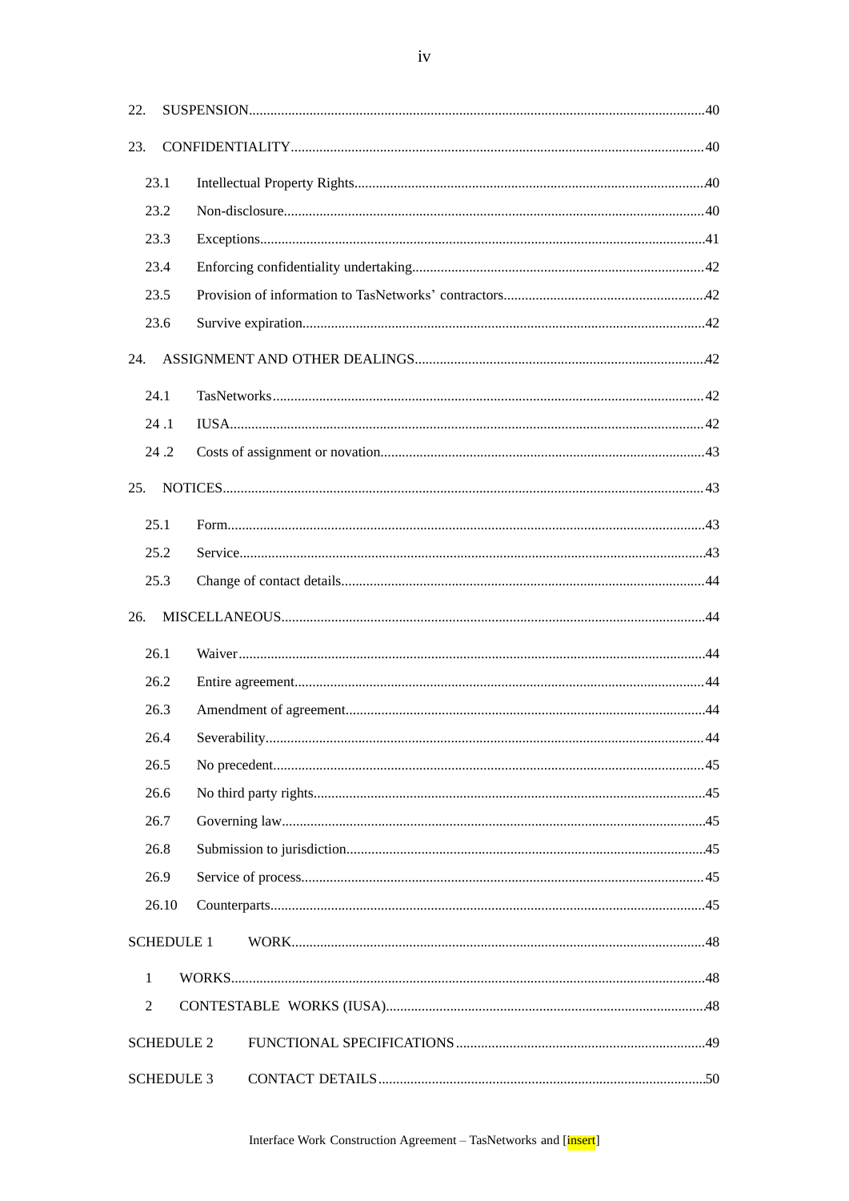22. SUSPENSION....40

23. CONFIDENTIALITY....40

- 23.1 Intellectual Property Rights....40
- 23.2 Non-disclosure....40
- 23.3 Exceptions....41
- 23.4 Enforcing confidentiality undertaking....42
- 23.5 Provision of information to TasNetworks' contractors....42
- 23.6 Survive expiration....42

24. ASSIGNMENT AND OTHER DEALINGS....42

- 24.1 TasNetworks....42
- 24 .1 IUSA....42
- 24 .2 Costs of assignment or novation....43

25. NOTICES....43

- 25.1 Form....43
- 25.2 Service....43
- 25.3 Change of contact details....44

26. MISCELLANEOUS....44

- 26.1 Waiver....44
- 26.2 Entire agreement....44
- 26.3 Amendment of agreement....44
- 26.4 Severability....44
- 26.5 No precedent....45
- 26.6 No third party rights....45
- 26.7 Governing law....45
- 26.8 Submission to jurisdiction....45
- 26.9 Service of process....45
- 26.10 Counterparts....45

SCHEDULE 1 WORK....48

- 1 WORKS....48
- 2 CONTESTABLE WORKS (IUSA)....48

SCHEDULE 2 FUNCTIONAL SPECIFICATIONS....49

SCHEDULE 3 CONTACT DETAILS....50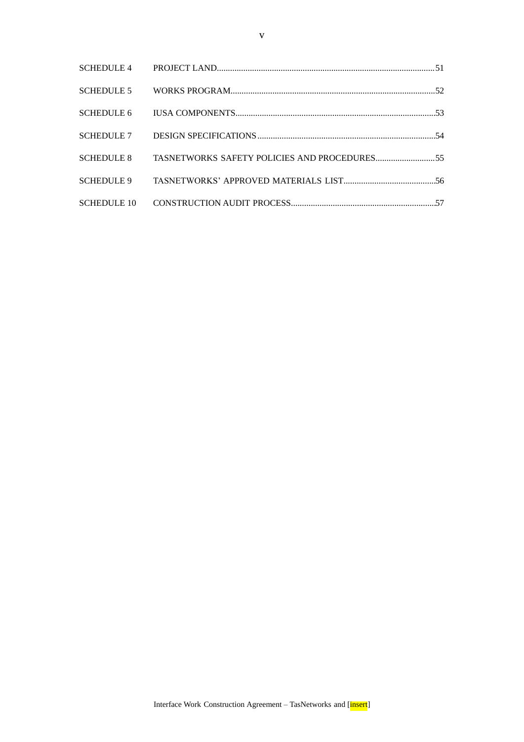| | | |
|---|---|---|
| SCHEDULE 4 | PROJECT LAND | 51 |
| SCHEDULE 5 | WORKS PROGRAM | 52 |
| SCHEDULE 6 | IUSA COMPONENTS | 53 |
| SCHEDULE 7 | DESIGN SPECIFICATIONS | 54 |
| SCHEDULE 8 | TASNETWORKS SAFETY POLICIES AND PROCEDURES | 55 |
| SCHEDULE 9 | TASNETWORKS' APPROVED MATERIALS LIST | 56 |
| SCHEDULE 10 | CONSTRUCTION AUDIT PROCESS | 57 |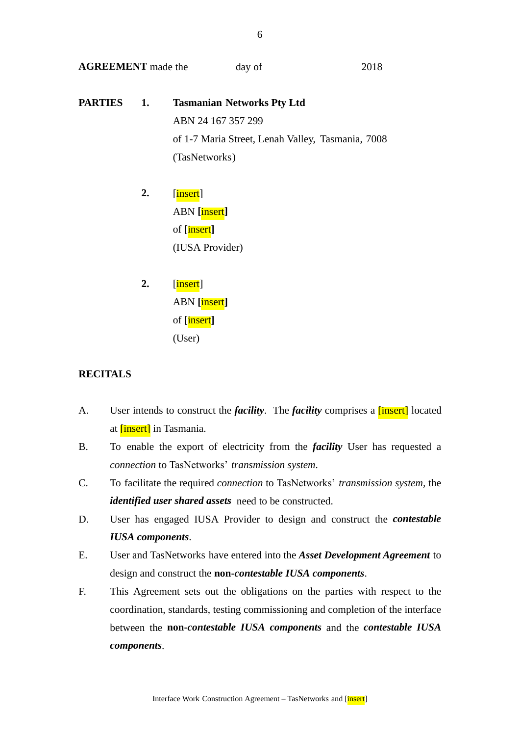**AGREEMENT** made the day of 2018

**PARTIES**

1. **Tasmanian Networks Pty Ltd**
   ABN 24 167 357 299
   of 1-7 Maria Street, Lenah Valley, Tasmania, 7008
   (TasNetworks)

2. [insert]
   ABN **[insert]**
   of **[insert]**
   (IUSA Provider)

2. [insert]
   ABN **[insert]**
   of **[insert]**
   (User)

**RECITALS**

A. User intends to construct the ***facility***. The ***facility*** comprises a [insert] located at [insert] in Tasmania.

B. To enable the export of electricity from the ***facility*** User has requested a *connection* to TasNetworks' *transmission system*.

C. To facilitate the required *connection* to TasNetworks' *transmission system*, the ***identified user shared assets*** need to be constructed.

D. User has engaged IUSA Provider to design and construct the ***contestable IUSA components***.

E. User and TasNetworks have entered into the ***Asset Development Agreement*** to design and construct the **non-*contestable IUSA components***.

F. This Agreement sets out the obligations on the parties with respect to the coordination, standards, testing commissioning and completion of the interface between the **non-*contestable IUSA components*** and the ***contestable IUSA components***.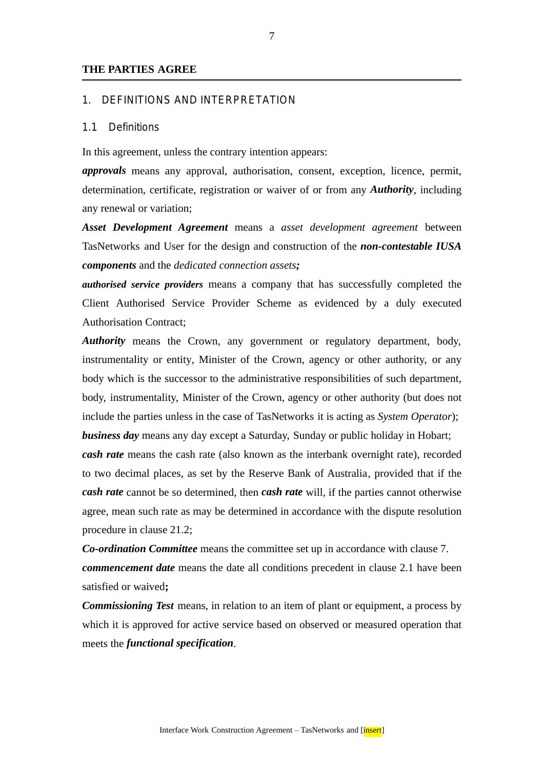**THE PARTIES AGREE**

## 1. DEFINITIONS AND INTERPRETATION

### 1.1 Definitions

In this agreement, unless the contrary intention appears:

***approvals*** means any approval, authorisation, consent, exception, licence, permit, determination, certificate, registration or waiver of or from any ***Authority***, including any renewal or variation;

***Asset Development Agreement*** means a *asset development agreement* between TasNetworks and User for the design and construction of the ***non-contestable IUSA components*** and the *dedicated connection assets**;***

***authorised service providers*** means a company that has successfully completed the Client Authorised Service Provider Scheme as evidenced by a duly executed Authorisation Contract;

***Authority*** means the Crown, any government or regulatory department, body, instrumentality or entity, Minister of the Crown, agency or other authority, or any body which is the successor to the administrative responsibilities of such department, body, instrumentality, Minister of the Crown, agency or other authority (but does not include the parties unless in the case of TasNetworks it is acting as *System Operator*);

***business day*** means any day except a Saturday, Sunday or public holiday in Hobart;

***cash rate*** means the cash rate (also known as the interbank overnight rate), recorded to two decimal places, as set by the Reserve Bank of Australia, provided that if the ***cash rate*** cannot be so determined, then ***cash rate*** will, if the parties cannot otherwise agree, mean such rate as may be determined in accordance with the dispute resolution procedure in clause 21.2;

***Co-ordination Committee*** means the committee set up in accordance with clause 7.

***commencement date*** means the date all conditions precedent in clause 2.1 have been satisfied or waived**;**

***Commissioning Test*** means, in relation to an item of plant or equipment, a process by which it is approved for active service based on observed or measured operation that meets the ***functional specification***.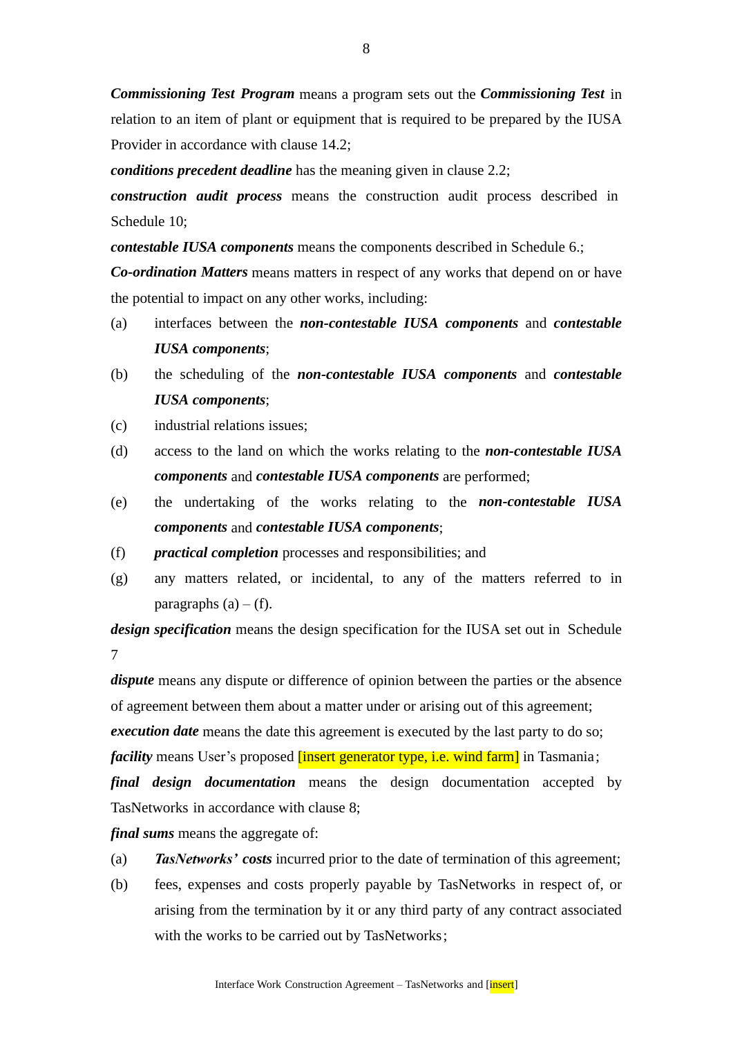***Commissioning Test Program*** means a program sets out the ***Commissioning Test*** in relation to an item of plant or equipment that is required to be prepared by the IUSA Provider in accordance with clause 14.2;

***conditions precedent deadline*** has the meaning given in clause 2.2;

***construction audit process*** means the construction audit process described in Schedule 10;

***contestable IUSA components*** means the components described in Schedule 6.;

***Co-ordination Matters*** means matters in respect of any works that depend on or have the potential to impact on any other works, including:

(a) interfaces between the ***non-contestable IUSA components*** and ***contestable IUSA components***;

(b) the scheduling of the ***non-contestable IUSA components*** and ***contestable IUSA components***;

(c) industrial relations issues;

(d) access to the land on which the works relating to the ***non-contestable IUSA components*** and ***contestable IUSA components*** are performed;

(e) the undertaking of the works relating to the ***non-contestable IUSA components*** and ***contestable IUSA components***;

(f) ***practical completion*** processes and responsibilities; and

(g) any matters related, or incidental, to any of the matters referred to in paragraphs (a) – (f).

***design specification*** means the design specification for the IUSA set out in Schedule 7

***dispute*** means any dispute or difference of opinion between the parties or the absence of agreement between them about a matter under or arising out of this agreement;

***execution date*** means the date this agreement is executed by the last party to do so;

***facility*** means User's proposed [insert generator type, i.e. wind farm] in Tasmania;

***final design documentation*** means the design documentation accepted by TasNetworks in accordance with clause 8;

***final sums*** means the aggregate of:

(a) ***TasNetworks' costs*** incurred prior to the date of termination of this agreement;

(b) fees, expenses and costs properly payable by TasNetworks in respect of, or arising from the termination by it or any third party of any contract associated with the works to be carried out by TasNetworks;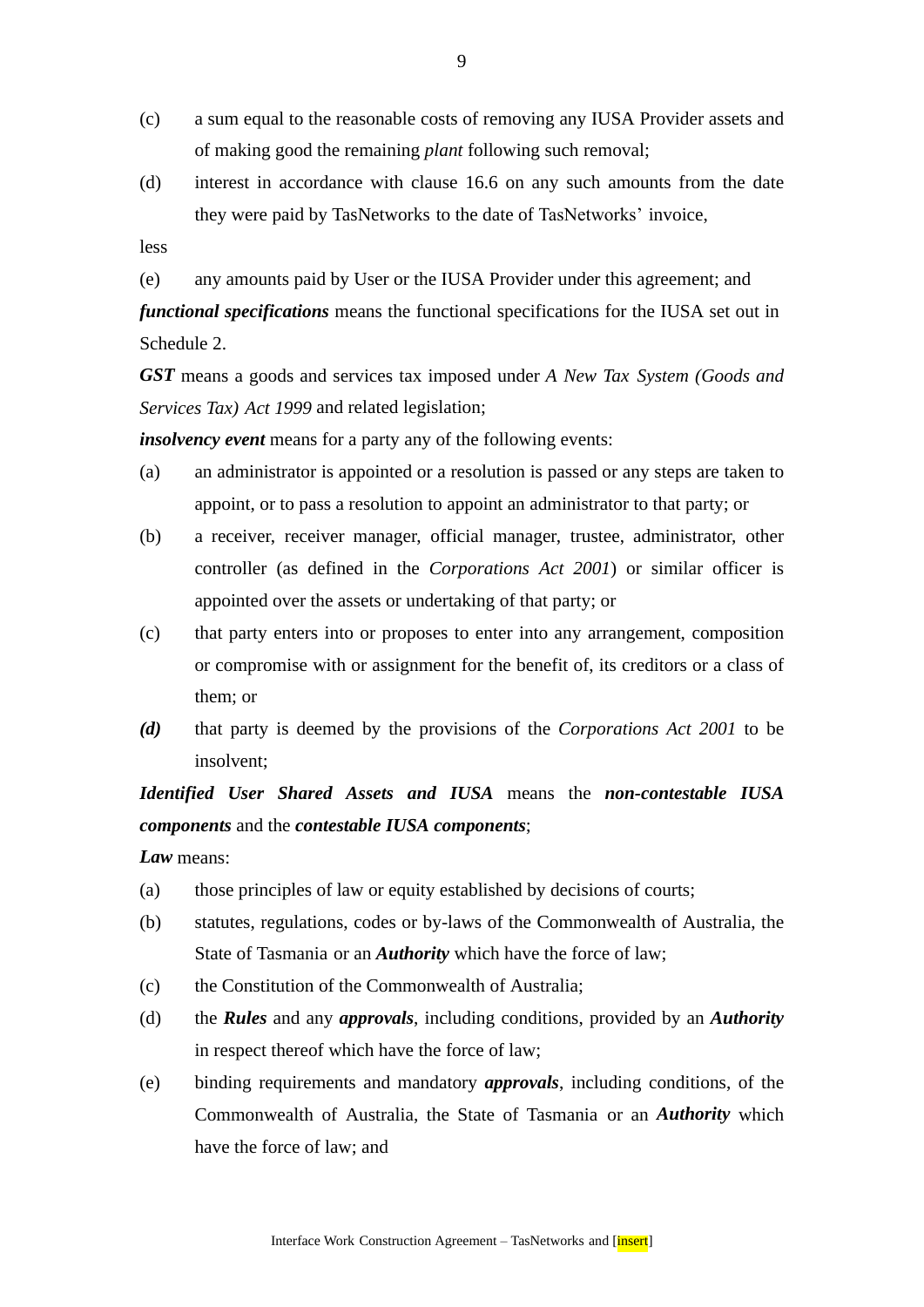(c) a sum equal to the reasonable costs of removing any IUSA Provider assets and of making good the remaining *plant* following such removal;

(d) interest in accordance with clause 16.6 on any such amounts from the date they were paid by TasNetworks to the date of TasNetworks' invoice,

less

(e) any amounts paid by User or the IUSA Provider under this agreement; and

***functional specifications*** means the functional specifications for the IUSA set out in Schedule 2.

***GST*** means a goods and services tax imposed under *A New Tax System (Goods and Services Tax) Act 1999* and related legislation;

***insolvency event*** means for a party any of the following events:

(a) an administrator is appointed or a resolution is passed or any steps are taken to appoint, or to pass a resolution to appoint an administrator to that party; or

(b) a receiver, receiver manager, official manager, trustee, administrator, other controller (as defined in the *Corporations Act 2001*) or similar officer is appointed over the assets or undertaking of that party; or

(c) that party enters into or proposes to enter into any arrangement, composition or compromise with or assignment for the benefit of, its creditors or a class of them; or

***(d)*** that party is deemed by the provisions of the *Corporations Act 2001* to be insolvent;

***Identified User Shared Assets and IUSA*** means the ***non-contestable IUSA components*** and the ***contestable IUSA components***;

***Law*** means:

(a) those principles of law or equity established by decisions of courts;

(b) statutes, regulations, codes or by-laws of the Commonwealth of Australia, the State of Tasmania or an ***Authority*** which have the force of law;

(c) the Constitution of the Commonwealth of Australia;

(d) the ***Rules*** and any ***approvals***, including conditions, provided by an ***Authority*** in respect thereof which have the force of law;

(e) binding requirements and mandatory ***approvals***, including conditions, of the Commonwealth of Australia, the State of Tasmania or an ***Authority*** which have the force of law; and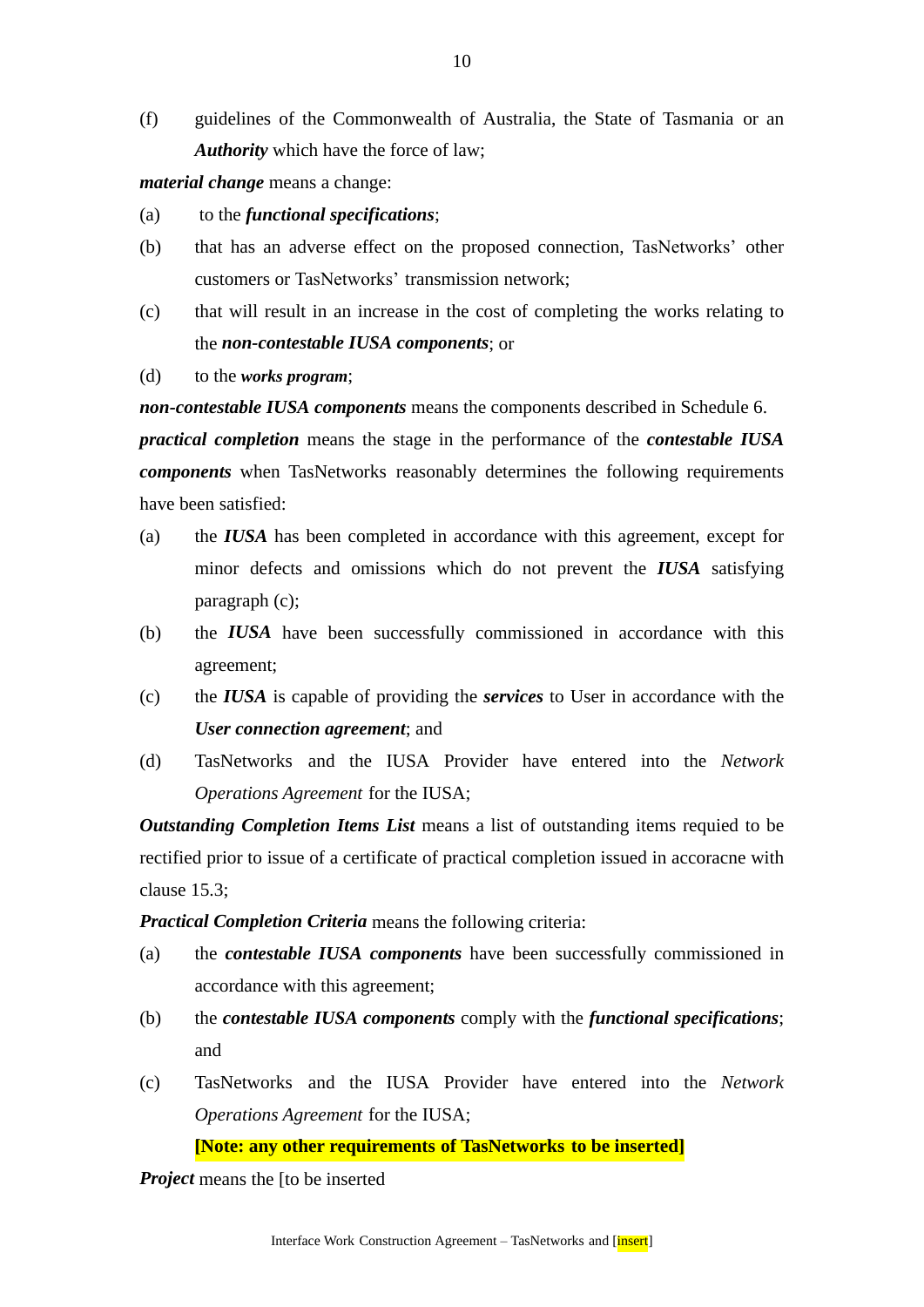(f) guidelines of the Commonwealth of Australia, the State of Tasmania or an ***Authority*** which have the force of law;

***material change*** means a change:

(a) to the ***functional specifications***;

(b) that has an adverse effect on the proposed connection, TasNetworks' other customers or TasNetworks' transmission network;

(c) that will result in an increase in the cost of completing the works relating to the ***non-contestable IUSA components***; or

(d) to the ***works program***;

***non-contestable IUSA components*** means the components described in Schedule 6.

***practical completion*** means the stage in the performance of the ***contestable IUSA components*** when TasNetworks reasonably determines the following requirements have been satisfied:

(a) the ***IUSA*** has been completed in accordance with this agreement, except for minor defects and omissions which do not prevent the ***IUSA*** satisfying paragraph (c);

(b) the ***IUSA*** have been successfully commissioned in accordance with this agreement;

(c) the ***IUSA*** is capable of providing the ***services*** to User in accordance with the ***User connection agreement***; and

(d) TasNetworks and the IUSA Provider have entered into the *Network Operations Agreement* for the IUSA;

***Outstanding Completion Items List*** means a list of outstanding items requied to be rectified prior to issue of a certificate of practical completion issued in accoracne with clause 15.3;

***Practical Completion Criteria*** means the following criteria:

(a) the ***contestable IUSA components*** have been successfully commissioned in accordance with this agreement;

(b) the ***contestable IUSA components*** comply with the ***functional specifications***; and

(c) TasNetworks and the IUSA Provider have entered into the *Network Operations Agreement* for the IUSA;

**[Note: any other requirements of TasNetworks to be inserted]**

***Project*** means the [to be inserted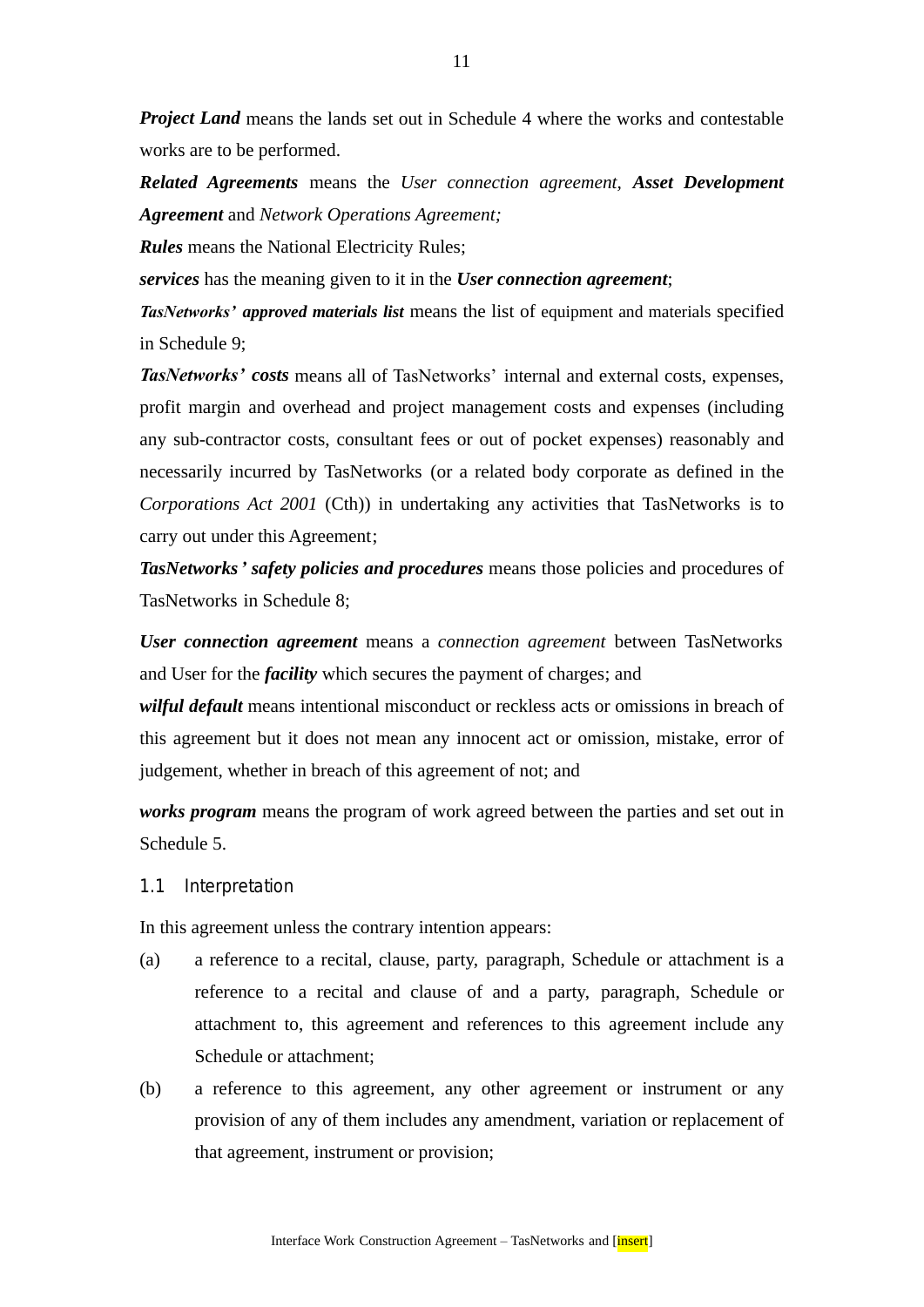***Project Land*** means the lands set out in Schedule 4 where the works and contestable works are to be performed.

***Related Agreements*** means the *User connection agreement,* ***Asset Development Agreement*** and *Network Operations Agreement;*

***Rules*** means the National Electricity Rules;

***services*** has the meaning given to it in the ***User connection agreement***;

***TasNetworks' approved materials list*** means the list of equipment and materials specified in Schedule 9;

***TasNetworks' costs*** means all of TasNetworks' internal and external costs, expenses, profit margin and overhead and project management costs and expenses (including any sub-contractor costs, consultant fees or out of pocket expenses) reasonably and necessarily incurred by TasNetworks (or a related body corporate as defined in the *Corporations Act 2001* (Cth)) in undertaking any activities that TasNetworks is to carry out under this Agreement;

***TasNetworks' safety policies and procedures*** means those policies and procedures of TasNetworks in Schedule 8;

***User connection agreement*** means a *connection agreement* between TasNetworks and User for the ***facility*** which secures the payment of charges; and

***wilful default*** means intentional misconduct or reckless acts or omissions in breach of this agreement but it does not mean any innocent act or omission, mistake, error of judgement, whether in breach of this agreement of not; and

***works program*** means the program of work agreed between the parties and set out in Schedule 5.

## 1.1 Interpretation

In this agreement unless the contrary intention appears:

(a) a reference to a recital, clause, party, paragraph, Schedule or attachment is a reference to a recital and clause of and a party, paragraph, Schedule or attachment to, this agreement and references to this agreement include any Schedule or attachment;

(b) a reference to this agreement, any other agreement or instrument or any provision of any of them includes any amendment, variation or replacement of that agreement, instrument or provision;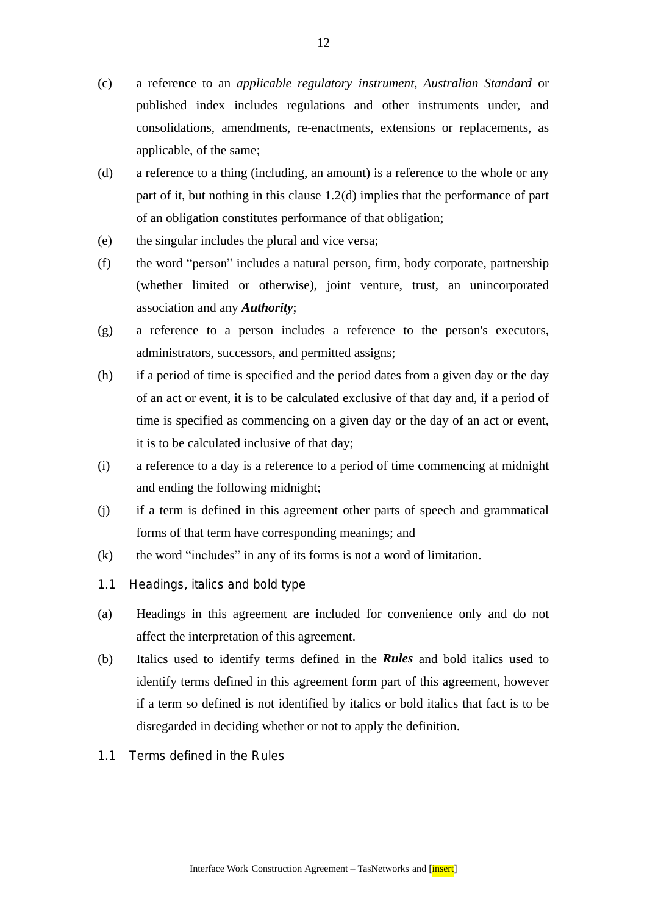(c) a reference to an *applicable regulatory instrument*, *Australian Standard* or published index includes regulations and other instruments under, and consolidations, amendments, re-enactments, extensions or replacements, as applicable, of the same;

(d) a reference to a thing (including, an amount) is a reference to the whole or any part of it, but nothing in this clause 1.2(d) implies that the performance of part of an obligation constitutes performance of that obligation;

(e) the singular includes the plural and vice versa;

(f) the word "person" includes a natural person, firm, body corporate, partnership (whether limited or otherwise), joint venture, trust, an unincorporated association and any ***Authority***;

(g) a reference to a person includes a reference to the person's executors, administrators, successors, and permitted assigns;

(h) if a period of time is specified and the period dates from a given day or the day of an act or event, it is to be calculated exclusive of that day and, if a period of time is specified as commencing on a given day or the day of an act or event, it is to be calculated inclusive of that day;

(i) a reference to a day is a reference to a period of time commencing at midnight and ending the following midnight;

(j) if a term is defined in this agreement other parts of speech and grammatical forms of that term have corresponding meanings; and

(k) the word "includes" in any of its forms is not a word of limitation.

### 1.1 Headings, italics and bold type

(a) Headings in this agreement are included for convenience only and do not affect the interpretation of this agreement.

(b) Italics used to identify terms defined in the ***Rules*** and bold italics used to identify terms defined in this agreement form part of this agreement, however if a term so defined is not identified by italics or bold italics that fact is to be disregarded in deciding whether or not to apply the definition.

### 1.1 Terms defined in the Rules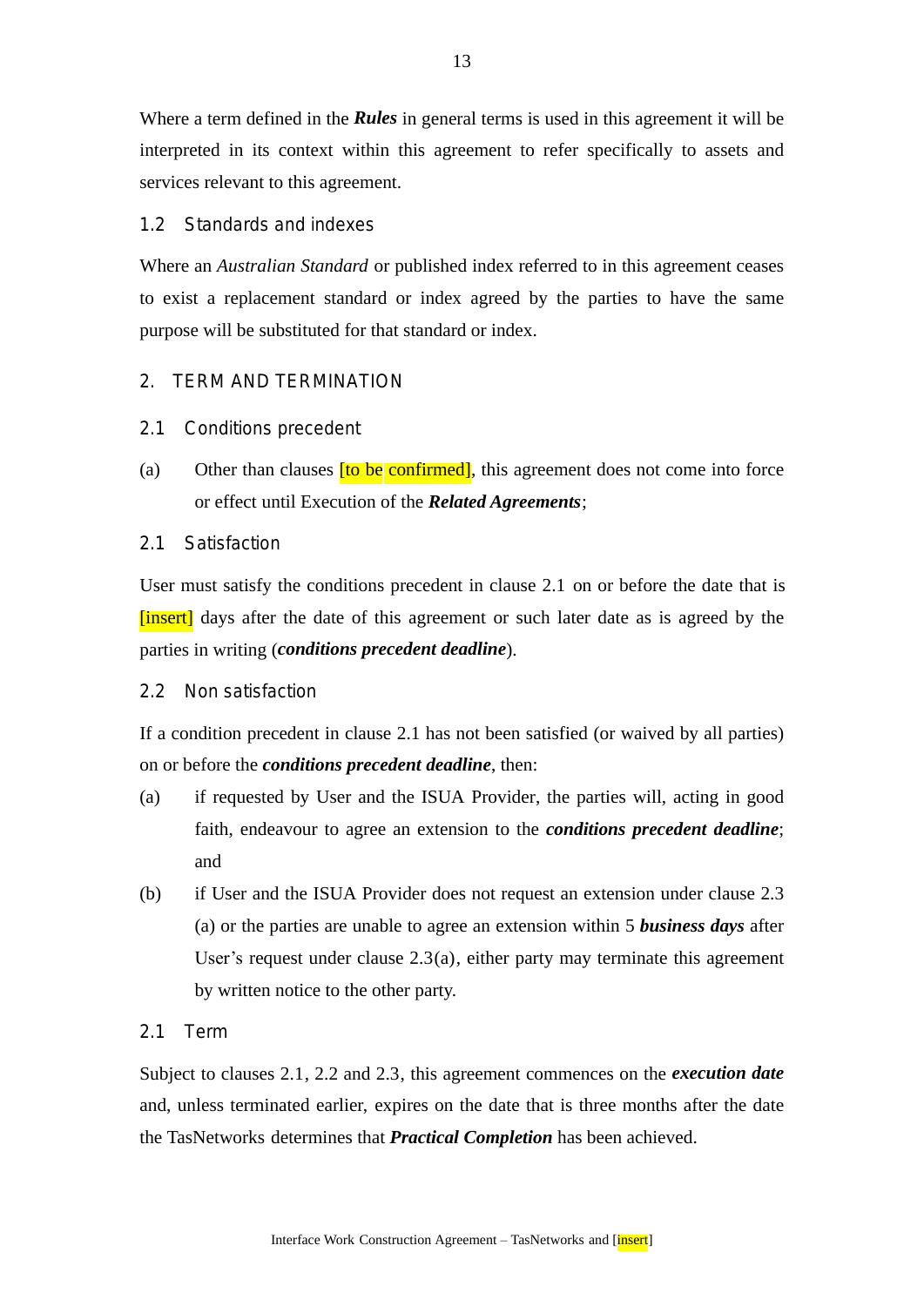Where a term defined in the ***Rules*** in general terms is used in this agreement it will be interpreted in its context within this agreement to refer specifically to assets and services relevant to this agreement.

### 1.2 Standards and indexes

Where an *Australian Standard* or published index referred to in this agreement ceases to exist a replacement standard or index agreed by the parties to have the same purpose will be substituted for that standard or index.

## 2. TERM AND TERMINATION

### 2.1 Conditions precedent

(a) Other than clauses [to be confirmed], this agreement does not come into force or effect until Execution of the ***Related Agreements***;

### 2.1 Satisfaction

User must satisfy the conditions precedent in clause 2.1 on or before the date that is [insert] days after the date of this agreement or such later date as is agreed by the parties in writing (***conditions precedent deadline***).

### 2.2 Non satisfaction

If a condition precedent in clause 2.1 has not been satisfied (or waived by all parties) on or before the ***conditions precedent deadline***, then:

(a) if requested by User and the ISUA Provider, the parties will, acting in good faith, endeavour to agree an extension to the ***conditions precedent deadline***; and

(b) if User and the ISUA Provider does not request an extension under clause 2.3 (a) or the parties are unable to agree an extension within 5 ***business days*** after User's request under clause 2.3(a), either party may terminate this agreement by written notice to the other party.

### 2.1 Term

Subject to clauses 2.1, 2.2 and 2.3, this agreement commences on the ***execution date*** and, unless terminated earlier, expires on the date that is three months after the date the TasNetworks determines that ***Practical Completion*** has been achieved.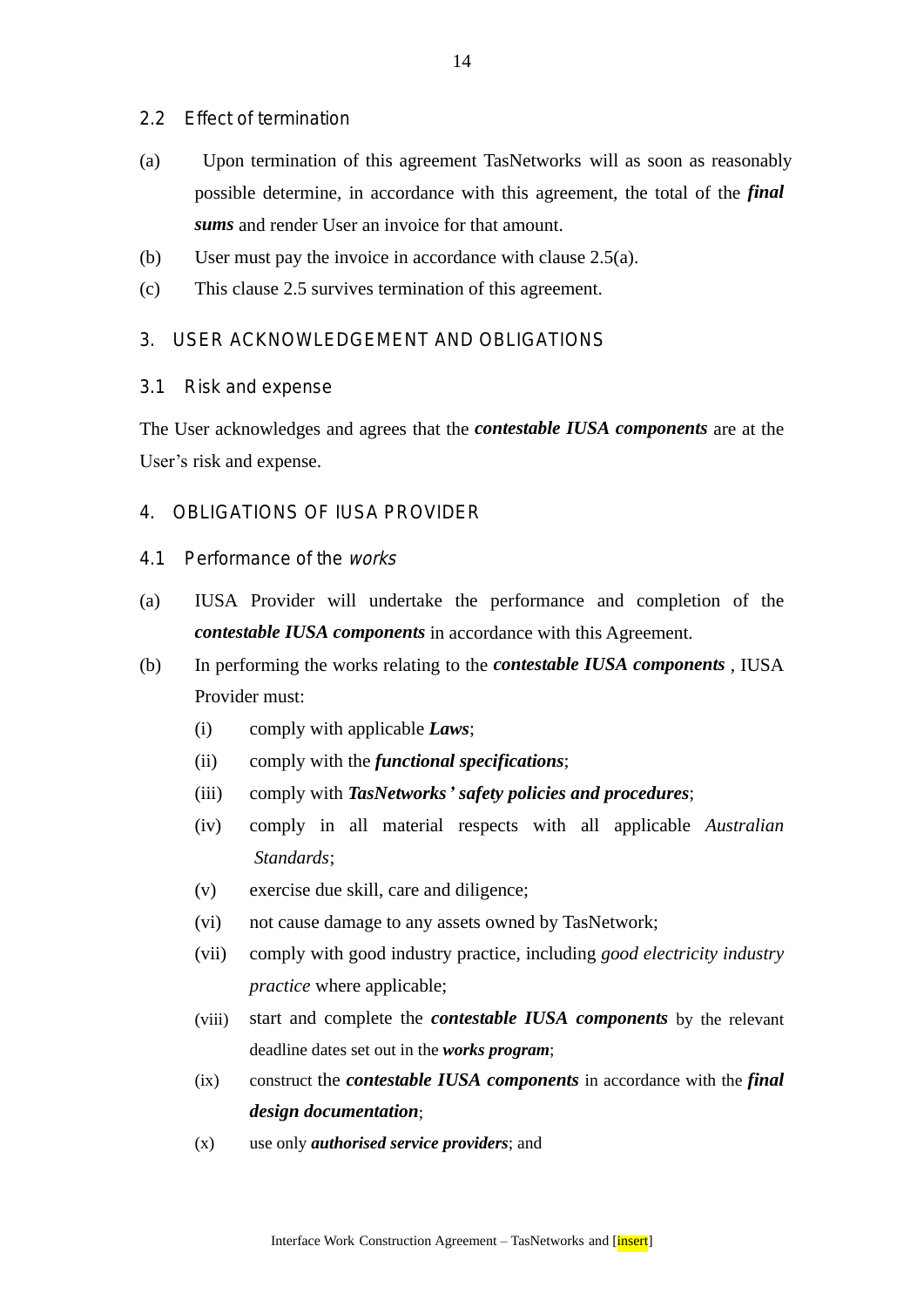### 2.2 Effect of termination

(a) Upon termination of this agreement TasNetworks will as soon as reasonably possible determine, in accordance with this agreement, the total of the ***final sums*** and render User an invoice for that amount.

(b) User must pay the invoice in accordance with clause 2.5(a).

(c) This clause 2.5 survives termination of this agreement.

## 3. USER ACKNOWLEDGEMENT AND OBLIGATIONS

### 3.1 Risk and expense

The User acknowledges and agrees that the ***contestable IUSA components*** are at the User's risk and expense.

## 4. OBLIGATIONS OF IUSA PROVIDER

### 4.1 Performance of the *works*

(a) IUSA Provider will undertake the performance and completion of the ***contestable IUSA components*** in accordance with this Agreement.

(b) In performing the works relating to the ***contestable IUSA components*** , IUSA Provider must:

(i) comply with applicable ***Laws***;

(ii) comply with the ***functional specifications***;

(iii) comply with ***TasNetworks' safety policies and procedures***;

(iv) comply in all material respects with all applicable *Australian Standards*;

(v) exercise due skill, care and diligence;

(vi) not cause damage to any assets owned by TasNetwork;

(vii) comply with good industry practice, including *good electricity industry practice* where applicable;

(viii) start and complete the ***contestable IUSA components*** by the relevant deadline dates set out in the ***works program***;

(ix) construct the ***contestable IUSA components*** in accordance with the ***final design documentation***;

(x) use only ***authorised service providers***; and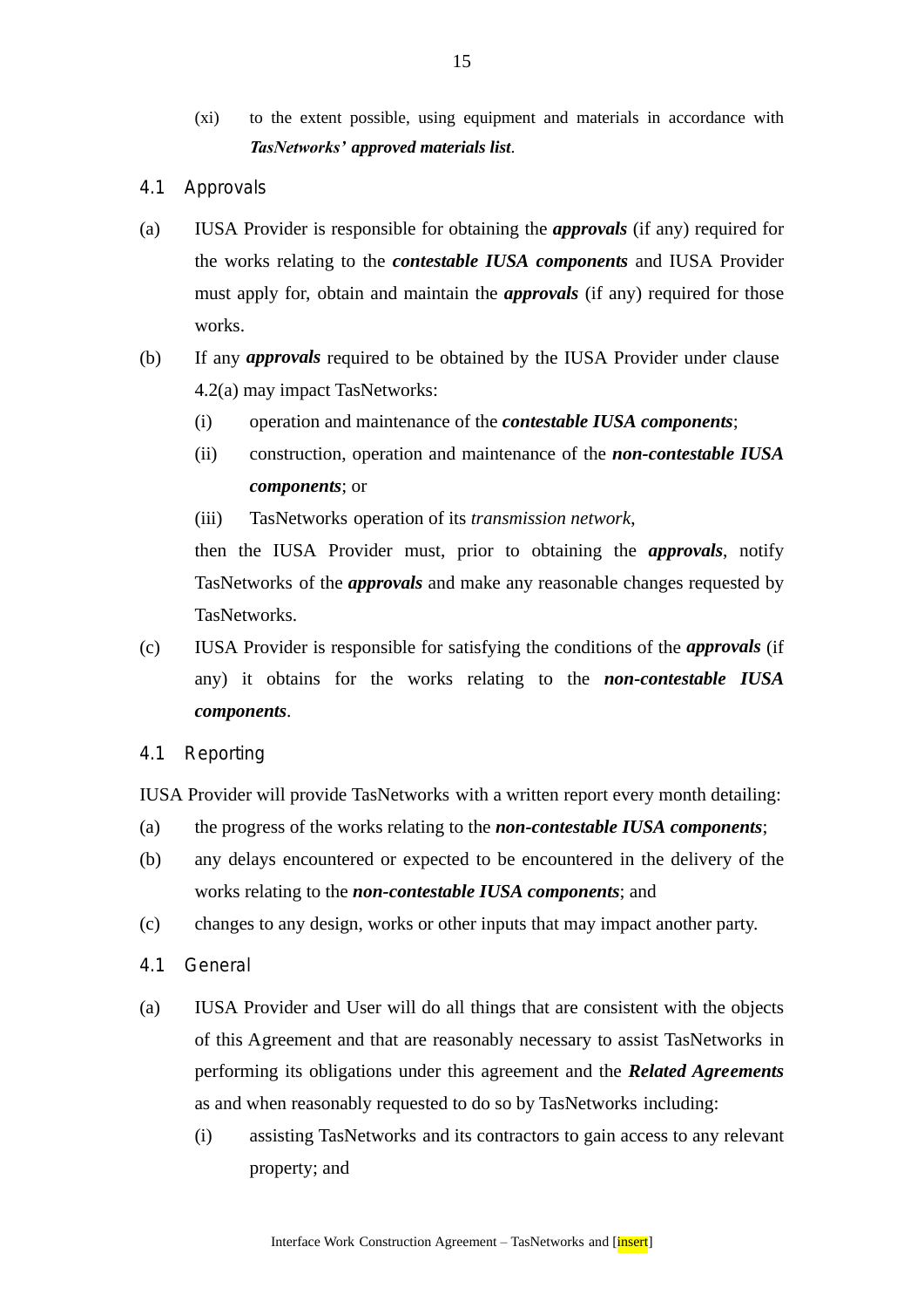(xi) to the extent possible, using equipment and materials in accordance with ***TasNetworks' approved materials list***.

## 4.1 Approvals

(a) IUSA Provider is responsible for obtaining the ***approvals*** (if any) required for the works relating to the ***contestable IUSA components*** and IUSA Provider must apply for, obtain and maintain the ***approvals*** (if any) required for those works.

(b) If any ***approvals*** required to be obtained by the IUSA Provider under clause 4.2(a) may impact TasNetworks:

(i) operation and maintenance of the ***contestable IUSA components***;

(ii) construction, operation and maintenance of the ***non-contestable IUSA components***; or

(iii) TasNetworks operation of its *transmission network*,

then the IUSA Provider must, prior to obtaining the ***approvals***, notify TasNetworks of the ***approvals*** and make any reasonable changes requested by TasNetworks.

(c) IUSA Provider is responsible for satisfying the conditions of the ***approvals*** (if any) it obtains for the works relating to the ***non-contestable IUSA components***.

## 4.1 Reporting

IUSA Provider will provide TasNetworks with a written report every month detailing:

(a) the progress of the works relating to the ***non-contestable IUSA components***;

(b) any delays encountered or expected to be encountered in the delivery of the works relating to the ***non-contestable IUSA components***; and

(c) changes to any design, works or other inputs that may impact another party.

## 4.1 General

(a) IUSA Provider and User will do all things that are consistent with the objects of this Agreement and that are reasonably necessary to assist TasNetworks in performing its obligations under this agreement and the ***Related Agreements*** as and when reasonably requested to do so by TasNetworks including:

(i) assisting TasNetworks and its contractors to gain access to any relevant property; and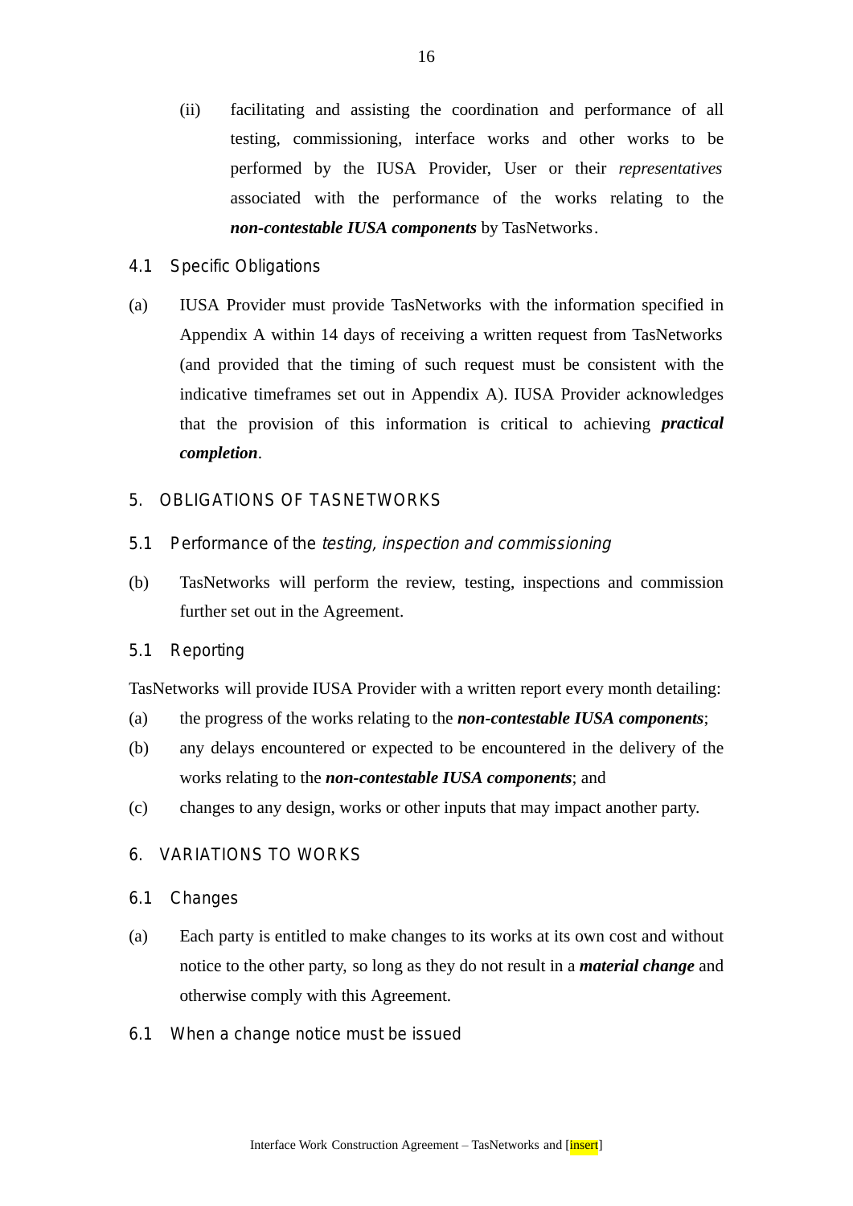(ii) facilitating and assisting the coordination and performance of all testing, commissioning, interface works and other works to be performed by the IUSA Provider, User or their *representatives* associated with the performance of the works relating to the ***non-contestable IUSA components*** by TasNetworks.

### 4.1 Specific Obligations

(a) IUSA Provider must provide TasNetworks with the information specified in Appendix A within 14 days of receiving a written request from TasNetworks (and provided that the timing of such request must be consistent with the indicative timeframes set out in Appendix A). IUSA Provider acknowledges that the provision of this information is critical to achieving ***practical completion***.

## 5. OBLIGATIONS OF TASNETWORKS

### 5.1 Performance of the *testing, inspection and commissioning*

(b) TasNetworks will perform the review, testing, inspections and commission further set out in the Agreement.

### 5.1 Reporting

TasNetworks will provide IUSA Provider with a written report every month detailing:

(a) the progress of the works relating to the ***non-contestable IUSA components***;

(b) any delays encountered or expected to be encountered in the delivery of the works relating to the ***non-contestable IUSA components***; and

(c) changes to any design, works or other inputs that may impact another party.

## 6. VARIATIONS TO WORKS

### 6.1 Changes

(a) Each party is entitled to make changes to its works at its own cost and without notice to the other party, so long as they do not result in a ***material change*** and otherwise comply with this Agreement.

### 6.1 When a change notice must be issued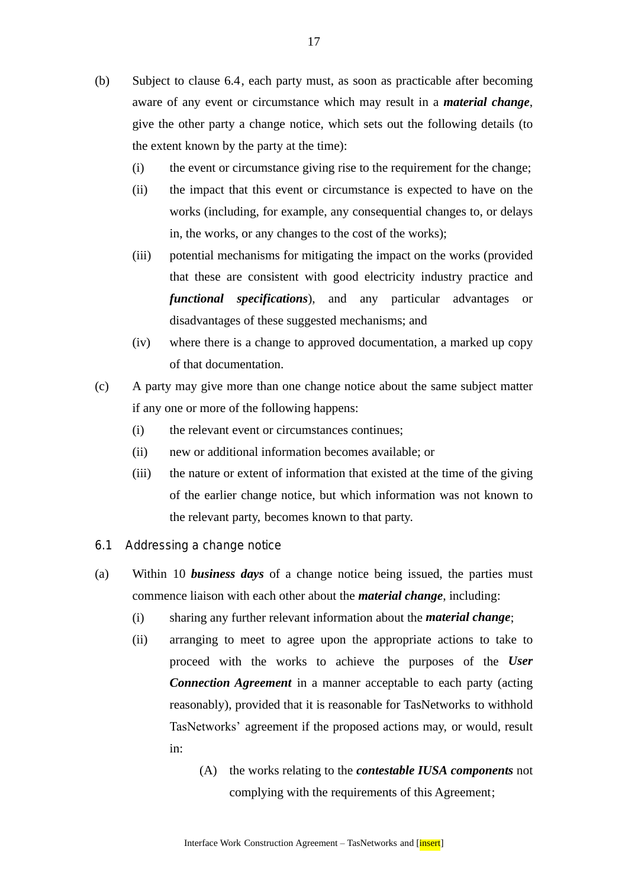(b) Subject to clause 6.4, each party must, as soon as practicable after becoming aware of any event or circumstance which may result in a ***material change***, give the other party a change notice, which sets out the following details (to the extent known by the party at the time):

  (i) the event or circumstance giving rise to the requirement for the change;

  (ii) the impact that this event or circumstance is expected to have on the works (including, for example, any consequential changes to, or delays in, the works, or any changes to the cost of the works);

  (iii) potential mechanisms for mitigating the impact on the works (provided that these are consistent with good electricity industry practice and ***functional specifications***), and any particular advantages or disadvantages of these suggested mechanisms; and

  (iv) where there is a change to approved documentation, a marked up copy of that documentation.

(c) A party may give more than one change notice about the same subject matter if any one or more of the following happens:

  (i) the relevant event or circumstances continues;

  (ii) new or additional information becomes available; or

  (iii) the nature or extent of information that existed at the time of the giving of the earlier change notice, but which information was not known to the relevant party, becomes known to that party.

## 6.1 Addressing a change notice

(a) Within 10 ***business days*** of a change notice being issued, the parties must commence liaison with each other about the ***material change***, including:

  (i) sharing any further relevant information about the ***material change***;

  (ii) arranging to meet to agree upon the appropriate actions to take to proceed with the works to achieve the purposes of the ***User Connection Agreement*** in a manner acceptable to each party (acting reasonably), provided that it is reasonable for TasNetworks to withhold TasNetworks' agreement if the proposed actions may, or would, result in:

    (A) the works relating to the ***contestable IUSA components*** not complying with the requirements of this Agreement;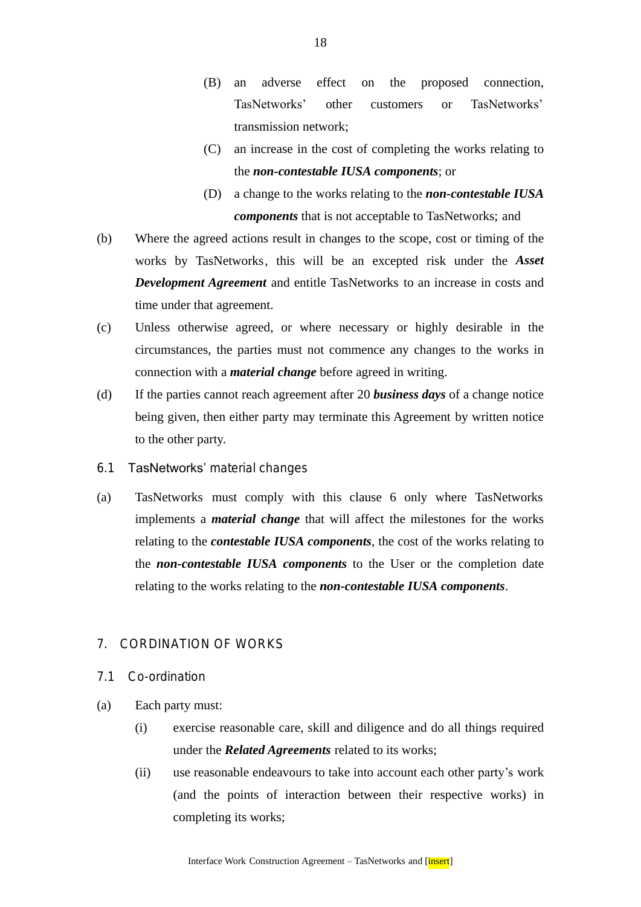(B) an adverse effect on the proposed connection, TasNetworks' other customers or TasNetworks' transmission network;

(C) an increase in the cost of completing the works relating to the ***non-contestable IUSA components***; or

(D) a change to the works relating to the ***non-contestable IUSA components*** that is not acceptable to TasNetworks; and

(b) Where the agreed actions result in changes to the scope, cost or timing of the works by TasNetworks, this will be an excepted risk under the ***Asset Development Agreement*** and entitle TasNetworks to an increase in costs and time under that agreement.

(c) Unless otherwise agreed, or where necessary or highly desirable in the circumstances, the parties must not commence any changes to the works in connection with a ***material change*** before agreed in writing.

(d) If the parties cannot reach agreement after 20 ***business days*** of a change notice being given, then either party may terminate this Agreement by written notice to the other party.

### 6.1 TasNetworks' material changes

(a) TasNetworks must comply with this clause 6 only where TasNetworks implements a ***material change*** that will affect the milestones for the works relating to the ***contestable IUSA components***, the cost of the works relating to the ***non-contestable IUSA components*** to the User or the completion date relating to the works relating to the ***non-contestable IUSA components***.

## 7. CORDINATION OF WORKS

### 7.1 Co-ordination

(a) Each party must:

(i) exercise reasonable care, skill and diligence and do all things required under the ***Related Agreements*** related to its works;

(ii) use reasonable endeavours to take into account each other party's work (and the points of interaction between their respective works) in completing its works;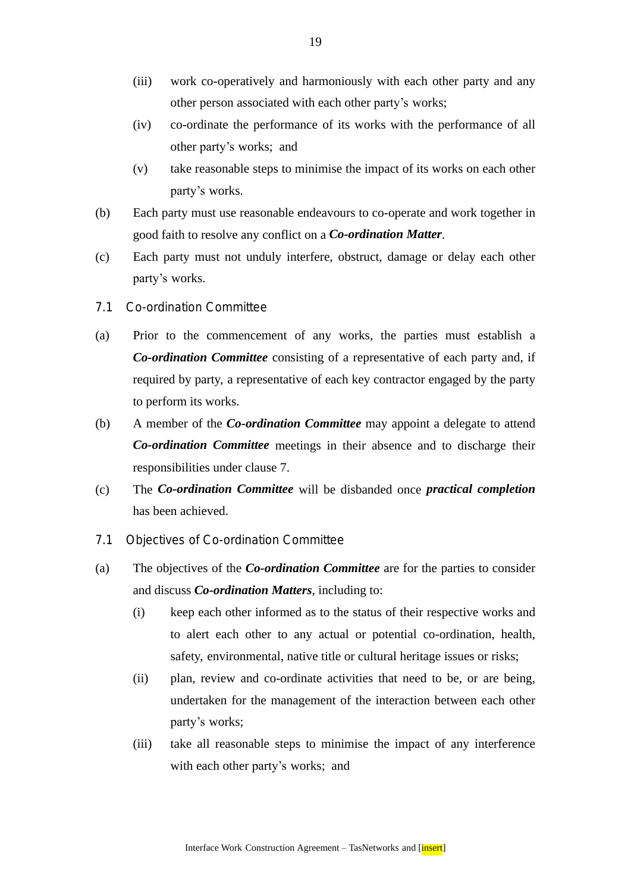(iii) work co-operatively and harmoniously with each other party and any other person associated with each other party's works;

(iv) co-ordinate the performance of its works with the performance of all other party's works; and

(v) take reasonable steps to minimise the impact of its works on each other party's works.

(b) Each party must use reasonable endeavours to co-operate and work together in good faith to resolve any conflict on a ***Co-ordination Matter***.

(c) Each party must not unduly interfere, obstruct, damage or delay each other party's works.

### 7.1 Co-ordination Committee

(a) Prior to the commencement of any works, the parties must establish a ***Co-ordination Committee*** consisting of a representative of each party and, if required by party, a representative of each key contractor engaged by the party to perform its works.

(b) A member of the ***Co-ordination Committee*** may appoint a delegate to attend ***Co-ordination Committee*** meetings in their absence and to discharge their responsibilities under clause 7.

(c) The ***Co-ordination Committee*** will be disbanded once ***practical completion*** has been achieved.

### 7.1 Objectives of Co-ordination Committee

(a) The objectives of the ***Co-ordination Committee*** are for the parties to consider and discuss ***Co-ordination Matters***, including to:

(i) keep each other informed as to the status of their respective works and to alert each other to any actual or potential co-ordination, health, safety, environmental, native title or cultural heritage issues or risks;

(ii) plan, review and co-ordinate activities that need to be, or are being, undertaken for the management of the interaction between each other party's works;

(iii) take all reasonable steps to minimise the impact of any interference with each other party's works; and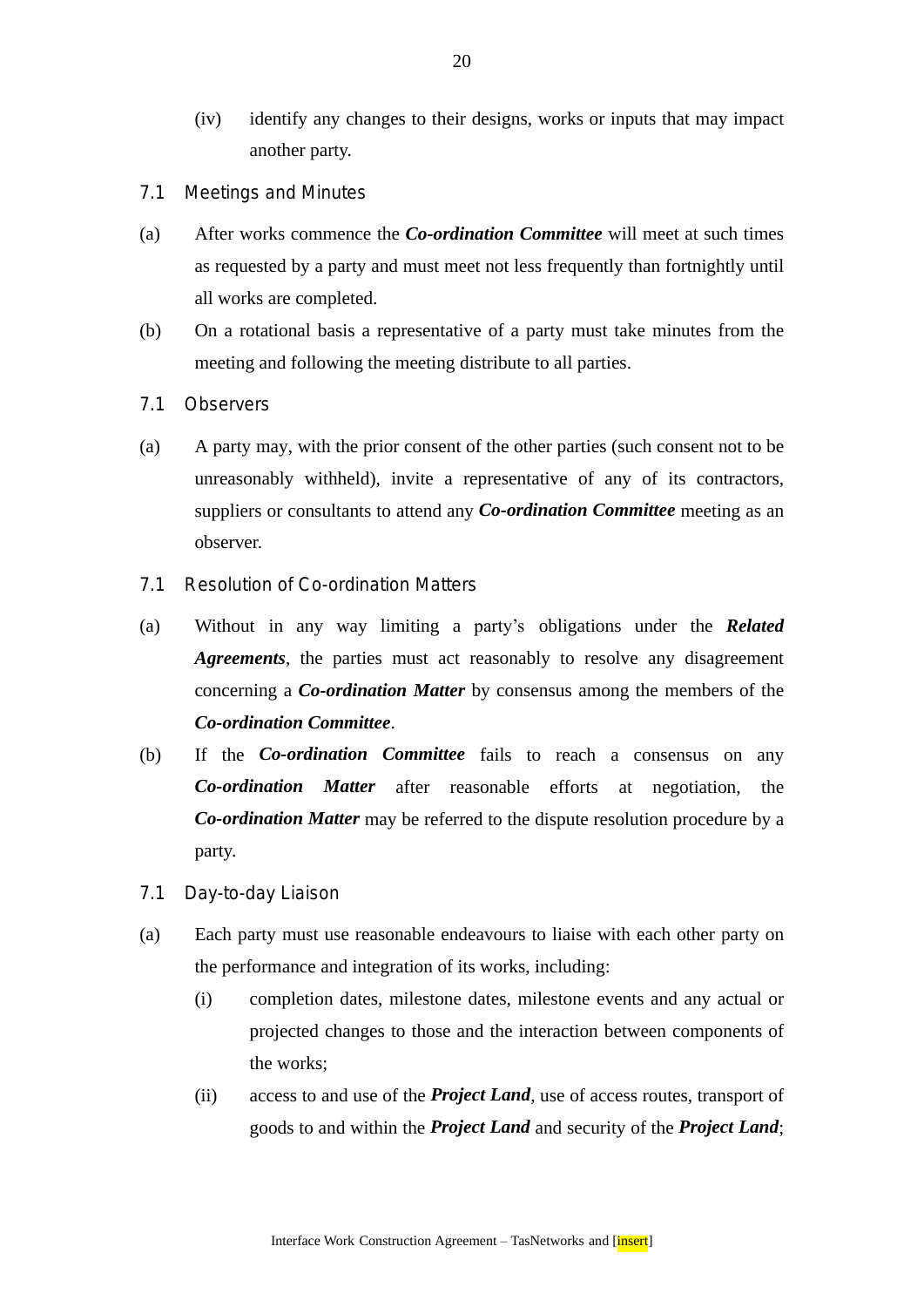(iv) identify any changes to their designs, works or inputs that may impact another party.

### 7.1 Meetings and Minutes

(a) After works commence the ***Co-ordination Committee*** will meet at such times as requested by a party and must meet not less frequently than fortnightly until all works are completed.

(b) On a rotational basis a representative of a party must take minutes from the meeting and following the meeting distribute to all parties.

### 7.1 Observers

(a) A party may, with the prior consent of the other parties (such consent not to be unreasonably withheld), invite a representative of any of its contractors, suppliers or consultants to attend any ***Co-ordination Committee*** meeting as an observer.

### 7.1 Resolution of Co-ordination Matters

(a) Without in any way limiting a party's obligations under the ***Related Agreements***, the parties must act reasonably to resolve any disagreement concerning a ***Co-ordination Matter*** by consensus among the members of the ***Co-ordination Committee***.

(b) If the ***Co-ordination Committee*** fails to reach a consensus on any ***Co-ordination Matter*** after reasonable efforts at negotiation, the ***Co-ordination Matter*** may be referred to the dispute resolution procedure by a party.

### 7.1 Day-to-day Liaison

(a) Each party must use reasonable endeavours to liaise with each other party on the performance and integration of its works, including:

(i) completion dates, milestone dates, milestone events and any actual or projected changes to those and the interaction between components of the works;

(ii) access to and use of the ***Project Land***, use of access routes, transport of goods to and within the ***Project Land*** and security of the ***Project Land***;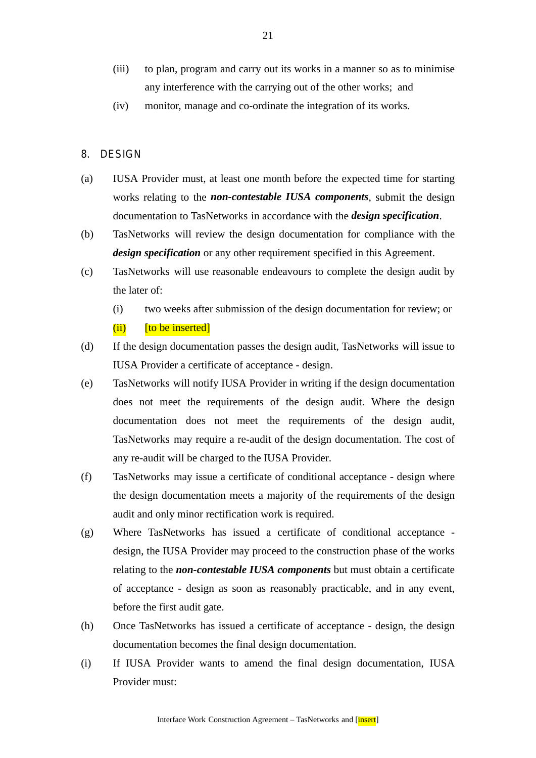(iii) to plan, program and carry out its works in a manner so as to minimise any interference with the carrying out of the other works; and

(iv) monitor, manage and co-ordinate the integration of its works.

## 8. DESIGN

(a) IUSA Provider must, at least one month before the expected time for starting works relating to the ***non-contestable IUSA components***, submit the design documentation to TasNetworks in accordance with the ***design specification***.

(b) TasNetworks will review the design documentation for compliance with the ***design specification*** or any other requirement specified in this Agreement.

(c) TasNetworks will use reasonable endeavours to complete the design audit by the later of:

(i) two weeks after submission of the design documentation for review; or

(ii) [to be inserted]

(d) If the design documentation passes the design audit, TasNetworks will issue to IUSA Provider a certificate of acceptance - design.

(e) TasNetworks will notify IUSA Provider in writing if the design documentation does not meet the requirements of the design audit. Where the design documentation does not meet the requirements of the design audit, TasNetworks may require a re-audit of the design documentation. The cost of any re-audit will be charged to the IUSA Provider.

(f) TasNetworks may issue a certificate of conditional acceptance - design where the design documentation meets a majority of the requirements of the design audit and only minor rectification work is required.

(g) Where TasNetworks has issued a certificate of conditional acceptance - design, the IUSA Provider may proceed to the construction phase of the works relating to the ***non-contestable IUSA components*** but must obtain a certificate of acceptance - design as soon as reasonably practicable, and in any event, before the first audit gate.

(h) Once TasNetworks has issued a certificate of acceptance - design, the design documentation becomes the final design documentation.

(i) If IUSA Provider wants to amend the final design documentation, IUSA Provider must: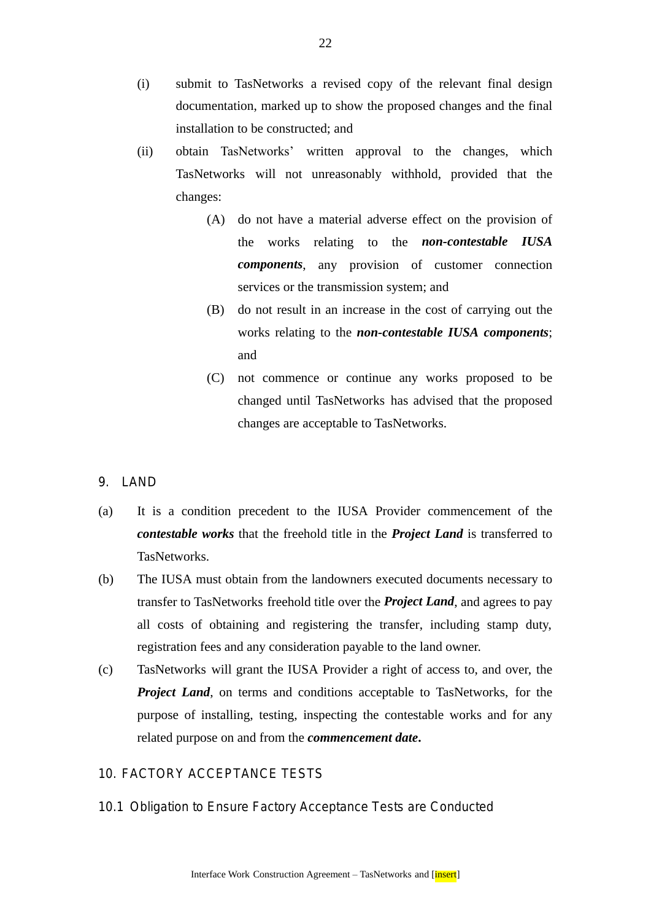(i) submit to TasNetworks a revised copy of the relevant final design documentation, marked up to show the proposed changes and the final installation to be constructed; and

(ii) obtain TasNetworks' written approval to the changes, which TasNetworks will not unreasonably withhold, provided that the changes:

(A) do not have a material adverse effect on the provision of the works relating to the ***non-contestable IUSA components***, any provision of customer connection services or the transmission system; and

(B) do not result in an increase in the cost of carrying out the works relating to the ***non-contestable IUSA components***; and

(C) not commence or continue any works proposed to be changed until TasNetworks has advised that the proposed changes are acceptable to TasNetworks.

## 9. LAND

(a) It is a condition precedent to the IUSA Provider commencement of the ***contestable works*** that the freehold title in the ***Project Land*** is transferred to TasNetworks.

(b) The IUSA must obtain from the landowners executed documents necessary to transfer to TasNetworks freehold title over the ***Project Land***, and agrees to pay all costs of obtaining and registering the transfer, including stamp duty, registration fees and any consideration payable to the land owner.

(c) TasNetworks will grant the IUSA Provider a right of access to, and over, the ***Project Land***, on terms and conditions acceptable to TasNetworks, for the purpose of installing, testing, inspecting the contestable works and for any related purpose on and from the ***commencement date*****.**

## 10. FACTORY ACCEPTANCE TESTS

### 10.1 Obligation to Ensure Factory Acceptance Tests are Conducted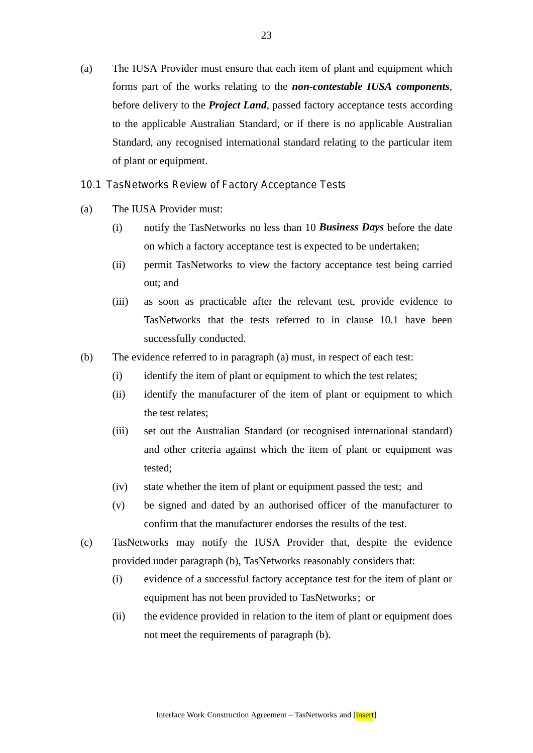(a) The IUSA Provider must ensure that each item of plant and equipment which forms part of the works relating to the ***non-contestable IUSA components***, before delivery to the ***Project Land***, passed factory acceptance tests according to the applicable Australian Standard, or if there is no applicable Australian Standard, any recognised international standard relating to the particular item of plant or equipment.

### 10.1 TasNetworks Review of Factory Acceptance Tests

(a) The IUSA Provider must:

(i) notify the TasNetworks no less than 10 ***Business Days*** before the date on which a factory acceptance test is expected to be undertaken;

(ii) permit TasNetworks to view the factory acceptance test being carried out; and

(iii) as soon as practicable after the relevant test, provide evidence to TasNetworks that the tests referred to in clause 10.1 have been successfully conducted.

(b) The evidence referred to in paragraph (a) must, in respect of each test:

(i) identify the item of plant or equipment to which the test relates;

(ii) identify the manufacturer of the item of plant or equipment to which the test relates;

(iii) set out the Australian Standard (or recognised international standard) and other criteria against which the item of plant or equipment was tested;

(iv) state whether the item of plant or equipment passed the test; and

(v) be signed and dated by an authorised officer of the manufacturer to confirm that the manufacturer endorses the results of the test.

(c) TasNetworks may notify the IUSA Provider that, despite the evidence provided under paragraph (b), TasNetworks reasonably considers that:

(i) evidence of a successful factory acceptance test for the item of plant or equipment has not been provided to TasNetworks; or

(ii) the evidence provided in relation to the item of plant or equipment does not meet the requirements of paragraph (b).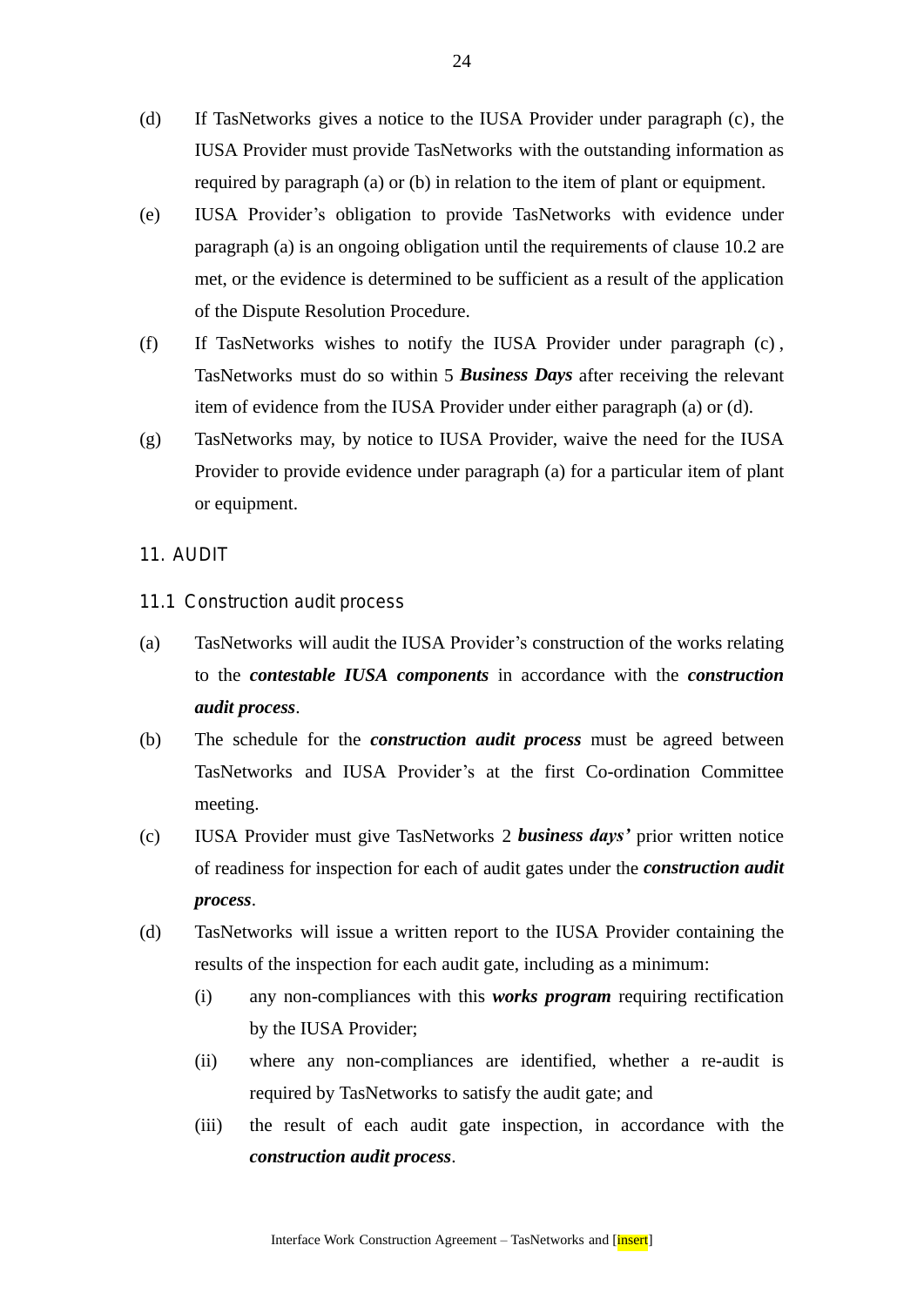(d) If TasNetworks gives a notice to the IUSA Provider under paragraph (c), the IUSA Provider must provide TasNetworks with the outstanding information as required by paragraph (a) or (b) in relation to the item of plant or equipment.

(e) IUSA Provider's obligation to provide TasNetworks with evidence under paragraph (a) is an ongoing obligation until the requirements of clause 10.2 are met, or the evidence is determined to be sufficient as a result of the application of the Dispute Resolution Procedure.

(f) If TasNetworks wishes to notify the IUSA Provider under paragraph (c), TasNetworks must do so within 5 ***Business Days*** after receiving the relevant item of evidence from the IUSA Provider under either paragraph (a) or (d).

(g) TasNetworks may, by notice to IUSA Provider, waive the need for the IUSA Provider to provide evidence under paragraph (a) for a particular item of plant or equipment.

## 11. AUDIT

### 11.1 Construction audit process

(a) TasNetworks will audit the IUSA Provider's construction of the works relating to the ***contestable IUSA components*** in accordance with the ***construction audit process***.

(b) The schedule for the ***construction audit process*** must be agreed between TasNetworks and IUSA Provider's at the first Co-ordination Committee meeting.

(c) IUSA Provider must give TasNetworks 2 ***business days'*** prior written notice of readiness for inspection for each of audit gates under the ***construction audit process***.

(d) TasNetworks will issue a written report to the IUSA Provider containing the results of the inspection for each audit gate, including as a minimum:

   (i) any non-compliances with this ***works program*** requiring rectification by the IUSA Provider;

   (ii) where any non-compliances are identified, whether a re-audit is required by TasNetworks to satisfy the audit gate; and

   (iii) the result of each audit gate inspection, in accordance with the ***construction audit process***.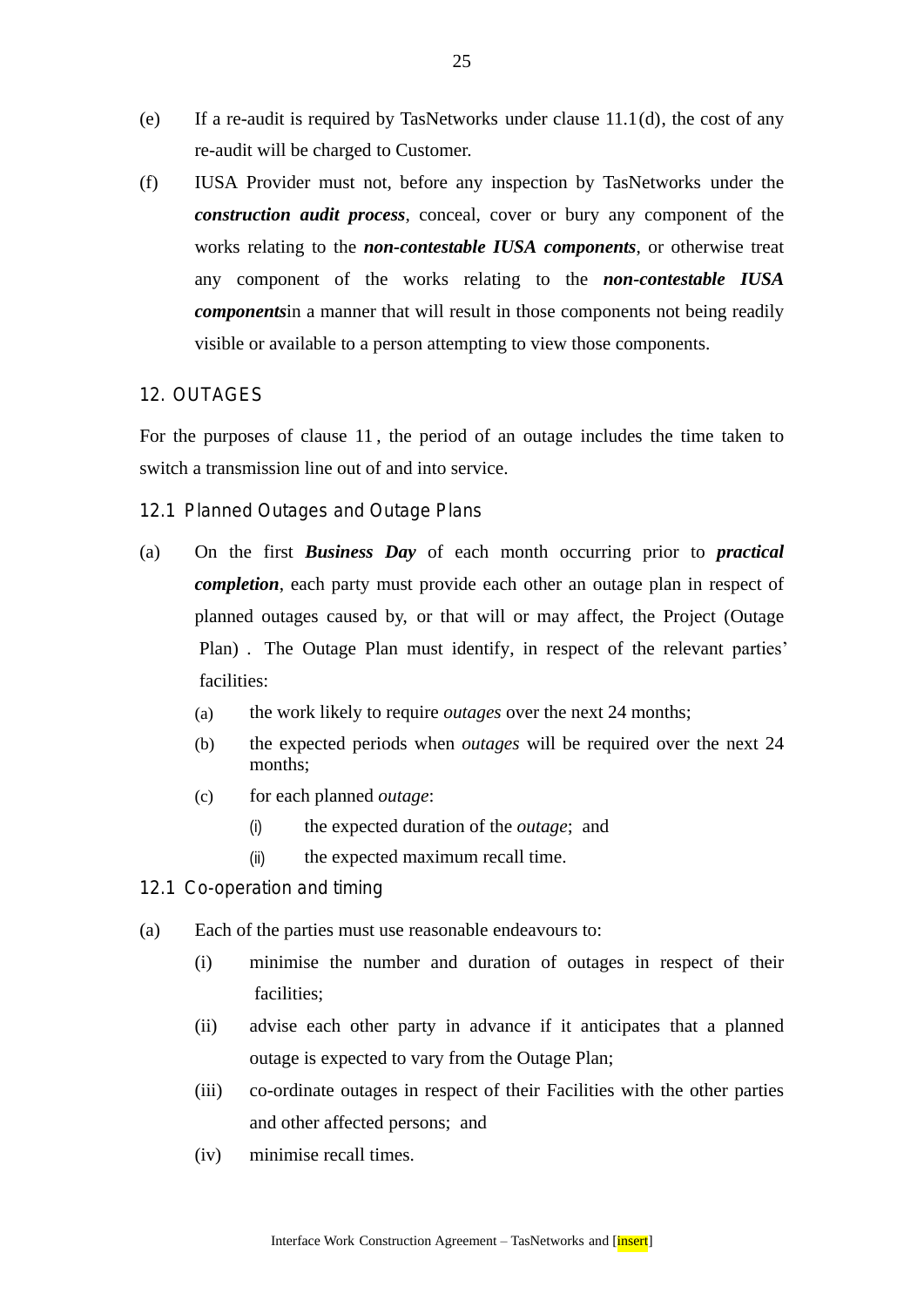(e) If a re-audit is required by TasNetworks under clause 11.1(d), the cost of any re-audit will be charged to Customer.

(f) IUSA Provider must not, before any inspection by TasNetworks under the ***construction audit process***, conceal, cover or bury any component of the works relating to the ***non-contestable IUSA components***, or otherwise treat any component of the works relating to the ***non-contestable IUSA components***in a manner that will result in those components not being readily visible or available to a person attempting to view those components.

## 12. OUTAGES

For the purposes of clause 11 , the period of an outage includes the time taken to switch a transmission line out of and into service.

### 12.1 Planned Outages and Outage Plans

(a) On the first ***Business Day*** of each month occurring prior to ***practical completion***, each party must provide each other an outage plan in respect of planned outages caused by, or that will or may affect, the Project (Outage Plan) . The Outage Plan must identify, in respect of the relevant parties' facilities:

   (a) the work likely to require *outages* over the next 24 months;

   (b) the expected periods when *outages* will be required over the next 24 months;

   (c) for each planned *outage*:

      (i) the expected duration of the *outage*; and

      (ii) the expected maximum recall time.

### 12.1 Co-operation and timing

(a) Each of the parties must use reasonable endeavours to:

   (i) minimise the number and duration of outages in respect of their facilities;

   (ii) advise each other party in advance if it anticipates that a planned outage is expected to vary from the Outage Plan;

   (iii) co-ordinate outages in respect of their Facilities with the other parties and other affected persons; and

   (iv) minimise recall times.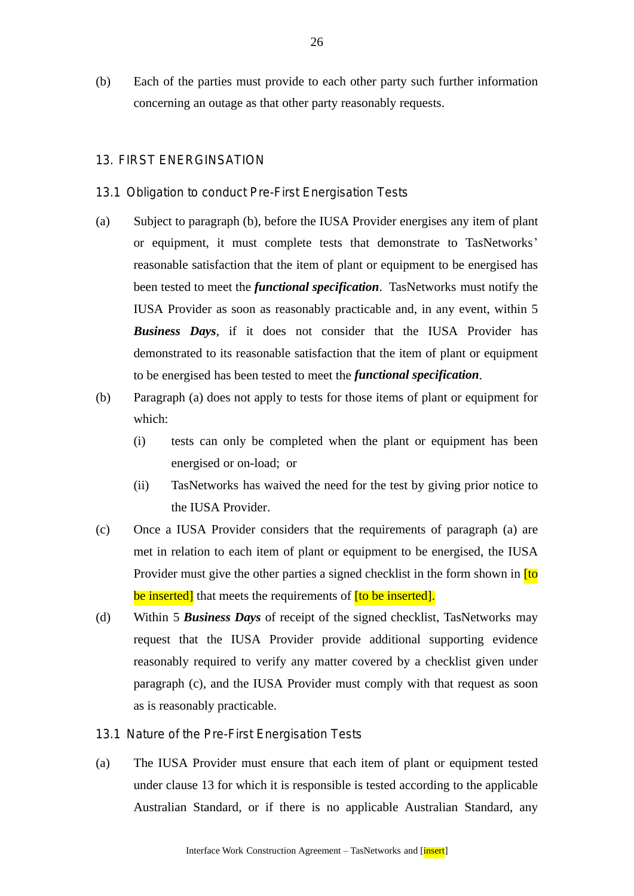(b) Each of the parties must provide to each other party such further information concerning an outage as that other party reasonably requests.

## 13. FIRST ENERGINSATION

### 13.1 Obligation to conduct Pre-First Energisation Tests

(a) Subject to paragraph (b), before the IUSA Provider energises any item of plant or equipment, it must complete tests that demonstrate to TasNetworks' reasonable satisfaction that the item of plant or equipment to be energised has been tested to meet the ***functional specification***. TasNetworks must notify the IUSA Provider as soon as reasonably practicable and, in any event, within 5 ***Business Days***, if it does not consider that the IUSA Provider has demonstrated to its reasonable satisfaction that the item of plant or equipment to be energised has been tested to meet the ***functional specification***.

(b) Paragraph (a) does not apply to tests for those items of plant or equipment for which:

  (i) tests can only be completed when the plant or equipment has been energised or on-load; or

  (ii) TasNetworks has waived the need for the test by giving prior notice to the IUSA Provider.

(c) Once a IUSA Provider considers that the requirements of paragraph (a) are met in relation to each item of plant or equipment to be energised, the IUSA Provider must give the other parties a signed checklist in the form shown in [to be inserted] that meets the requirements of [to be inserted].

(d) Within 5 ***Business Days*** of receipt of the signed checklist, TasNetworks may request that the IUSA Provider provide additional supporting evidence reasonably required to verify any matter covered by a checklist given under paragraph (c), and the IUSA Provider must comply with that request as soon as is reasonably practicable.

### 13.1 Nature of the Pre-First Energisation Tests

(a) The IUSA Provider must ensure that each item of plant or equipment tested under clause 13 for which it is responsible is tested according to the applicable Australian Standard, or if there is no applicable Australian Standard, any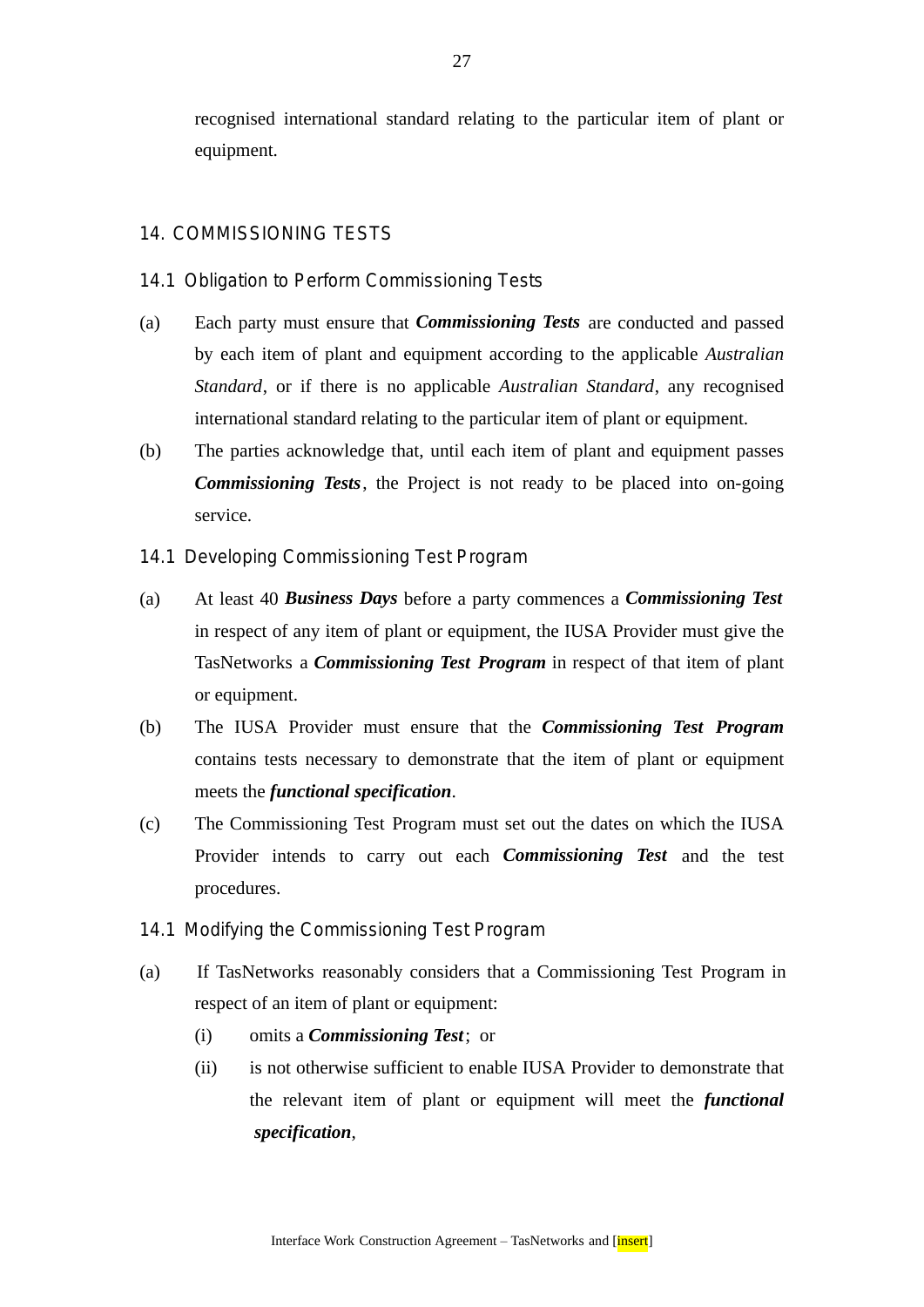recognised international standard relating to the particular item of plant or equipment.

## 14. COMMISSIONING TESTS

### 14.1 Obligation to Perform Commissioning Tests

(a) Each party must ensure that ***Commissioning Tests*** are conducted and passed by each item of plant and equipment according to the applicable *Australian Standard*, or if there is no applicable *Australian Standard*, any recognised international standard relating to the particular item of plant or equipment.

(b) The parties acknowledge that, until each item of plant and equipment passes ***Commissioning Tests***, the Project is not ready to be placed into on-going service.

### 14.1 Developing Commissioning Test Program

(a) At least 40 ***Business Days*** before a party commences a ***Commissioning Test*** in respect of any item of plant or equipment, the IUSA Provider must give the TasNetworks a ***Commissioning Test Program*** in respect of that item of plant or equipment.

(b) The IUSA Provider must ensure that the ***Commissioning Test Program*** contains tests necessary to demonstrate that the item of plant or equipment meets the ***functional specification***.

(c) The Commissioning Test Program must set out the dates on which the IUSA Provider intends to carry out each ***Commissioning Test*** and the test procedures.

### 14.1 Modifying the Commissioning Test Program

(a) If TasNetworks reasonably considers that a Commissioning Test Program in respect of an item of plant or equipment:

  (i) omits a ***Commissioning Test***; or

  (ii) is not otherwise sufficient to enable IUSA Provider to demonstrate that the relevant item of plant or equipment will meet the ***functional specification***,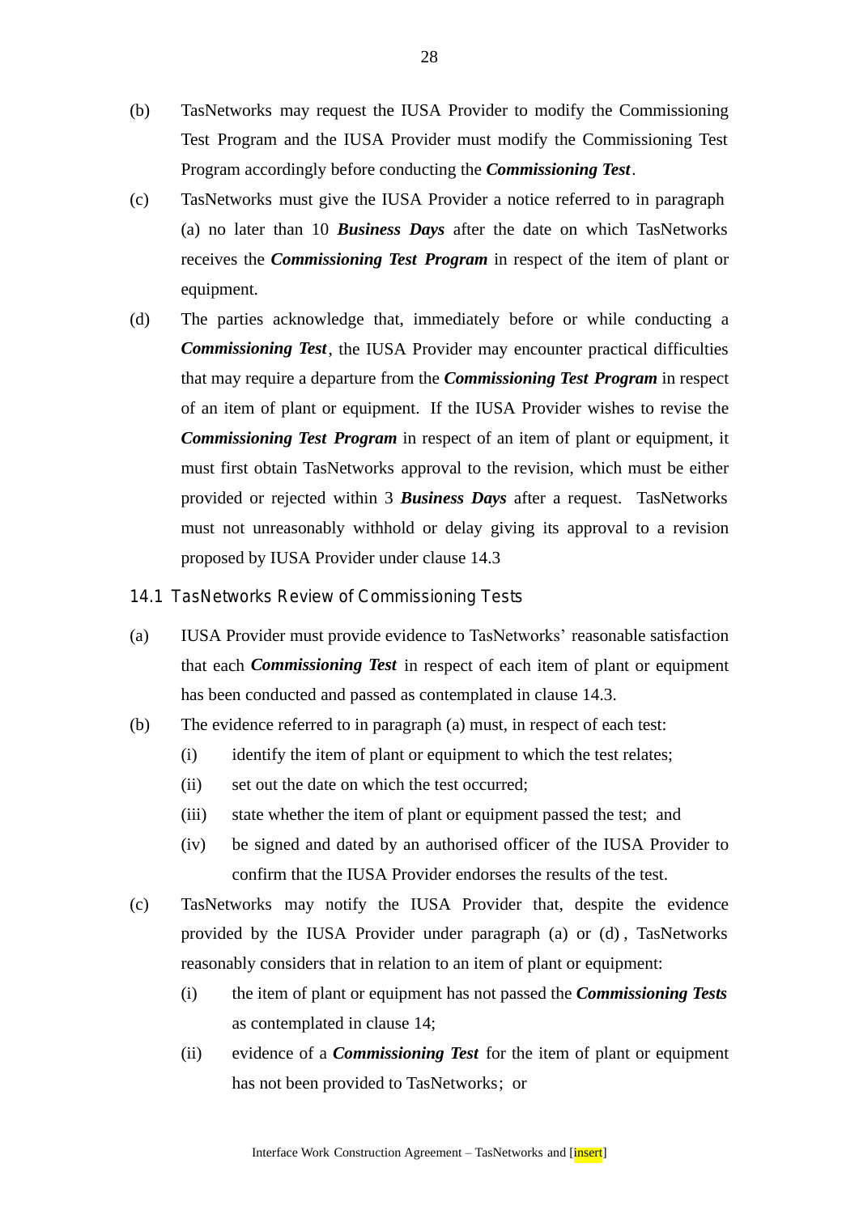(b) TasNetworks may request the IUSA Provider to modify the Commissioning Test Program and the IUSA Provider must modify the Commissioning Test Program accordingly before conducting the ***Commissioning Test***.

(c) TasNetworks must give the IUSA Provider a notice referred to in paragraph (a) no later than 10 ***Business Days*** after the date on which TasNetworks receives the ***Commissioning Test Program*** in respect of the item of plant or equipment.

(d) The parties acknowledge that, immediately before or while conducting a ***Commissioning Test***, the IUSA Provider may encounter practical difficulties that may require a departure from the ***Commissioning Test Program*** in respect of an item of plant or equipment. If the IUSA Provider wishes to revise the ***Commissioning Test Program*** in respect of an item of plant or equipment, it must first obtain TasNetworks approval to the revision, which must be either provided or rejected within 3 ***Business Days*** after a request. TasNetworks must not unreasonably withhold or delay giving its approval to a revision proposed by IUSA Provider under clause 14.3

### 14.1 TasNetworks Review of Commissioning Tests

(a) IUSA Provider must provide evidence to TasNetworks' reasonable satisfaction that each ***Commissioning Test*** in respect of each item of plant or equipment has been conducted and passed as contemplated in clause 14.3.

(b) The evidence referred to in paragraph (a) must, in respect of each test:

  (i) identify the item of plant or equipment to which the test relates;

  (ii) set out the date on which the test occurred;

  (iii) state whether the item of plant or equipment passed the test; and

  (iv) be signed and dated by an authorised officer of the IUSA Provider to confirm that the IUSA Provider endorses the results of the test.

(c) TasNetworks may notify the IUSA Provider that, despite the evidence provided by the IUSA Provider under paragraph (a) or (d), TasNetworks reasonably considers that in relation to an item of plant or equipment:

  (i) the item of plant or equipment has not passed the ***Commissioning Tests*** as contemplated in clause 14;

  (ii) evidence of a ***Commissioning Test*** for the item of plant or equipment has not been provided to TasNetworks; or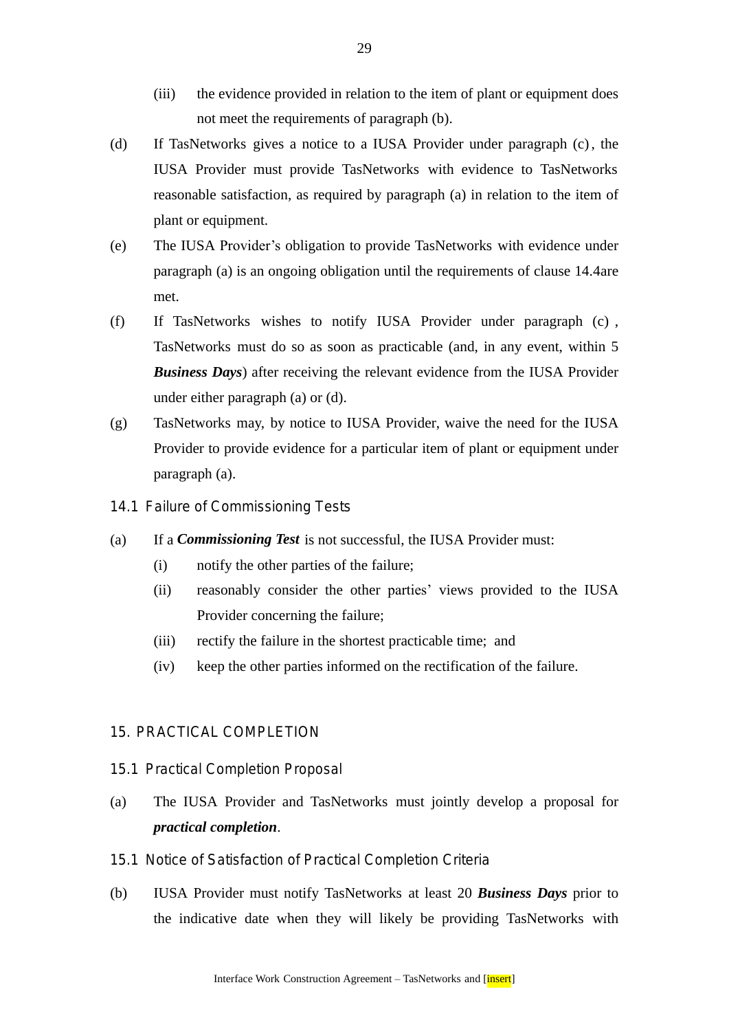(iii) the evidence provided in relation to the item of plant or equipment does not meet the requirements of paragraph (b).

(d) If TasNetworks gives a notice to a IUSA Provider under paragraph (c), the IUSA Provider must provide TasNetworks with evidence to TasNetworks reasonable satisfaction, as required by paragraph (a) in relation to the item of plant or equipment.

(e) The IUSA Provider's obligation to provide TasNetworks with evidence under paragraph (a) is an ongoing obligation until the requirements of clause 14.4are met.

(f) If TasNetworks wishes to notify IUSA Provider under paragraph (c) , TasNetworks must do so as soon as practicable (and, in any event, within 5 ***Business Days***) after receiving the relevant evidence from the IUSA Provider under either paragraph (a) or (d).

(g) TasNetworks may, by notice to IUSA Provider, waive the need for the IUSA Provider to provide evidence for a particular item of plant or equipment under paragraph (a).

### 14.1 Failure of Commissioning Tests

(a) If a ***Commissioning Test*** is not successful, the IUSA Provider must:

 (i) notify the other parties of the failure;

 (ii) reasonably consider the other parties' views provided to the IUSA Provider concerning the failure;

 (iii) rectify the failure in the shortest practicable time; and

 (iv) keep the other parties informed on the rectification of the failure.

## 15. PRACTICAL COMPLETION

### 15.1 Practical Completion Proposal

(a) The IUSA Provider and TasNetworks must jointly develop a proposal for ***practical completion***.

### 15.1 Notice of Satisfaction of Practical Completion Criteria

(b) IUSA Provider must notify TasNetworks at least 20 ***Business Days*** prior to the indicative date when they will likely be providing TasNetworks with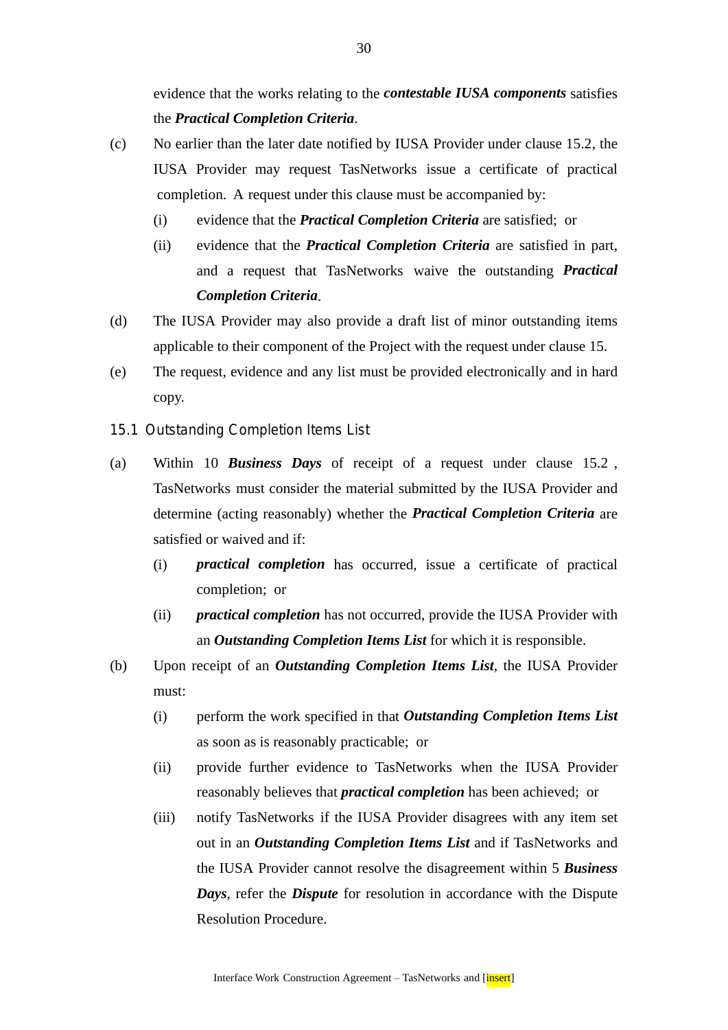evidence that the works relating to the ***contestable IUSA components*** satisfies the ***Practical Completion Criteria***.

(c) No earlier than the later date notified by IUSA Provider under clause 15.2, the IUSA Provider may request TasNetworks issue a certificate of practical completion. A request under this clause must be accompanied by:

  (i) evidence that the ***Practical Completion Criteria*** are satisfied; or

  (ii) evidence that the ***Practical Completion Criteria*** are satisfied in part, and a request that TasNetworks waive the outstanding ***Practical Completion Criteria***.

(d) The IUSA Provider may also provide a draft list of minor outstanding items applicable to their component of the Project with the request under clause 15.

(e) The request, evidence and any list must be provided electronically and in hard copy.

### 15.1 Outstanding Completion Items List

(a) Within 10 ***Business Days*** of receipt of a request under clause 15.2 , TasNetworks must consider the material submitted by the IUSA Provider and determine (acting reasonably) whether the ***Practical Completion Criteria*** are satisfied or waived and if:

  (i) ***practical completion*** has occurred, issue a certificate of practical completion; or

  (ii) ***practical completion*** has not occurred, provide the IUSA Provider with an ***Outstanding Completion Items List*** for which it is responsible.

(b) Upon receipt of an ***Outstanding Completion Items List***, the IUSA Provider must:

  (i) perform the work specified in that ***Outstanding Completion Items List*** as soon as is reasonably practicable; or

  (ii) provide further evidence to TasNetworks when the IUSA Provider reasonably believes that ***practical completion*** has been achieved; or

  (iii) notify TasNetworks if the IUSA Provider disagrees with any item set out in an ***Outstanding Completion Items List*** and if TasNetworks and the IUSA Provider cannot resolve the disagreement within 5 ***Business Days***, refer the ***Dispute*** for resolution in accordance with the Dispute Resolution Procedure.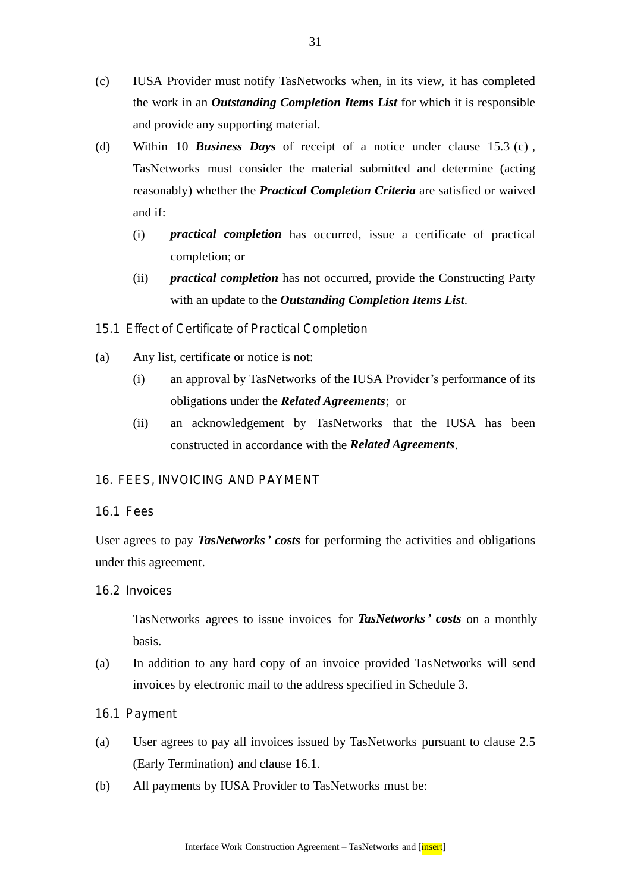(c) IUSA Provider must notify TasNetworks when, in its view, it has completed the work in an ***Outstanding Completion Items List*** for which it is responsible and provide any supporting material.

(d) Within 10 ***Business Days*** of receipt of a notice under clause 15.3 (c) , TasNetworks must consider the material submitted and determine (acting reasonably) whether the ***Practical Completion Criteria*** are satisfied or waived and if:

   (i) ***practical completion*** has occurred, issue a certificate of practical completion; or

   (ii) ***practical completion*** has not occurred, provide the Constructing Party with an update to the ***Outstanding Completion Items List***.

### 15.1 Effect of Certificate of Practical Completion

(a) Any list, certificate or notice is not:

   (i) an approval by TasNetworks of the IUSA Provider's performance of its obligations under the ***Related Agreements***; or

   (ii) an acknowledgement by TasNetworks that the IUSA has been constructed in accordance with the ***Related Agreements***.

## 16. FEES, INVOICING AND PAYMENT

### 16.1 Fees

User agrees to pay ***TasNetworks' costs*** for performing the activities and obligations under this agreement.

### 16.2 Invoices

TasNetworks agrees to issue invoices for ***TasNetworks' costs*** on a monthly basis.

(a) In addition to any hard copy of an invoice provided TasNetworks will send invoices by electronic mail to the address specified in Schedule 3.

### 16.1 Payment

(a) User agrees to pay all invoices issued by TasNetworks pursuant to clause 2.5 (Early Termination) and clause 16.1.

(b) All payments by IUSA Provider to TasNetworks must be: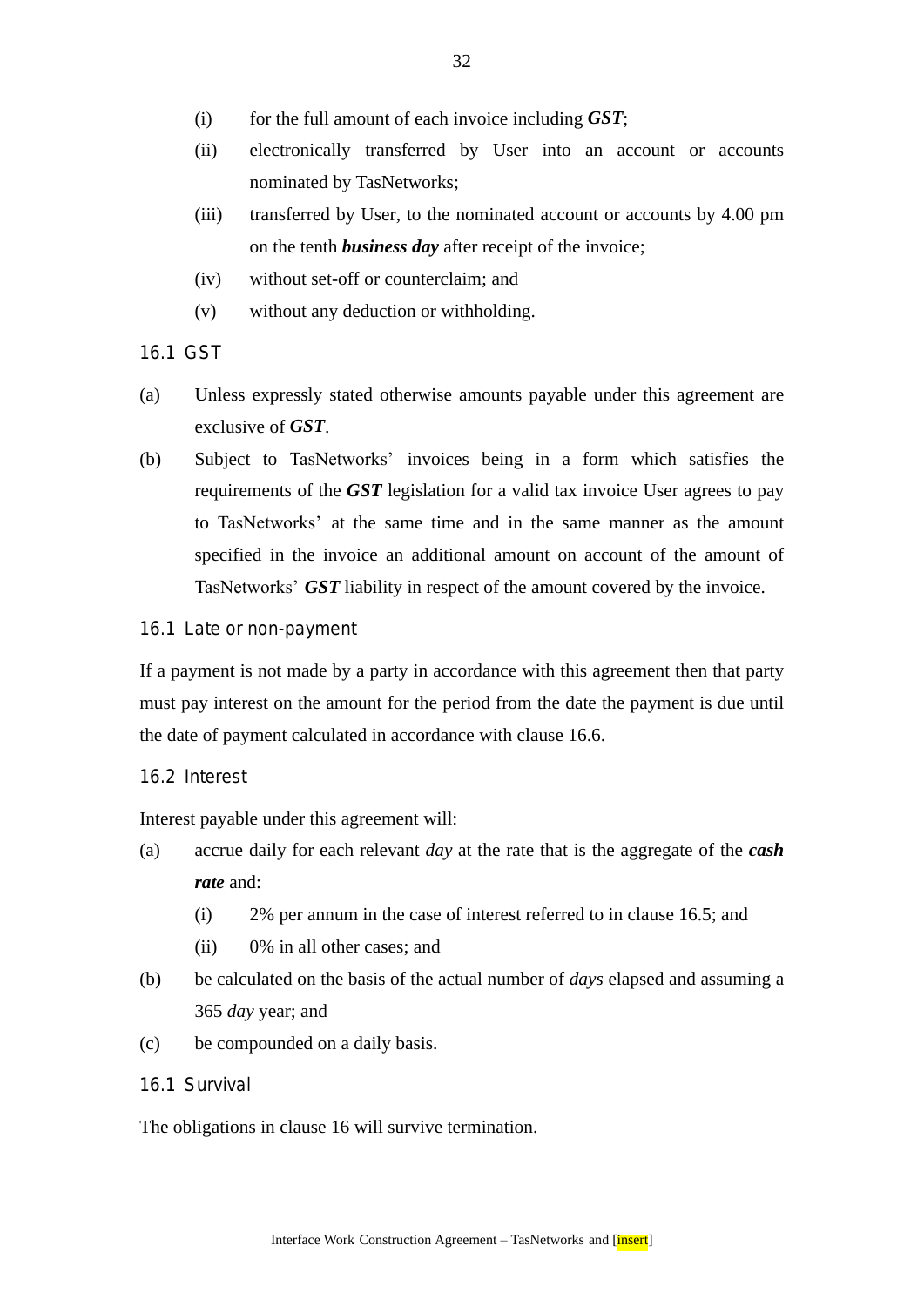(i) for the full amount of each invoice including ***GST***;

(ii) electronically transferred by User into an account or accounts nominated by TasNetworks;

(iii) transferred by User, to the nominated account or accounts by 4.00 pm on the tenth ***business day*** after receipt of the invoice;

(iv) without set-off or counterclaim; and

(v) without any deduction or withholding.

### 16.1 GST

(a) Unless expressly stated otherwise amounts payable under this agreement are exclusive of ***GST***.

(b) Subject to TasNetworks' invoices being in a form which satisfies the requirements of the ***GST*** legislation for a valid tax invoice User agrees to pay to TasNetworks' at the same time and in the same manner as the amount specified in the invoice an additional amount on account of the amount of TasNetworks' ***GST*** liability in respect of the amount covered by the invoice.

### 16.1 Late or non-payment

If a payment is not made by a party in accordance with this agreement then that party must pay interest on the amount for the period from the date the payment is due until the date of payment calculated in accordance with clause 16.6.

### 16.2 Interest

Interest payable under this agreement will:

(a) accrue daily for each relevant *day* at the rate that is the aggregate of the ***cash rate*** and:

  (i) 2% per annum in the case of interest referred to in clause 16.5; and

  (ii) 0% in all other cases; and

(b) be calculated on the basis of the actual number of *days* elapsed and assuming a 365 *day* year; and

(c) be compounded on a daily basis.

### 16.1 Survival

The obligations in clause 16 will survive termination.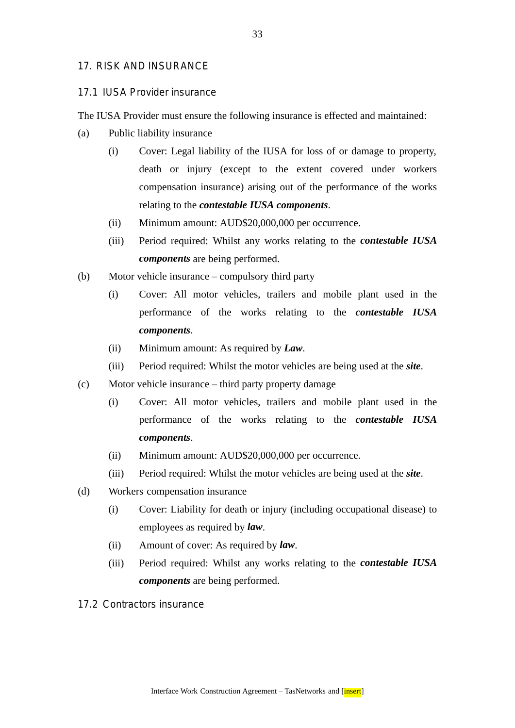## 17. RISK AND INSURANCE

### 17.1 IUSA Provider insurance

The IUSA Provider must ensure the following insurance is effected and maintained:

(a) Public liability insurance

(i) Cover: Legal liability of the IUSA for loss of or damage to property, death or injury (except to the extent covered under workers compensation insurance) arising out of the performance of the works relating to the ***contestable IUSA components***.

(ii) Minimum amount: AUD$20,000,000 per occurrence.

(iii) Period required: Whilst any works relating to the ***contestable IUSA components*** are being performed.

(b) Motor vehicle insurance – compulsory third party

(i) Cover: All motor vehicles, trailers and mobile plant used in the performance of the works relating to the ***contestable IUSA components***.

(ii) Minimum amount: As required by ***Law***.

(iii) Period required: Whilst the motor vehicles are being used at the ***site***.

(c) Motor vehicle insurance – third party property damage

(i) Cover: All motor vehicles, trailers and mobile plant used in the performance of the works relating to the ***contestable IUSA components***.

(ii) Minimum amount: AUD$20,000,000 per occurrence.

(iii) Period required: Whilst the motor vehicles are being used at the ***site***.

(d) Workers compensation insurance

(i) Cover: Liability for death or injury (including occupational disease) to employees as required by ***law***.

(ii) Amount of cover: As required by ***law***.

(iii) Period required: Whilst any works relating to the ***contestable IUSA components*** are being performed.

### 17.2 Contractors insurance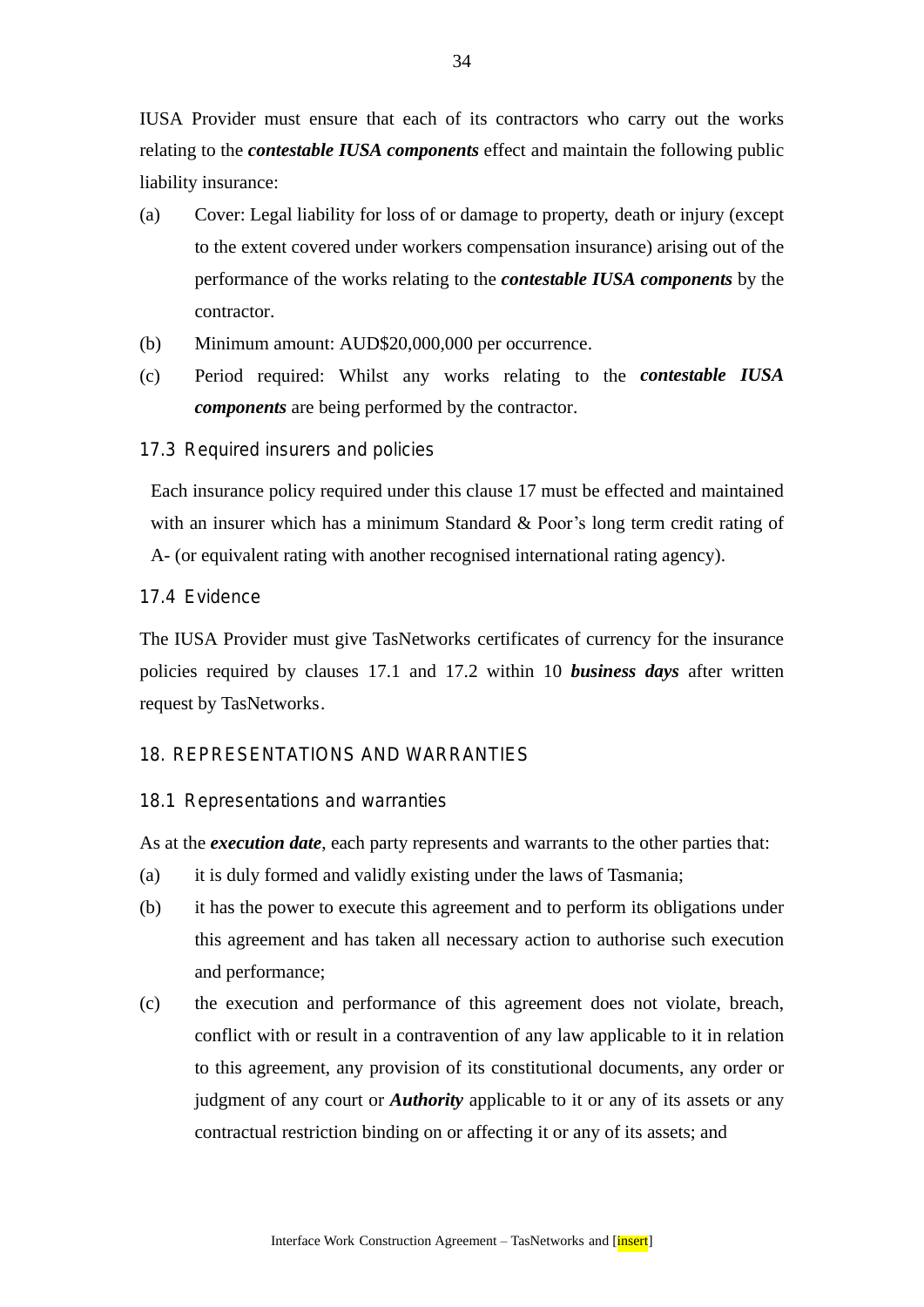IUSA Provider must ensure that each of its contractors who carry out the works relating to the ***contestable IUSA components*** effect and maintain the following public liability insurance:

(a) Cover: Legal liability for loss of or damage to property, death or injury (except to the extent covered under workers compensation insurance) arising out of the performance of the works relating to the ***contestable IUSA components*** by the contractor.

(b) Minimum amount: AUD$20,000,000 per occurrence.

(c) Period required: Whilst any works relating to the ***contestable IUSA components*** are being performed by the contractor.

### 17.3 Required insurers and policies

Each insurance policy required under this clause 17 must be effected and maintained with an insurer which has a minimum Standard & Poor's long term credit rating of A- (or equivalent rating with another recognised international rating agency).

### 17.4 Evidence

The IUSA Provider must give TasNetworks certificates of currency for the insurance policies required by clauses 17.1 and 17.2 within 10 ***business days*** after written request by TasNetworks.

## 18. REPRESENTATIONS AND WARRANTIES

### 18.1 Representations and warranties

As at the ***execution date***, each party represents and warrants to the other parties that:

(a) it is duly formed and validly existing under the laws of Tasmania;

(b) it has the power to execute this agreement and to perform its obligations under this agreement and has taken all necessary action to authorise such execution and performance;

(c) the execution and performance of this agreement does not violate, breach, conflict with or result in a contravention of any law applicable to it in relation to this agreement, any provision of its constitutional documents, any order or judgment of any court or ***Authority*** applicable to it or any of its assets or any contractual restriction binding on or affecting it or any of its assets; and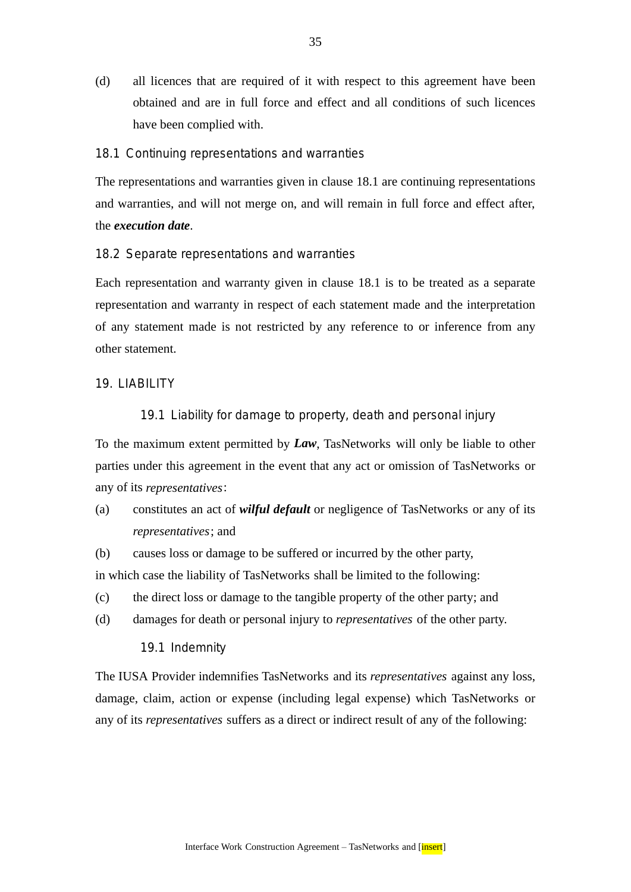(d) all licences that are required of it with respect to this agreement have been obtained and are in full force and effect and all conditions of such licences have been complied with.

### 18.1 Continuing representations and warranties

The representations and warranties given in clause 18.1 are continuing representations and warranties, and will not merge on, and will remain in full force and effect after, the ***execution date***.

### 18.2 Separate representations and warranties

Each representation and warranty given in clause 18.1 is to be treated as a separate representation and warranty in respect of each statement made and the interpretation of any statement made is not restricted by any reference to or inference from any other statement.

## 19. LIABILITY

### 19.1 Liability for damage to property, death and personal injury

To the maximum extent permitted by ***Law***, TasNetworks will only be liable to other parties under this agreement in the event that any act or omission of TasNetworks or any of its *representatives*:

(a) constitutes an act of ***wilful default*** or negligence of TasNetworks or any of its *representatives*; and

(b) causes loss or damage to be suffered or incurred by the other party,

in which case the liability of TasNetworks shall be limited to the following:

(c) the direct loss or damage to the tangible property of the other party; and

(d) damages for death or personal injury to *representatives* of the other party.

### 19.1 Indemnity

The IUSA Provider indemnifies TasNetworks and its *representatives* against any loss, damage, claim, action or expense (including legal expense) which TasNetworks or any of its *representatives* suffers as a direct or indirect result of any of the following: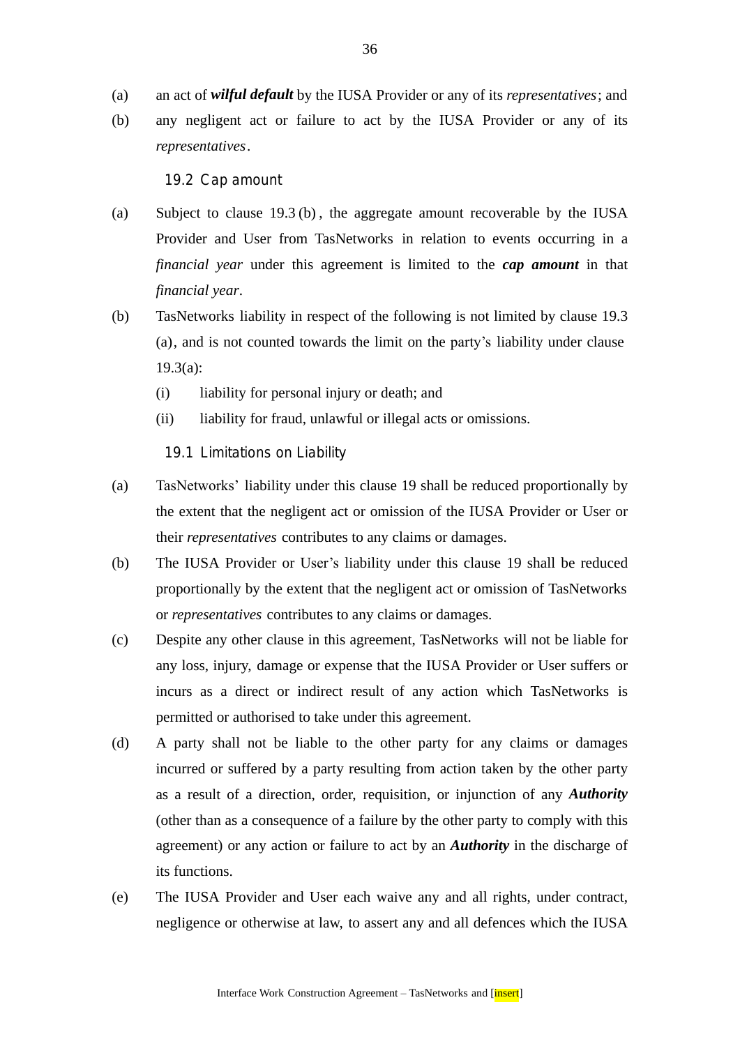(a) an act of ***wilful default*** by the IUSA Provider or any of its *representatives*; and

(b) any negligent act or failure to act by the IUSA Provider or any of its *representatives*.

### 19.2 Cap amount

(a) Subject to clause 19.3 (b) , the aggregate amount recoverable by the IUSA Provider and User from TasNetworks in relation to events occurring in a *financial year* under this agreement is limited to the ***cap amount*** in that *financial year*.

(b) TasNetworks liability in respect of the following is not limited by clause 19.3 (a), and is not counted towards the limit on the party's liability under clause 19.3(a):

  (i) liability for personal injury or death; and

  (ii) liability for fraud, unlawful or illegal acts or omissions.

### 19.1 Limitations on Liability

(a) TasNetworks' liability under this clause 19 shall be reduced proportionally by the extent that the negligent act or omission of the IUSA Provider or User or their *representatives* contributes to any claims or damages.

(b) The IUSA Provider or User's liability under this clause 19 shall be reduced proportionally by the extent that the negligent act or omission of TasNetworks or *representatives* contributes to any claims or damages.

(c) Despite any other clause in this agreement, TasNetworks will not be liable for any loss, injury, damage or expense that the IUSA Provider or User suffers or incurs as a direct or indirect result of any action which TasNetworks is permitted or authorised to take under this agreement.

(d) A party shall not be liable to the other party for any claims or damages incurred or suffered by a party resulting from action taken by the other party as a result of a direction, order, requisition, or injunction of any ***Authority*** (other than as a consequence of a failure by the other party to comply with this agreement) or any action or failure to act by an ***Authority*** in the discharge of its functions.

(e) The IUSA Provider and User each waive any and all rights, under contract, negligence or otherwise at law, to assert any and all defences which the IUSA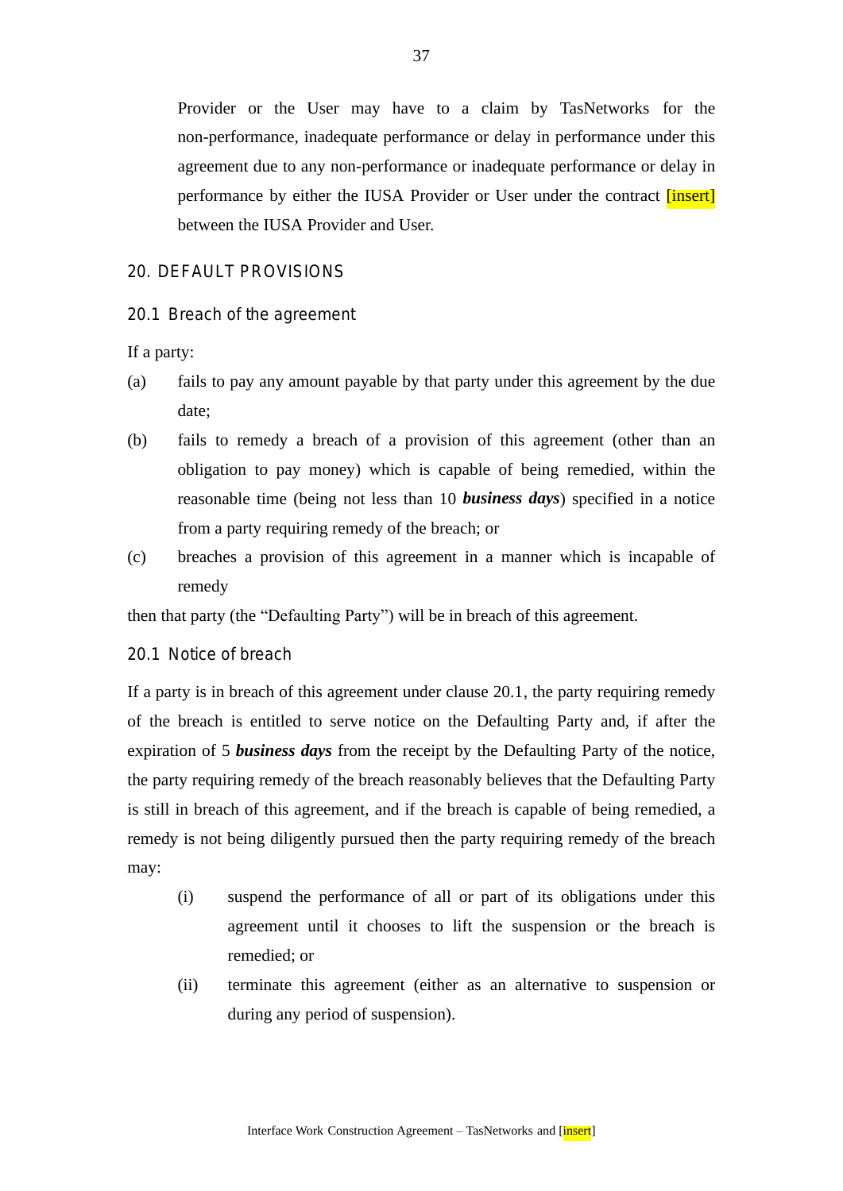Provider or the User may have to a claim by TasNetworks for the non-performance, inadequate performance or delay in performance under this agreement due to any non-performance or inadequate performance or delay in performance by either the IUSA Provider or User under the contract [insert] between the IUSA Provider and User.

## 20. DEFAULT PROVISIONS

### 20.1 Breach of the agreement

If a party:

(a) fails to pay any amount payable by that party under this agreement by the due date;

(b) fails to remedy a breach of a provision of this agreement (other than an obligation to pay money) which is capable of being remedied, within the reasonable time (being not less than 10 ***business days***) specified in a notice from a party requiring remedy of the breach; or

(c) breaches a provision of this agreement in a manner which is incapable of remedy

then that party (the "Defaulting Party") will be in breach of this agreement.

### 20.1 Notice of breach

If a party is in breach of this agreement under clause 20.1, the party requiring remedy of the breach is entitled to serve notice on the Defaulting Party and, if after the expiration of 5 ***business days*** from the receipt by the Defaulting Party of the notice, the party requiring remedy of the breach reasonably believes that the Defaulting Party is still in breach of this agreement, and if the breach is capable of being remedied, a remedy is not being diligently pursued then the party requiring remedy of the breach may:

(i) suspend the performance of all or part of its obligations under this agreement until it chooses to lift the suspension or the breach is remedied; or

(ii) terminate this agreement (either as an alternative to suspension or during any period of suspension).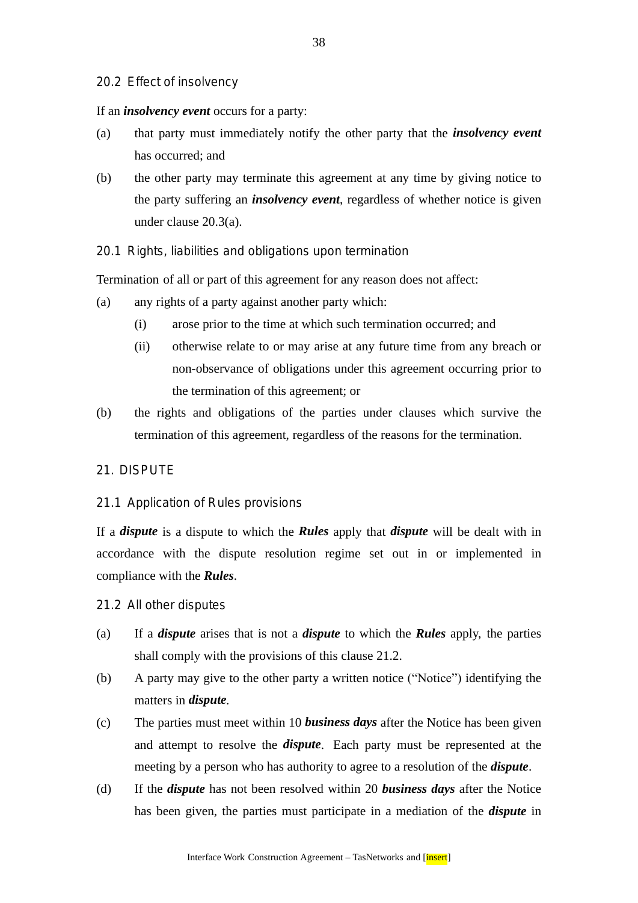### 20.2 Effect of insolvency

If an ***insolvency event*** occurs for a party:

(a) that party must immediately notify the other party that the ***insolvency event*** has occurred; and

(b) the other party may terminate this agreement at any time by giving notice to the party suffering an ***insolvency event***, regardless of whether notice is given under clause 20.3(a).

### 20.1 Rights, liabilities and obligations upon termination

Termination of all or part of this agreement for any reason does not affect:

(a) any rights of a party against another party which:

   (i) arose prior to the time at which such termination occurred; and

   (ii) otherwise relate to or may arise at any future time from any breach or non-observance of obligations under this agreement occurring prior to the termination of this agreement; or

(b) the rights and obligations of the parties under clauses which survive the termination of this agreement, regardless of the reasons for the termination.

## 21. DISPUTE

### 21.1 Application of Rules provisions

If a ***dispute*** is a dispute to which the ***Rules*** apply that ***dispute*** will be dealt with in accordance with the dispute resolution regime set out in or implemented in compliance with the ***Rules***.

### 21.2 All other disputes

(a) If a ***dispute*** arises that is not a ***dispute*** to which the ***Rules*** apply, the parties shall comply with the provisions of this clause 21.2.

(b) A party may give to the other party a written notice ("Notice") identifying the matters in ***dispute***.

(c) The parties must meet within 10 ***business days*** after the Notice has been given and attempt to resolve the ***dispute***. Each party must be represented at the meeting by a person who has authority to agree to a resolution of the ***dispute***.

(d) If the ***dispute*** has not been resolved within 20 ***business days*** after the Notice has been given, the parties must participate in a mediation of the ***dispute*** in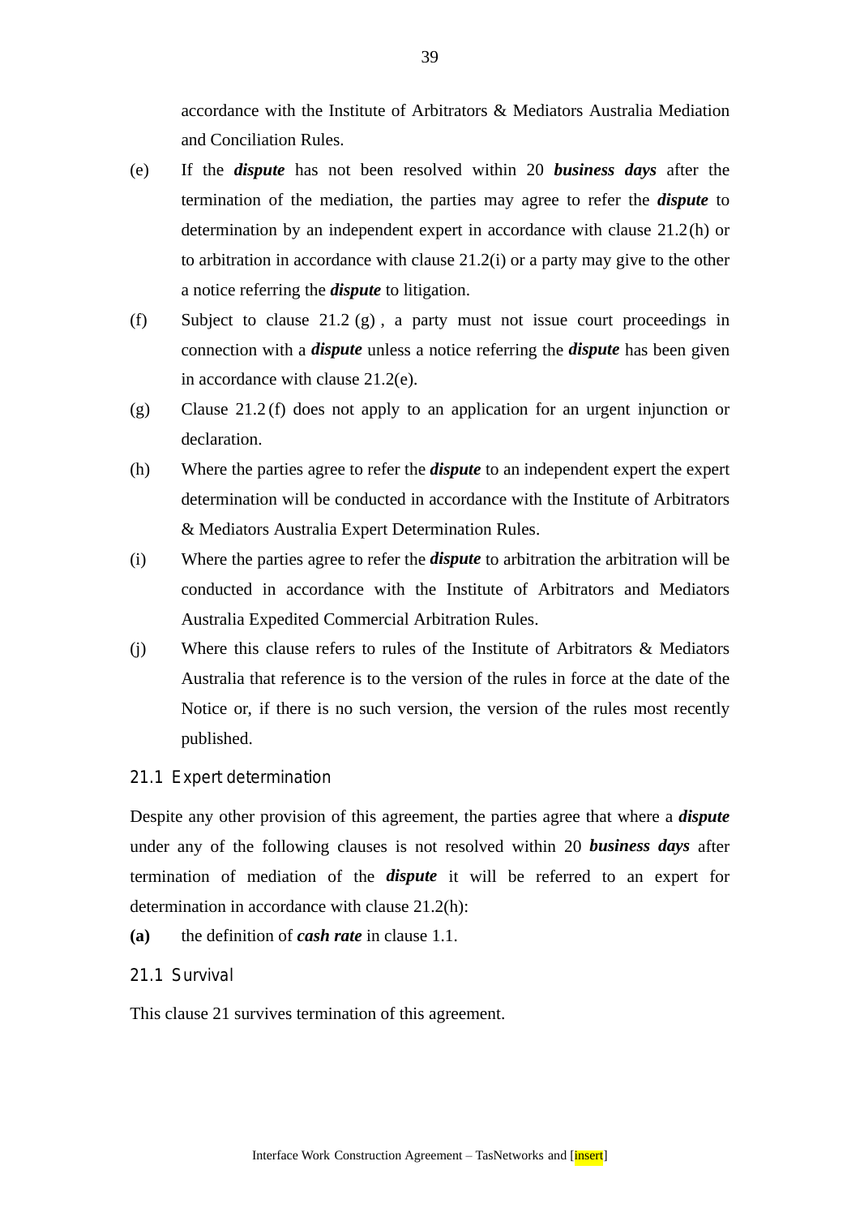accordance with the Institute of Arbitrators & Mediators Australia Mediation and Conciliation Rules.

(e) If the ***dispute*** has not been resolved within 20 ***business days*** after the termination of the mediation, the parties may agree to refer the ***dispute*** to determination by an independent expert in accordance with clause 21.2(h) or to arbitration in accordance with clause 21.2(i) or a party may give to the other a notice referring the ***dispute*** to litigation.

(f) Subject to clause 21.2 (g) , a party must not issue court proceedings in connection with a ***dispute*** unless a notice referring the ***dispute*** has been given in accordance with clause 21.2(e).

(g) Clause 21.2 (f) does not apply to an application for an urgent injunction or declaration.

(h) Where the parties agree to refer the ***dispute*** to an independent expert the expert determination will be conducted in accordance with the Institute of Arbitrators & Mediators Australia Expert Determination Rules.

(i) Where the parties agree to refer the ***dispute*** to arbitration the arbitration will be conducted in accordance with the Institute of Arbitrators and Mediators Australia Expedited Commercial Arbitration Rules.

(j) Where this clause refers to rules of the Institute of Arbitrators & Mediators Australia that reference is to the version of the rules in force at the date of the Notice or, if there is no such version, the version of the rules most recently published.

### 21.1 Expert determination

Despite any other provision of this agreement, the parties agree that where a ***dispute*** under any of the following clauses is not resolved within 20 ***business days*** after termination of mediation of the ***dispute*** it will be referred to an expert for determination in accordance with clause 21.2(h):

**(a)** the definition of ***cash rate*** in clause 1.1.

### 21.1 Survival

This clause 21 survives termination of this agreement.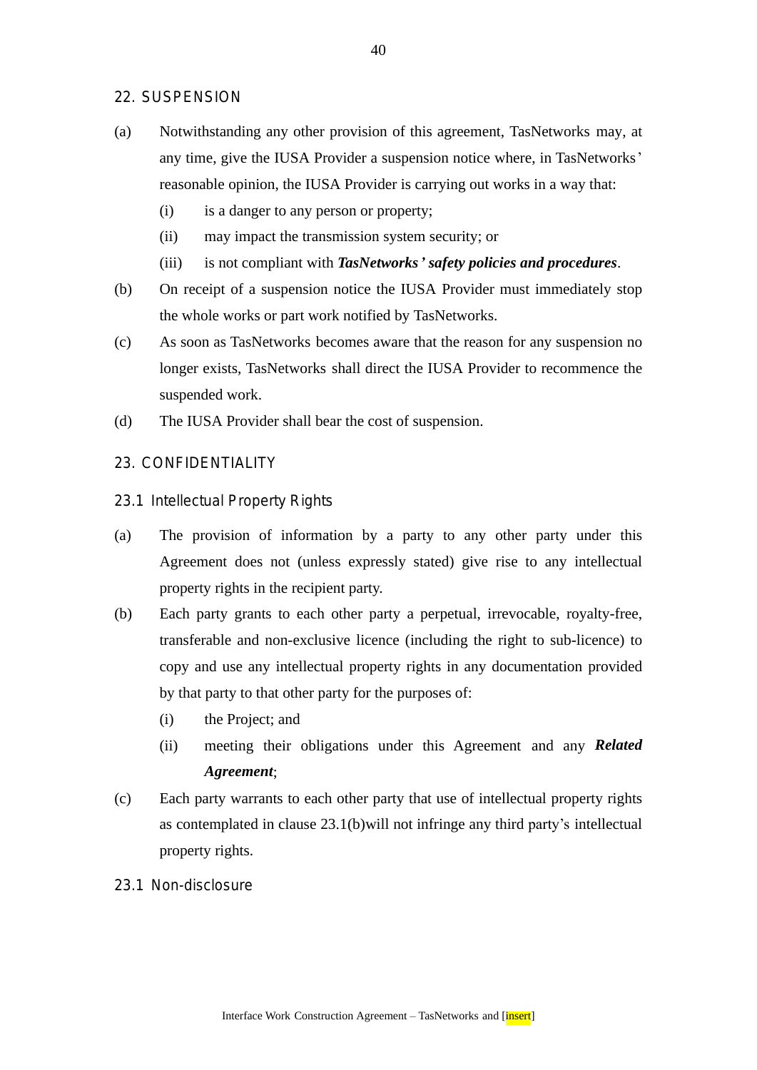## 22. SUSPENSION

(a) Notwithstanding any other provision of this agreement, TasNetworks may, at any time, give the IUSA Provider a suspension notice where, in TasNetworks' reasonable opinion, the IUSA Provider is carrying out works in a way that:

 (i) is a danger to any person or property;

 (ii) may impact the transmission system security; or

 (iii) is not compliant with ***TasNetworks' safety policies and procedures***.

(b) On receipt of a suspension notice the IUSA Provider must immediately stop the whole works or part work notified by TasNetworks.

(c) As soon as TasNetworks becomes aware that the reason for any suspension no longer exists, TasNetworks shall direct the IUSA Provider to recommence the suspended work.

(d) The IUSA Provider shall bear the cost of suspension.

## 23. CONFIDENTIALITY

### 23.1 Intellectual Property Rights

(a) The provision of information by a party to any other party under this Agreement does not (unless expressly stated) give rise to any intellectual property rights in the recipient party.

(b) Each party grants to each other party a perpetual, irrevocable, royalty-free, transferable and non-exclusive licence (including the right to sub-licence) to copy and use any intellectual property rights in any documentation provided by that party to that other party for the purposes of:

 (i) the Project; and

 (ii) meeting their obligations under this Agreement and any ***Related Agreement***;

(c) Each party warrants to each other party that use of intellectual property rights as contemplated in clause 23.1(b)will not infringe any third party's intellectual property rights.

### 23.1 Non-disclosure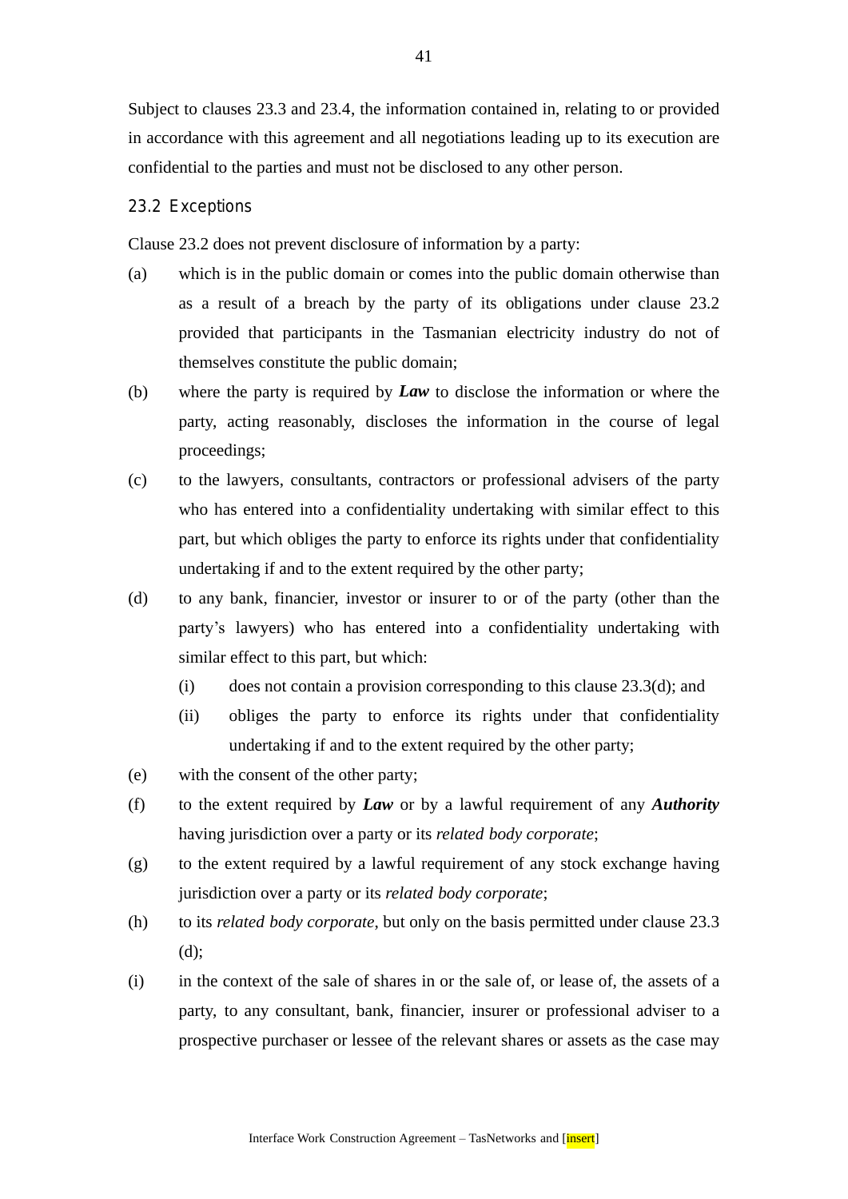Subject to clauses 23.3 and 23.4, the information contained in, relating to or provided in accordance with this agreement and all negotiations leading up to its execution are confidential to the parties and must not be disclosed to any other person.

### 23.2 Exceptions

Clause 23.2 does not prevent disclosure of information by a party:

(a) which is in the public domain or comes into the public domain otherwise than as a result of a breach by the party of its obligations under clause 23.2 provided that participants in the Tasmanian electricity industry do not of themselves constitute the public domain;

(b) where the party is required by ***Law*** to disclose the information or where the party, acting reasonably, discloses the information in the course of legal proceedings;

(c) to the lawyers, consultants, contractors or professional advisers of the party who has entered into a confidentiality undertaking with similar effect to this part, but which obliges the party to enforce its rights under that confidentiality undertaking if and to the extent required by the other party;

(d) to any bank, financier, investor or insurer to or of the party (other than the party's lawyers) who has entered into a confidentiality undertaking with similar effect to this part, but which:

   (i) does not contain a provision corresponding to this clause 23.3(d); and

   (ii) obliges the party to enforce its rights under that confidentiality undertaking if and to the extent required by the other party;

(e) with the consent of the other party;

(f) to the extent required by ***Law*** or by a lawful requirement of any ***Authority*** having jurisdiction over a party or its *related body corporate*;

(g) to the extent required by a lawful requirement of any stock exchange having jurisdiction over a party or its *related body corporate*;

(h) to its *related body corporate*, but only on the basis permitted under clause 23.3 (d);

(i) in the context of the sale of shares in or the sale of, or lease of, the assets of a party, to any consultant, bank, financier, insurer or professional adviser to a prospective purchaser or lessee of the relevant shares or assets as the case may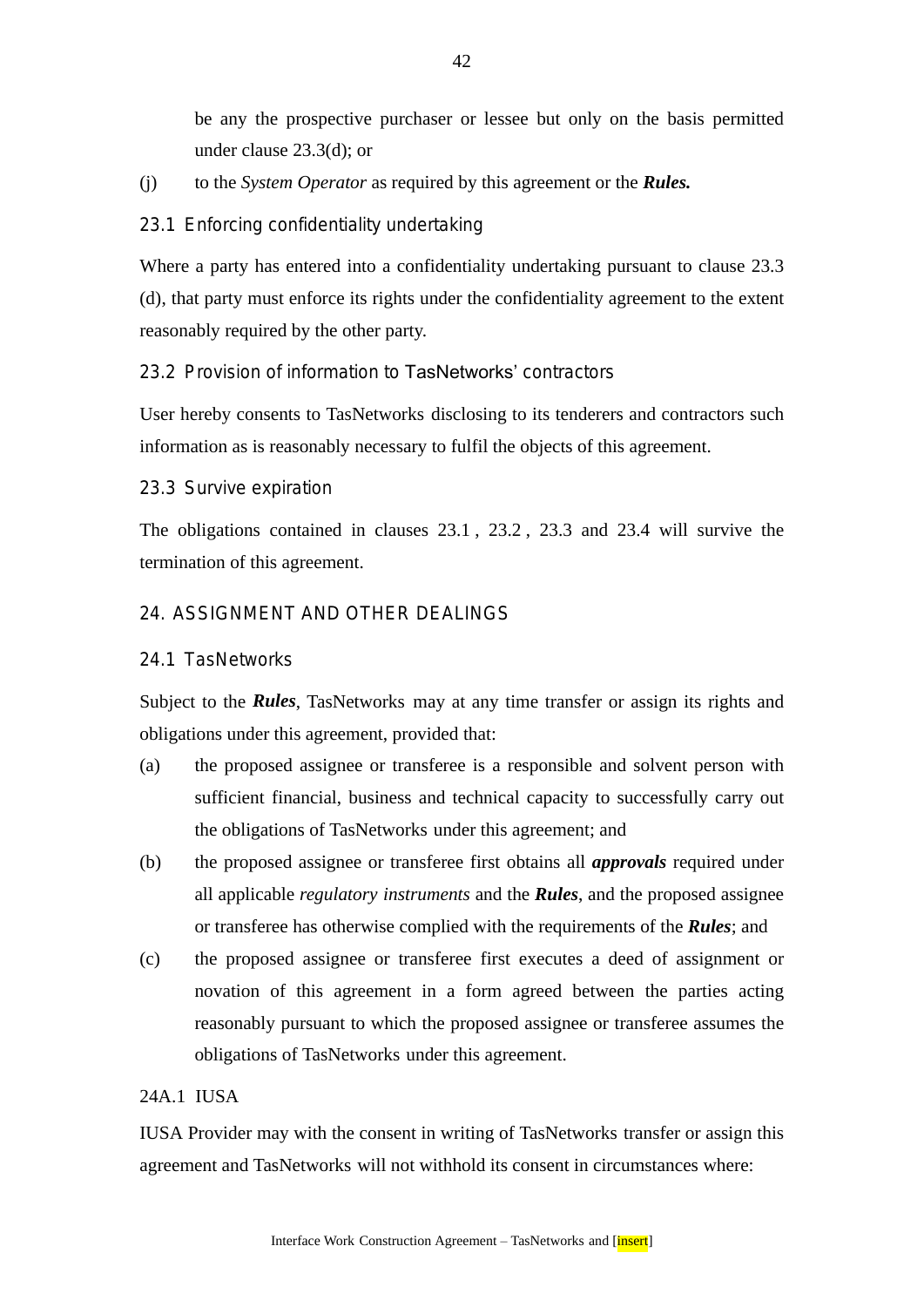be any the prospective purchaser or lessee but only on the basis permitted under clause 23.3(d); or

(j) to the *System Operator* as required by this agreement or the ***Rules.***

### 23.1 Enforcing confidentiality undertaking

Where a party has entered into a confidentiality undertaking pursuant to clause 23.3 (d), that party must enforce its rights under the confidentiality agreement to the extent reasonably required by the other party.

### 23.2 Provision of information to TasNetworks' contractors

User hereby consents to TasNetworks disclosing to its tenderers and contractors such information as is reasonably necessary to fulfil the objects of this agreement.

### 23.3 Survive expiration

The obligations contained in clauses 23.1 , 23.2 , 23.3 and 23.4 will survive the termination of this agreement.

## 24. ASSIGNMENT AND OTHER DEALINGS

### 24.1 TasNetworks

Subject to the ***Rules***, TasNetworks may at any time transfer or assign its rights and obligations under this agreement, provided that:

(a) the proposed assignee or transferee is a responsible and solvent person with sufficient financial, business and technical capacity to successfully carry out the obligations of TasNetworks under this agreement; and

(b) the proposed assignee or transferee first obtains all ***approvals*** required under all applicable *regulatory instruments* and the ***Rules***, and the proposed assignee or transferee has otherwise complied with the requirements of the ***Rules***; and

(c) the proposed assignee or transferee first executes a deed of assignment or novation of this agreement in a form agreed between the parties acting reasonably pursuant to which the proposed assignee or transferee assumes the obligations of TasNetworks under this agreement.

24A.1 IUSA

IUSA Provider may with the consent in writing of TasNetworks transfer or assign this agreement and TasNetworks will not withhold its consent in circumstances where: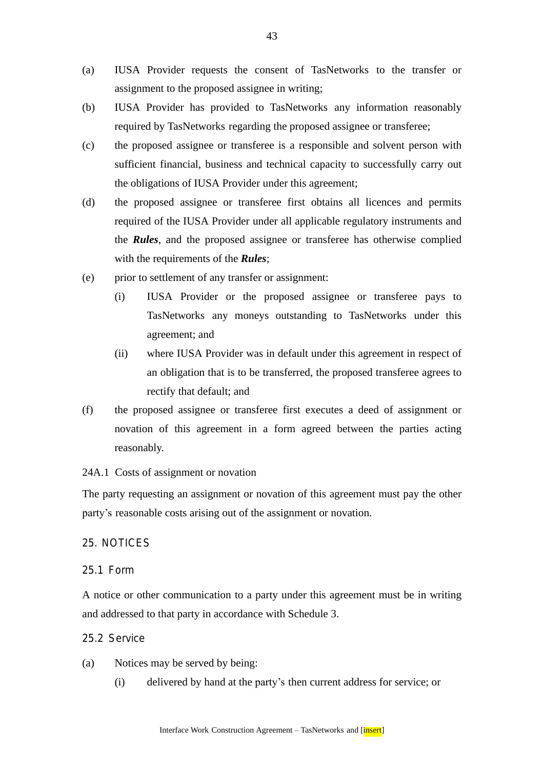(a) IUSA Provider requests the consent of TasNetworks to the transfer or assignment to the proposed assignee in writing;

(b) IUSA Provider has provided to TasNetworks any information reasonably required by TasNetworks regarding the proposed assignee or transferee;

(c) the proposed assignee or transferee is a responsible and solvent person with sufficient financial, business and technical capacity to successfully carry out the obligations of IUSA Provider under this agreement;

(d) the proposed assignee or transferee first obtains all licences and permits required of the IUSA Provider under all applicable regulatory instruments and the ***Rules***, and the proposed assignee or transferee has otherwise complied with the requirements of the ***Rules***;

(e) prior to settlement of any transfer or assignment:

   (i) IUSA Provider or the proposed assignee or transferee pays to TasNetworks any moneys outstanding to TasNetworks under this agreement; and

   (ii) where IUSA Provider was in default under this agreement in respect of an obligation that is to be transferred, the proposed transferee agrees to rectify that default; and

(f) the proposed assignee or transferee first executes a deed of assignment or novation of this agreement in a form agreed between the parties acting reasonably.

24A.1 Costs of assignment or novation

The party requesting an assignment or novation of this agreement must pay the other party's reasonable costs arising out of the assignment or novation.

## 25. NOTICES

### 25.1 Form

A notice or other communication to a party under this agreement must be in writing and addressed to that party in accordance with Schedule 3.

### 25.2 Service

(a) Notices may be served by being:

   (i) delivered by hand at the party's then current address for service; or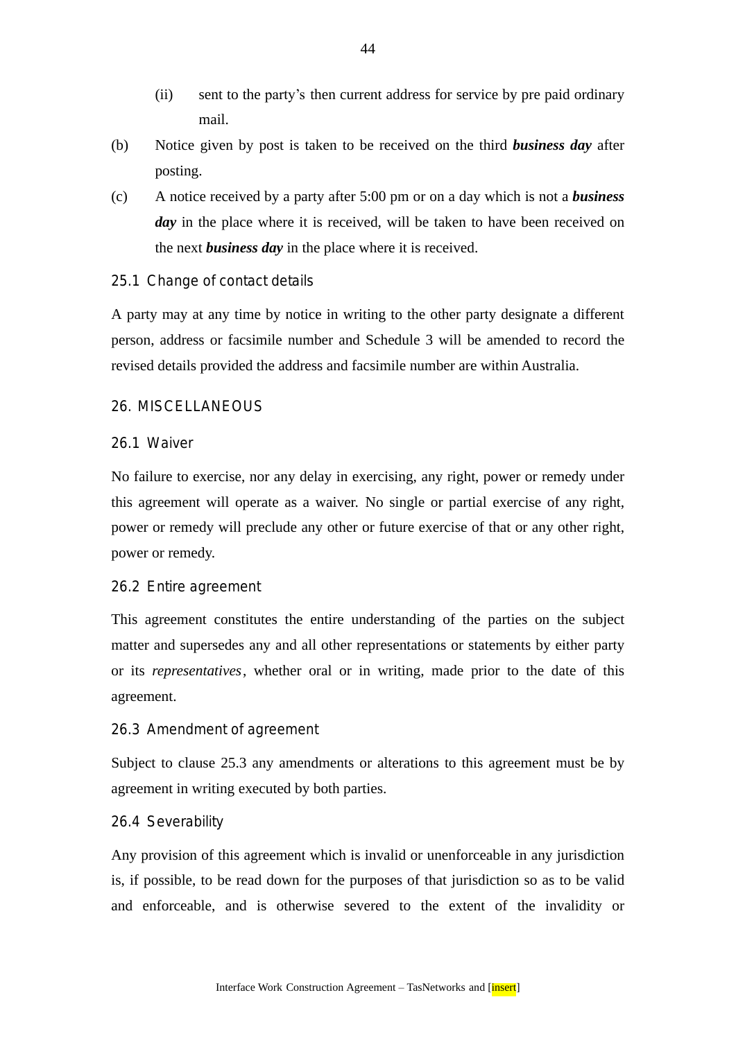(ii) sent to the party's then current address for service by pre paid ordinary mail.

(b) Notice given by post is taken to be received on the third ***business day*** after posting.

(c) A notice received by a party after 5:00 pm or on a day which is not a ***business day*** in the place where it is received, will be taken to have been received on the next ***business day*** in the place where it is received.

### 25.1 Change of contact details

A party may at any time by notice in writing to the other party designate a different person, address or facsimile number and Schedule 3 will be amended to record the revised details provided the address and facsimile number are within Australia.

## 26. MISCELLANEOUS

### 26.1 Waiver

No failure to exercise, nor any delay in exercising, any right, power or remedy under this agreement will operate as a waiver. No single or partial exercise of any right, power or remedy will preclude any other or future exercise of that or any other right, power or remedy.

### 26.2 Entire agreement

This agreement constitutes the entire understanding of the parties on the subject matter and supersedes any and all other representations or statements by either party or its *representatives*, whether oral or in writing, made prior to the date of this agreement.

### 26.3 Amendment of agreement

Subject to clause 25.3 any amendments or alterations to this agreement must be by agreement in writing executed by both parties.

### 26.4 Severability

Any provision of this agreement which is invalid or unenforceable in any jurisdiction is, if possible, to be read down for the purposes of that jurisdiction so as to be valid and enforceable, and is otherwise severed to the extent of the invalidity or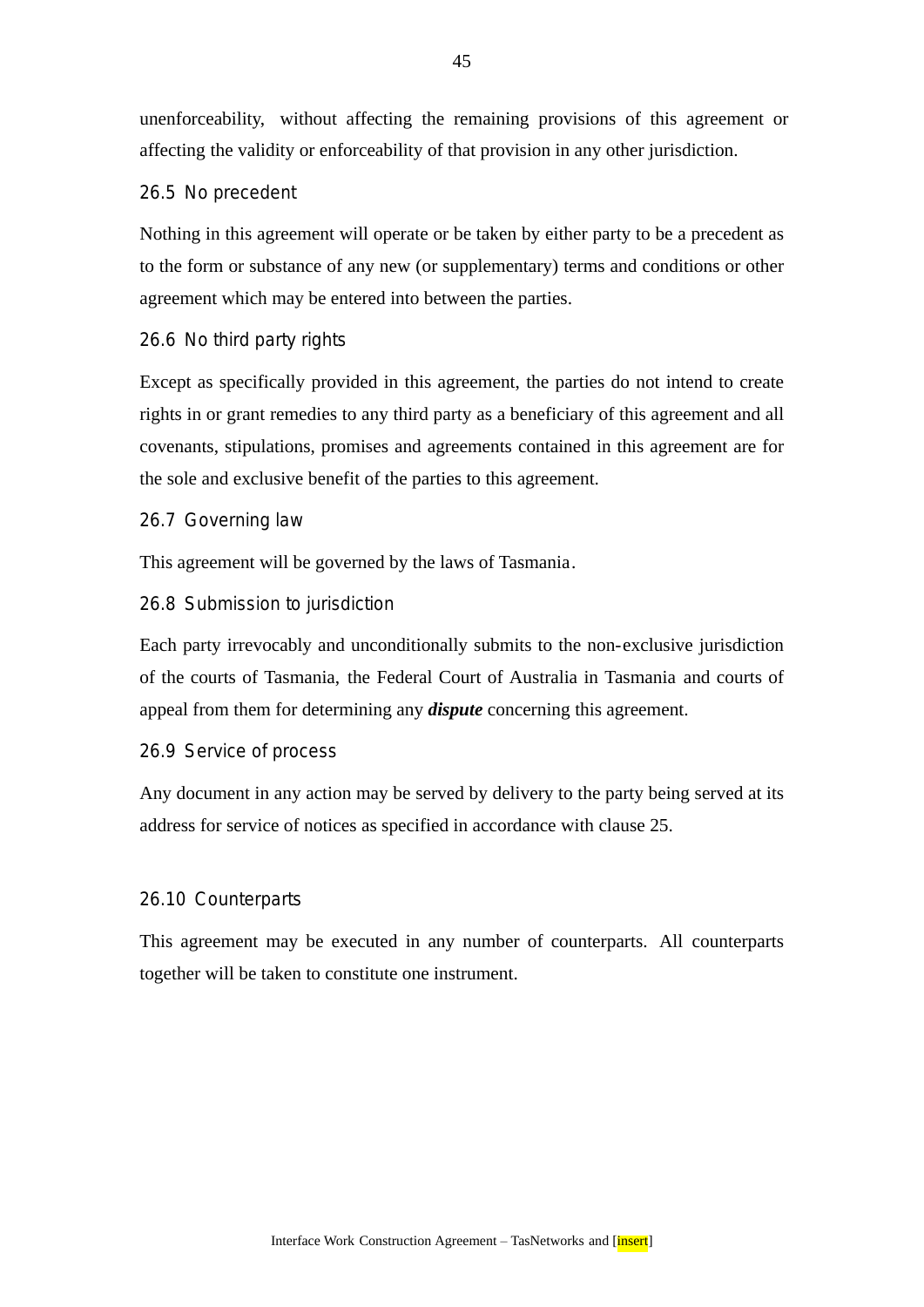unenforceability, without affecting the remaining provisions of this agreement or affecting the validity or enforceability of that provision in any other jurisdiction.

### 26.5 No precedent

Nothing in this agreement will operate or be taken by either party to be a precedent as to the form or substance of any new (or supplementary) terms and conditions or other agreement which may be entered into between the parties.

### 26.6 No third party rights

Except as specifically provided in this agreement, the parties do not intend to create rights in or grant remedies to any third party as a beneficiary of this agreement and all covenants, stipulations, promises and agreements contained in this agreement are for the sole and exclusive benefit of the parties to this agreement.

### 26.7 Governing law

This agreement will be governed by the laws of Tasmania.

### 26.8 Submission to jurisdiction

Each party irrevocably and unconditionally submits to the non-exclusive jurisdiction of the courts of Tasmania, the Federal Court of Australia in Tasmania and courts of appeal from them for determining any ***dispute*** concerning this agreement.

### 26.9 Service of process

Any document in any action may be served by delivery to the party being served at its address for service of notices as specified in accordance with clause 25.

### 26.10 Counterparts

This agreement may be executed in any number of counterparts. All counterparts together will be taken to constitute one instrument.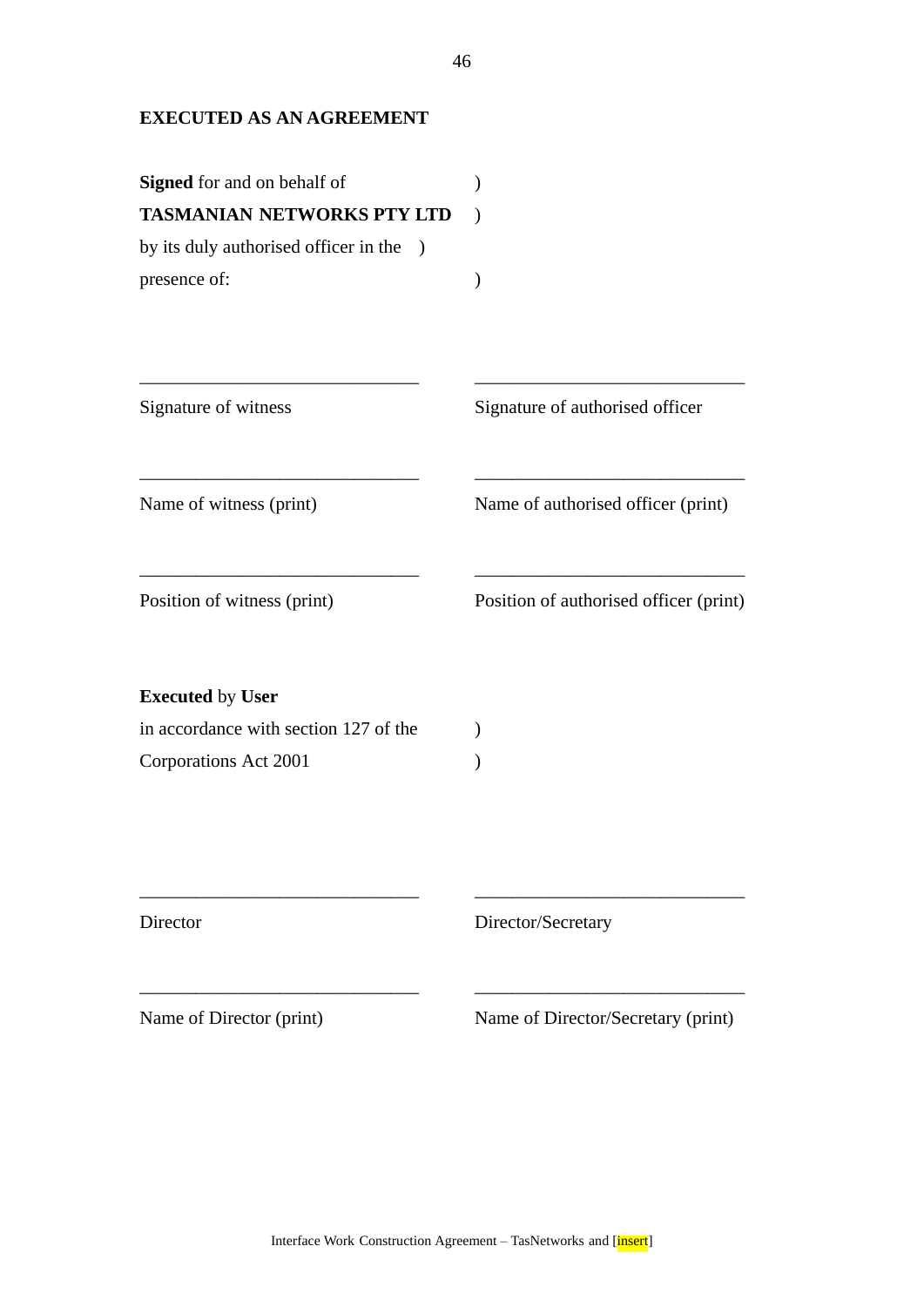**EXECUTED AS AN AGREEMENT**

**Signed** for and on behalf of )
**TASMANIAN NETWORKS PTY LTD** )
by its duly authorised officer in the )
presence of: )

| | |
|---|---|
| ______________________________ | ______________________________ |
| Signature of witness | Signature of authorised officer |
| ______________________________ | ______________________________ |
| Name of witness (print) | Name of authorised officer (print) |
| ______________________________ | ______________________________ |
| Position of witness (print) | Position of authorised officer (print) |

**Executed** by **User**
in accordance with section 127 of the )
Corporations Act 2001 )

| | |
|---|---|
| ______________________________ | ______________________________ |
| Director | Director/Secretary |
| ______________________________ | ______________________________ |
| Name of Director (print) | Name of Director/Secretary (print) |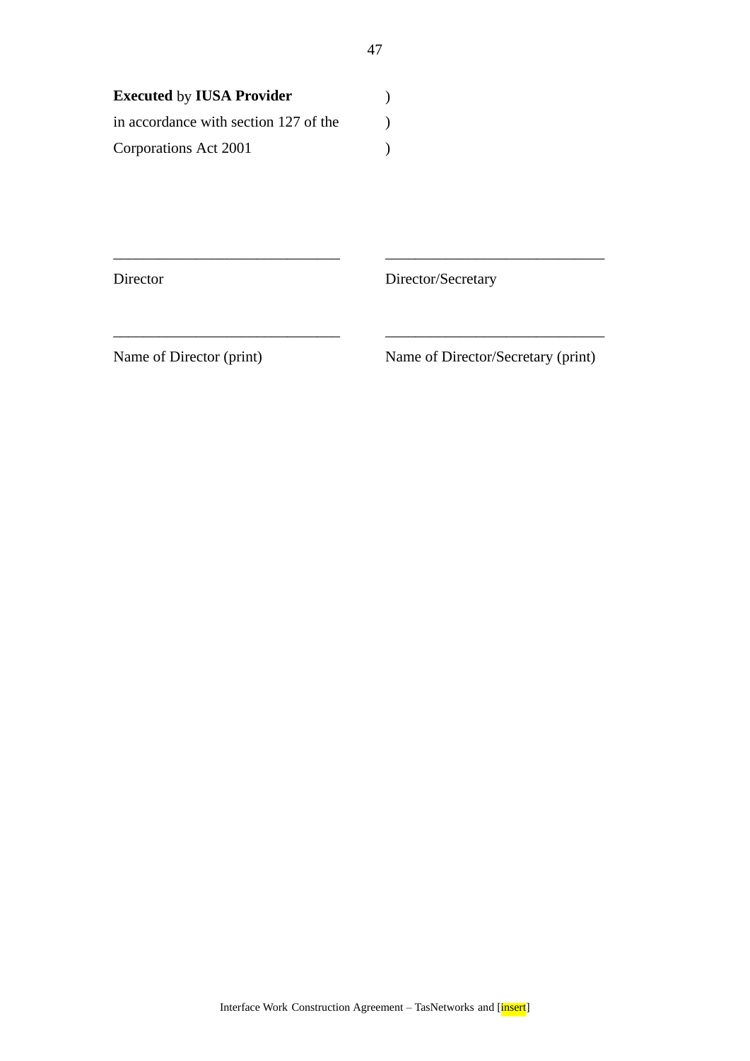**Executed** by **IUSA Provider** )
in accordance with section 127 of the )
Corporations Act 2001 )

______________________________ ______________________________
Director Director/Secretary

______________________________ ______________________________
Name of Director (print) Name of Director/Secretary (print)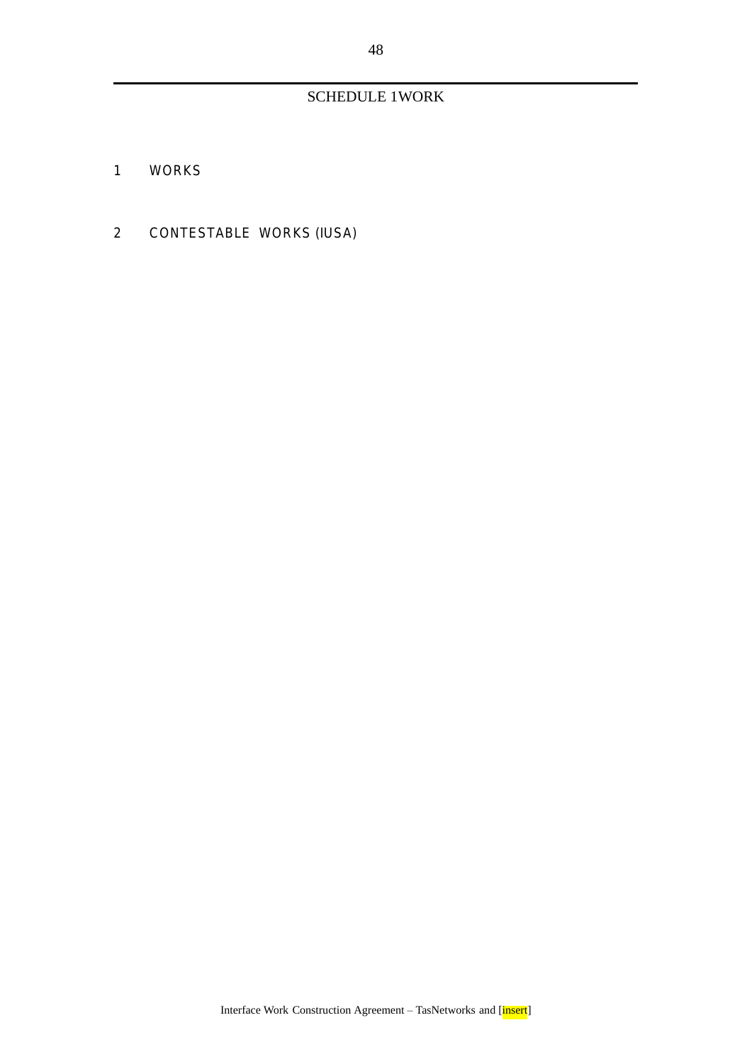# SCHEDULE 1WORK

## 1 WORKS

## 2 CONTESTABLE WORKS (IUSA)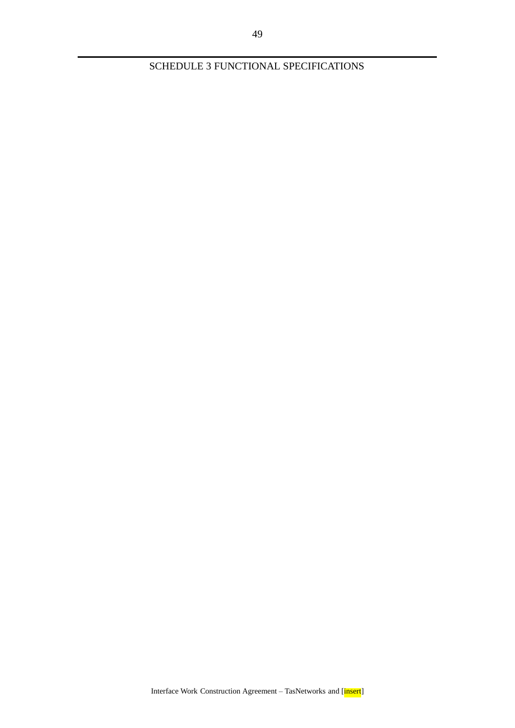# SCHEDULE 3 FUNCTIONAL SPECIFICATIONS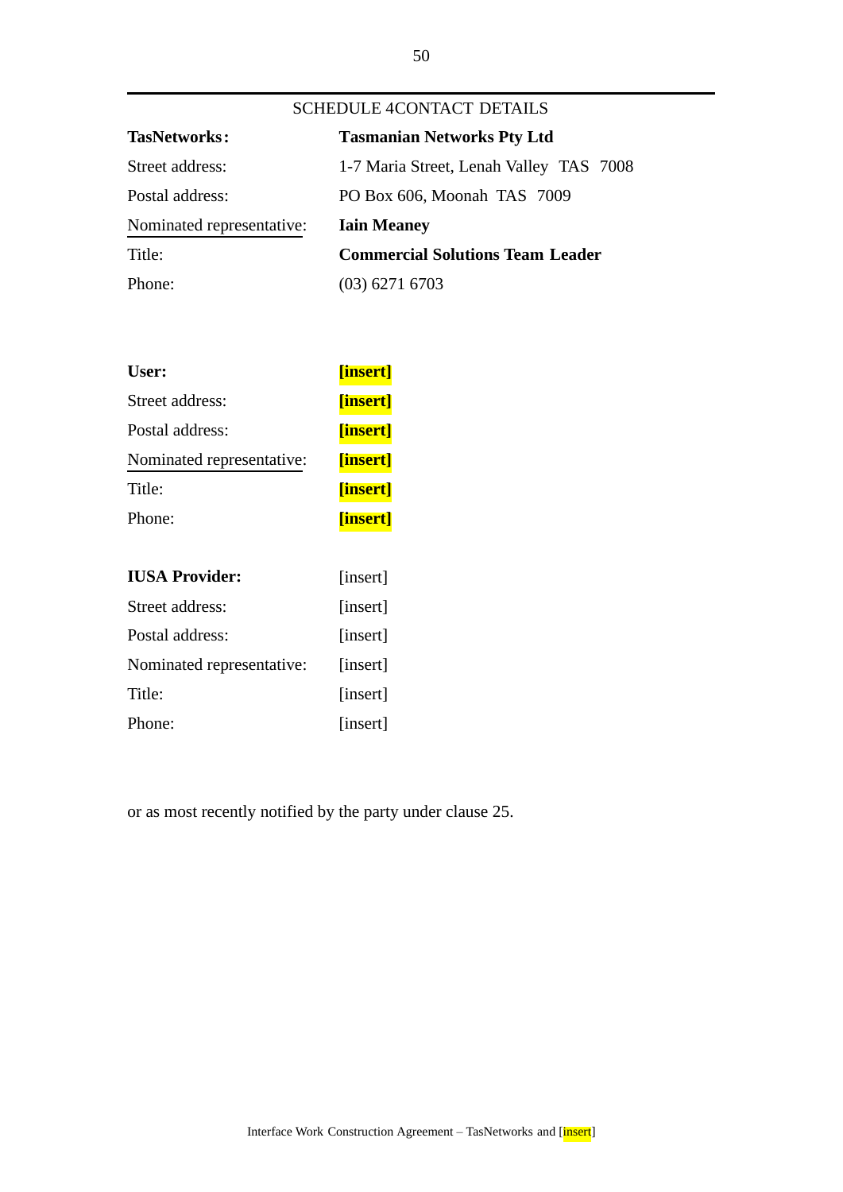## SCHEDULE 4 CONTACT DETAILS

| | |
|---|---|
| **TasNetworks:** | **Tasmanian Networks Pty Ltd** |
| Street address: | 1-7 Maria Street, Lenah Valley TAS 7008 |
| Postal address: | PO Box 606, Moonah TAS 7009 |
| Nominated representative: | **Iain Meaney** |
| Title: | **Commercial Solutions Team Leader** |
| Phone: | (03) 6271 6703 |

| | |
|---|---|
| **User:** | **[insert]** |
| Street address: | **[insert]** |
| Postal address: | **[insert]** |
| Nominated representative: | **[insert]** |
| Title: | **[insert]** |
| Phone: | **[insert]** |

| | |
|---|---|
| **IUSA Provider:** | [insert] |
| Street address: | [insert] |
| Postal address: | [insert] |
| Nominated representative: | [insert] |
| Title: | [insert] |
| Phone: | [insert] |

or as most recently notified by the party under clause 25.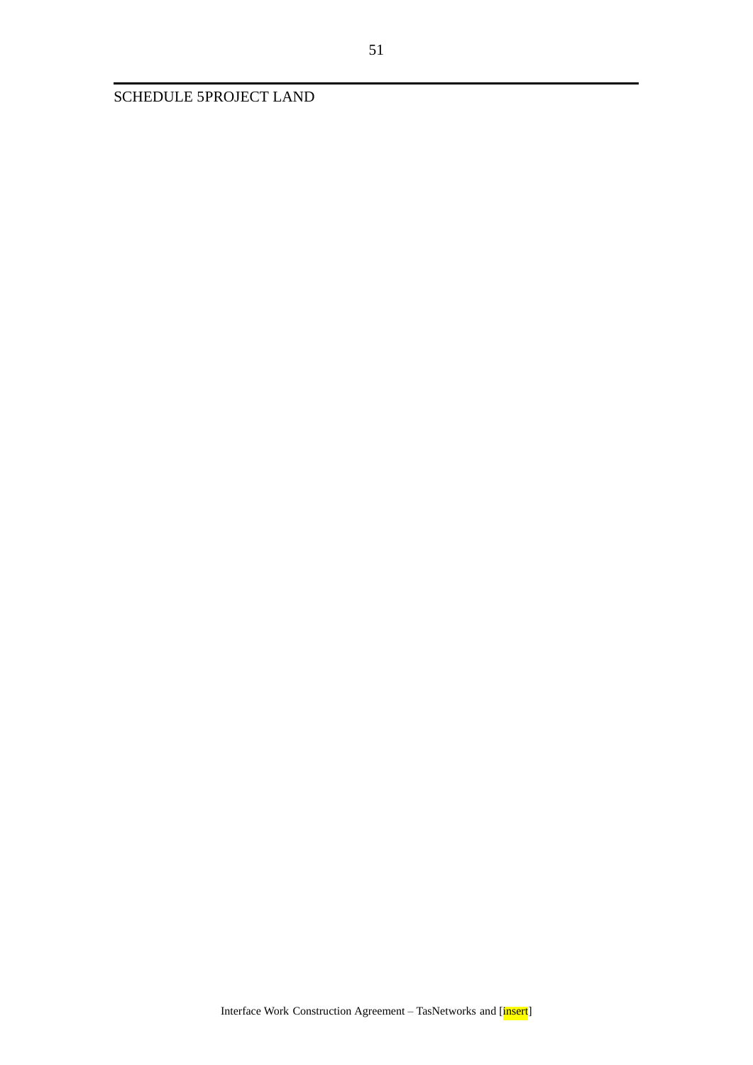# SCHEDULE 5PROJECT LAND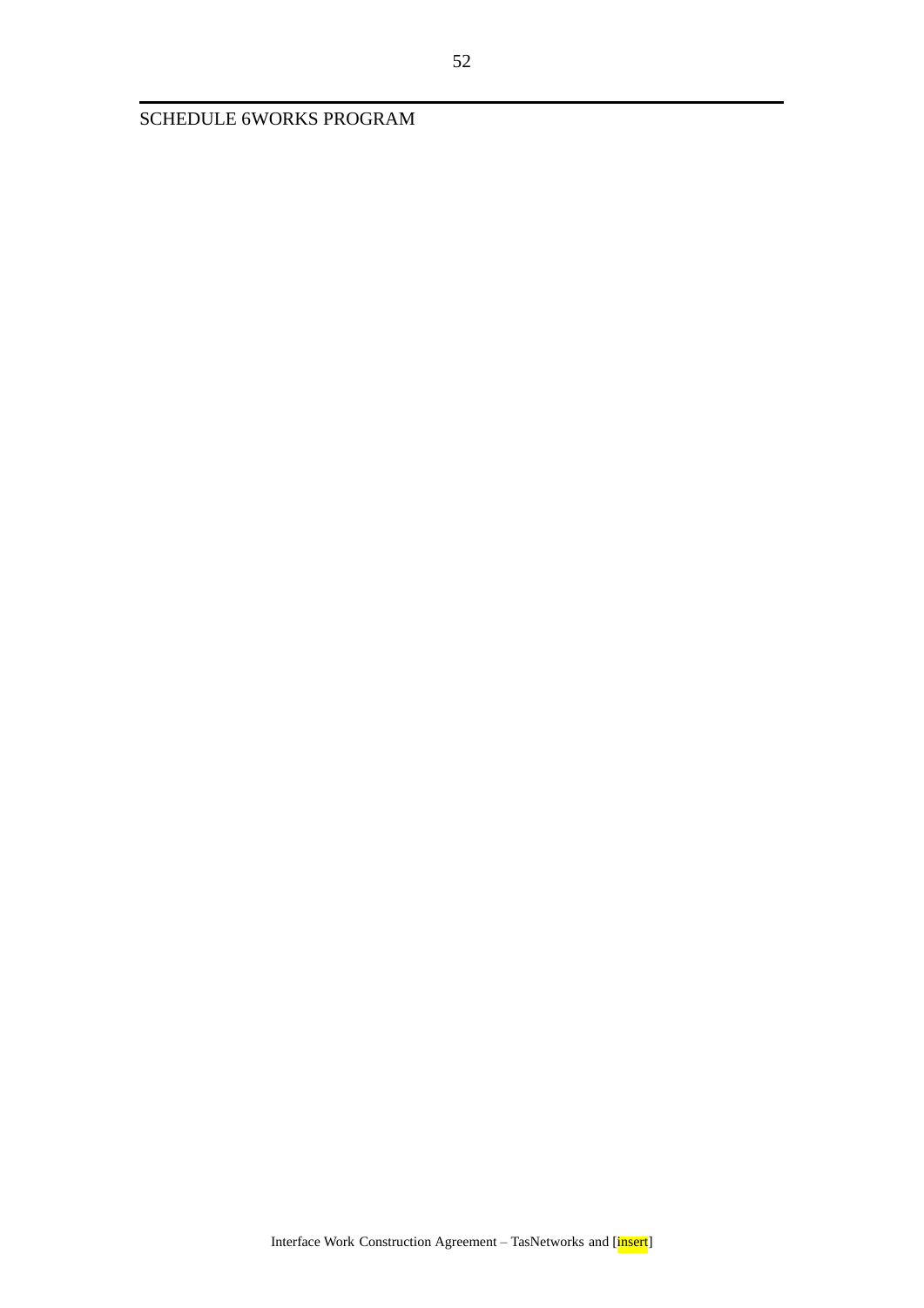# SCHEDULE 6WORKS PROGRAM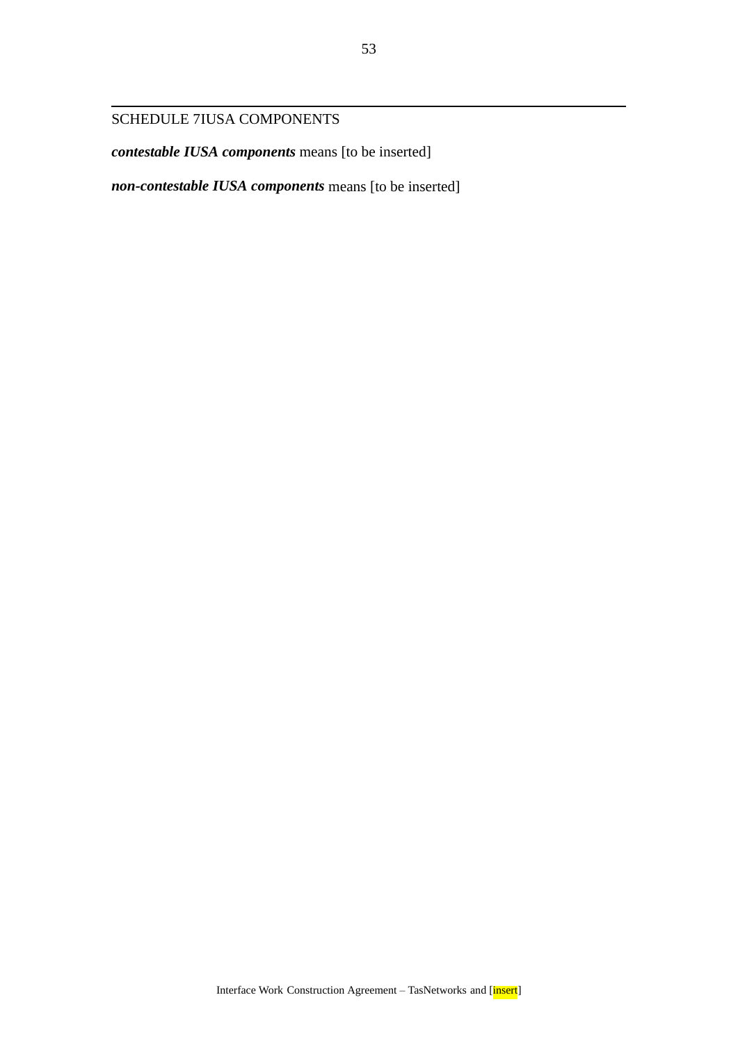## SCHEDULE 7IUSA COMPONENTS

***contestable IUSA components*** means [to be inserted]

***non-contestable IUSA components*** means [to be inserted]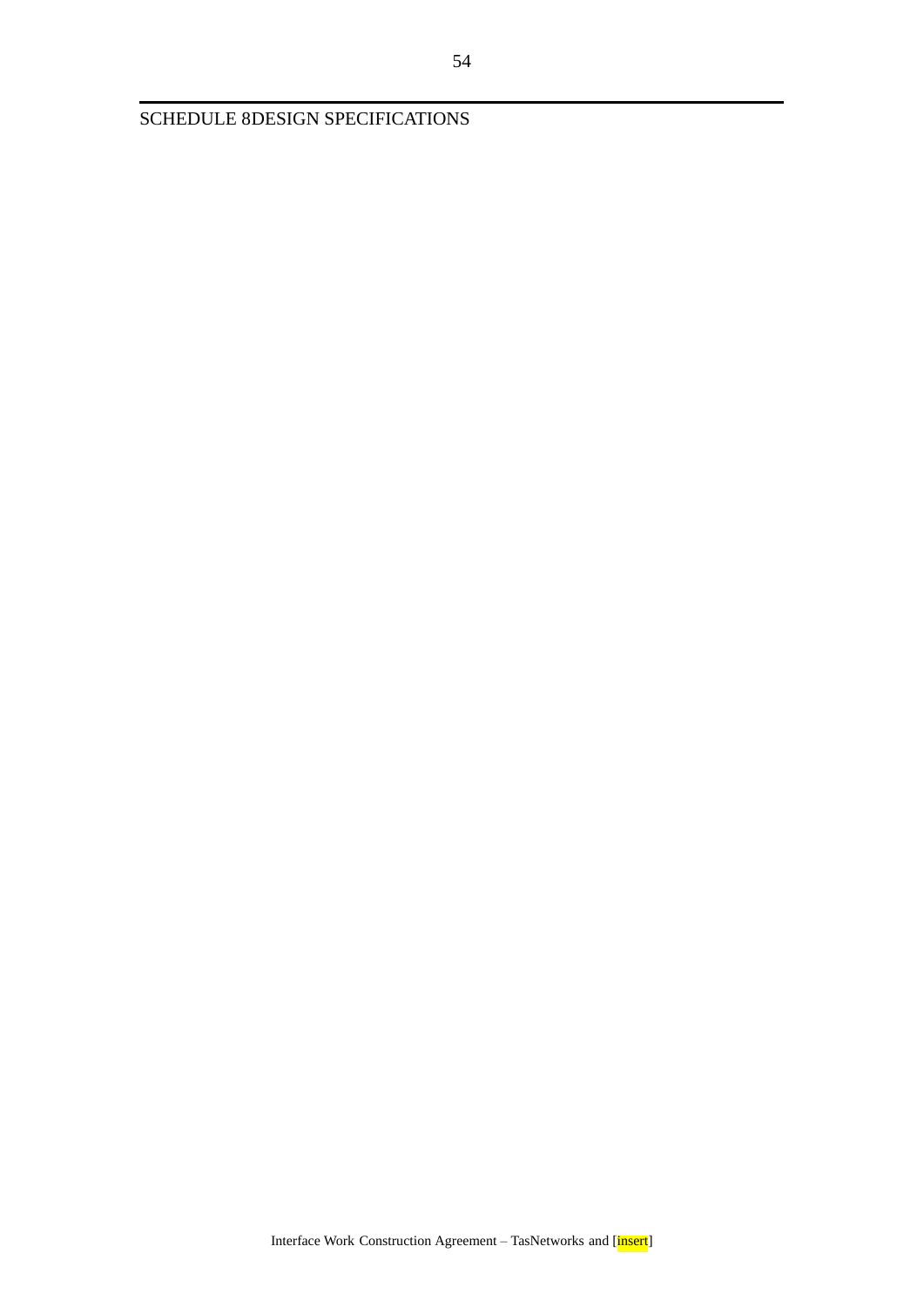# SCHEDULE 8DESIGN SPECIFICATIONS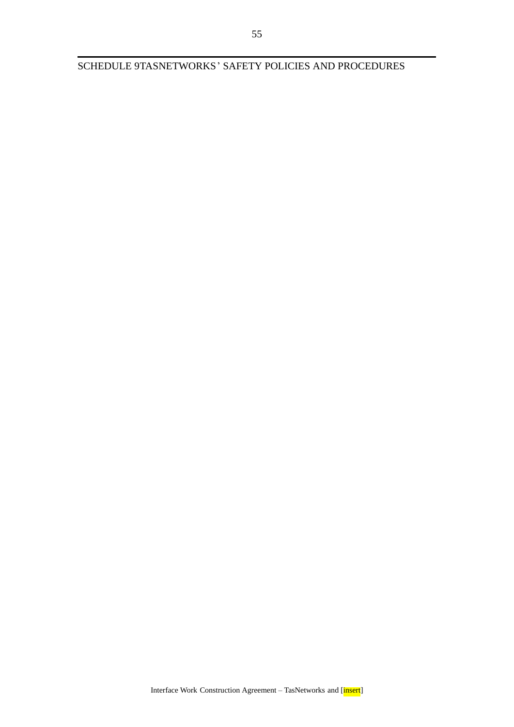# SCHEDULE 9 TASNETWORKS' SAFETY POLICIES AND PROCEDURES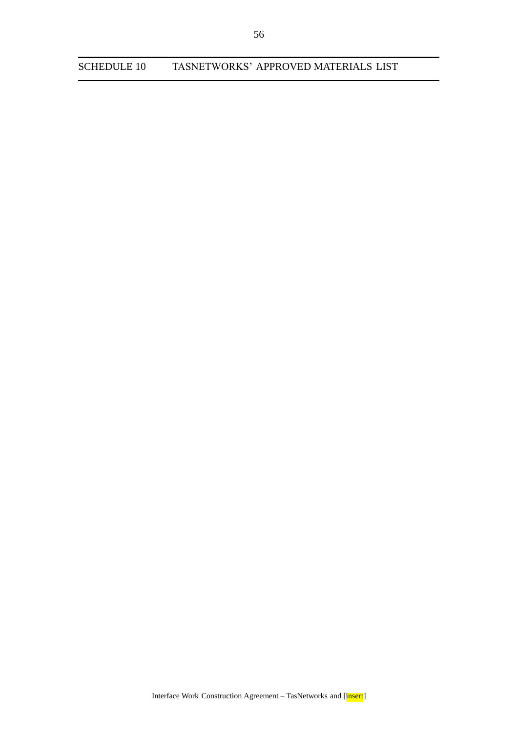## SCHEDULE 10 TASNETWORKS' APPROVED MATERIALS LIST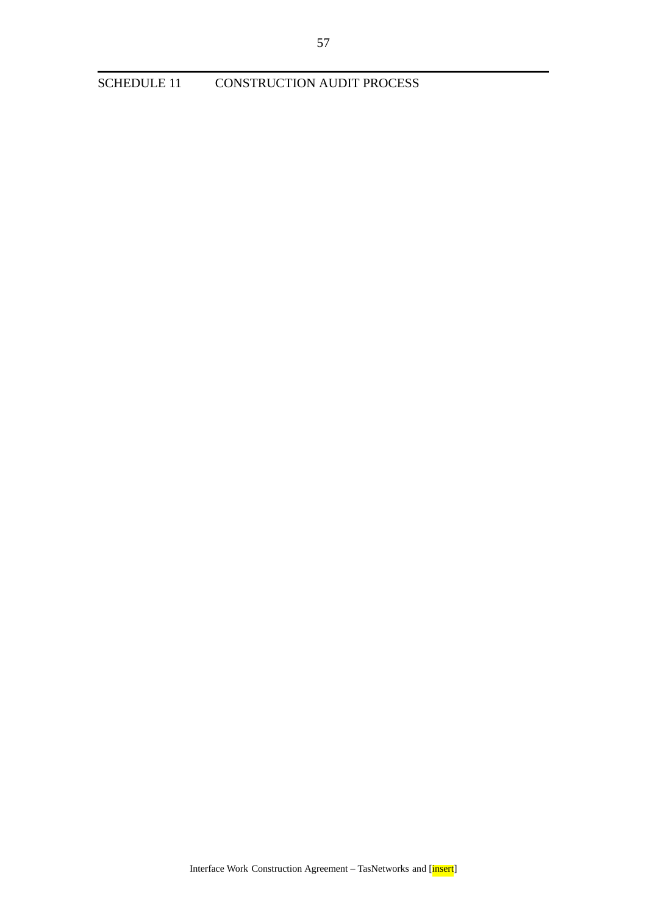# SCHEDULE 11 CONSTRUCTION AUDIT PROCESS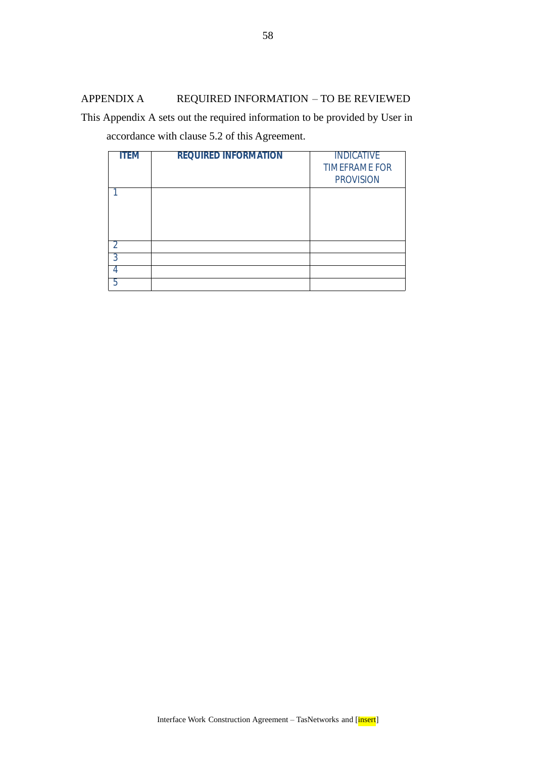# APPENDIX A REQUIRED INFORMATION – TO BE REVIEWED

This Appendix A sets out the required information to be provided by User in accordance with clause 5.2 of this Agreement.

| ITEM | REQUIRED INFORMATION | INDICATIVE TIMEFRAME FOR PROVISION |
|---|---|---|
| 1 | | |
| 2 | | |
| 3 | | |
| 4 | | |
| 5 | | |